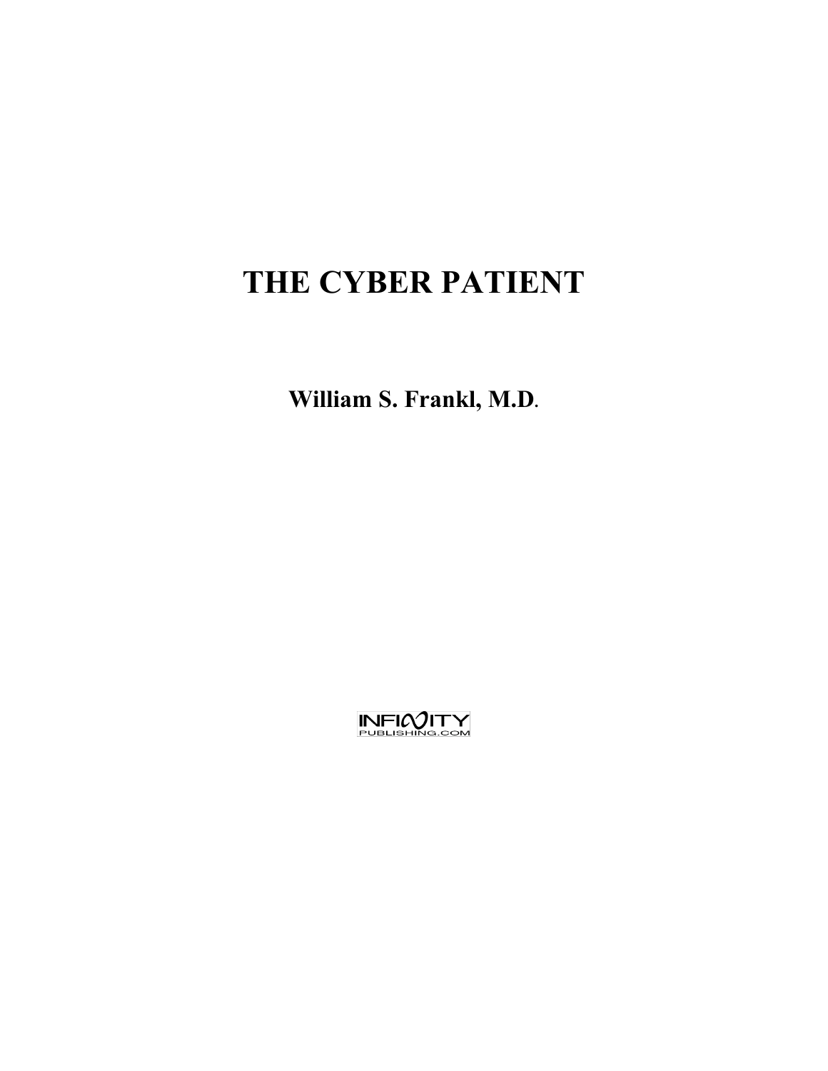# THE CYBER PATIENT

**William S. Frankl, M.D.**

INFINITY
PUBLISHING.COM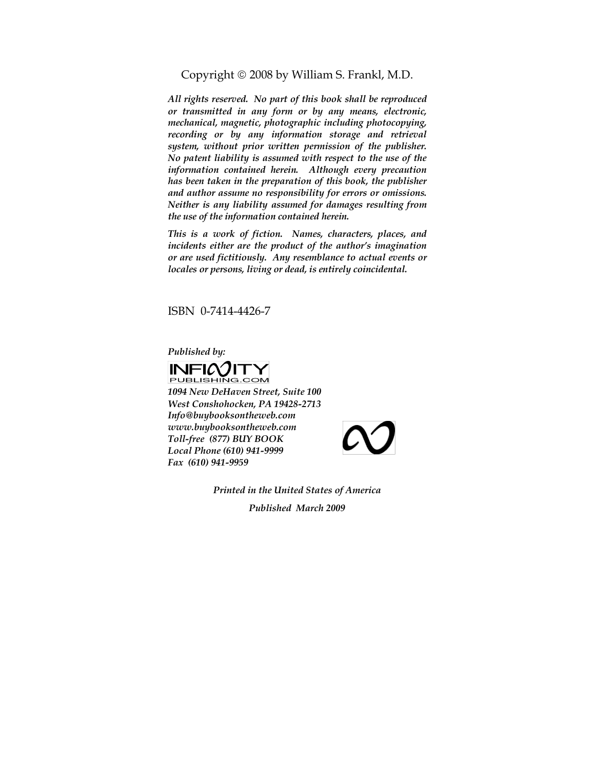Copyright © 2008 by William S. Frankl, M.D.

***All rights reserved. No part of this book shall be reproduced or transmitted in any form or by any means, electronic, mechanical, magnetic, photographic including photocopying, recording or by any information storage and retrieval system, without prior written permission of the publisher. No patent liability is assumed with respect to the use of the information contained herein. Although every precaution has been taken in the preparation of this book, the publisher and author assume no responsibility for errors or omissions. Neither is any liability assumed for damages resulting from the use of the information contained herein.***

***This is a work of fiction. Names, characters, places, and incidents either are the product of the author's imagination or are used fictitiously. Any resemblance to actual events or locales or persons, living or dead, is entirely coincidental.***

ISBN 0-7414-4426-7

***Published by:***

INFINITY PUBLISHING.COM

***1094 New DeHaven Street, Suite 100***
***West Conshohocken, PA 19428-2713***
***Info@buybooksontheweb.com***
***www.buybooksontheweb.com***
***Toll-free (877) BUY BOOK***
***Local Phone (610) 941-9999***
***Fax (610) 941-9959***

***Printed in the United States of America***

***Published March 2009***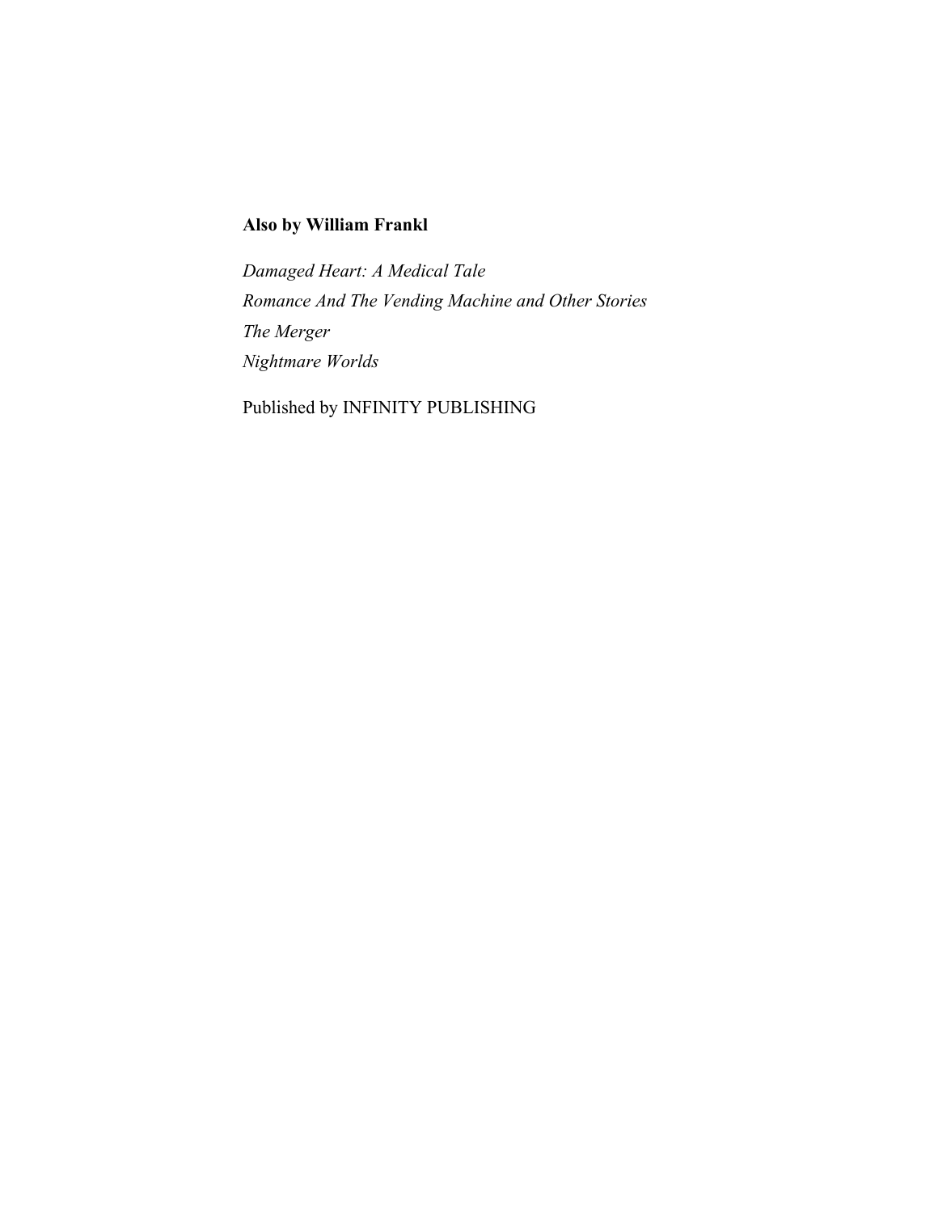**Also by William Frankl**

*Damaged Heart: A Medical Tale*
*Romance And The Vending Machine and Other Stories*
*The Merger*
*Nightmare Worlds*

Published by INFINITY PUBLISHING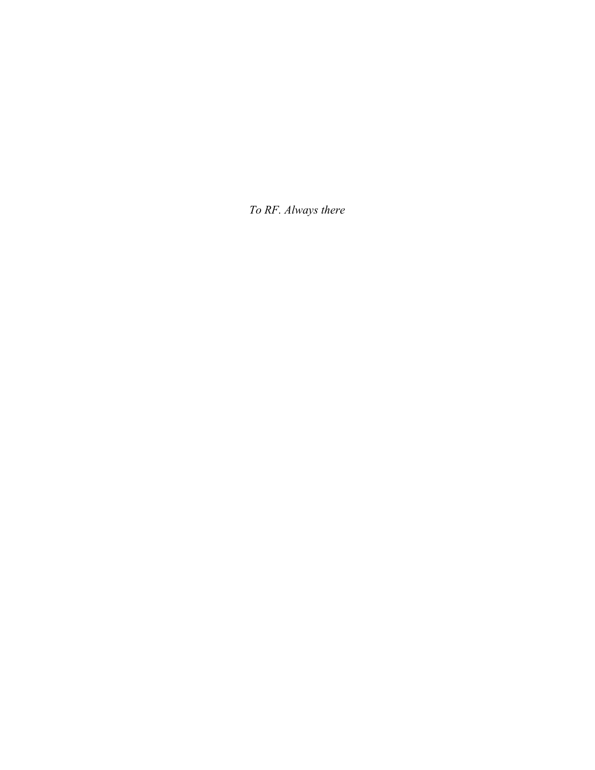*To RF. Always there*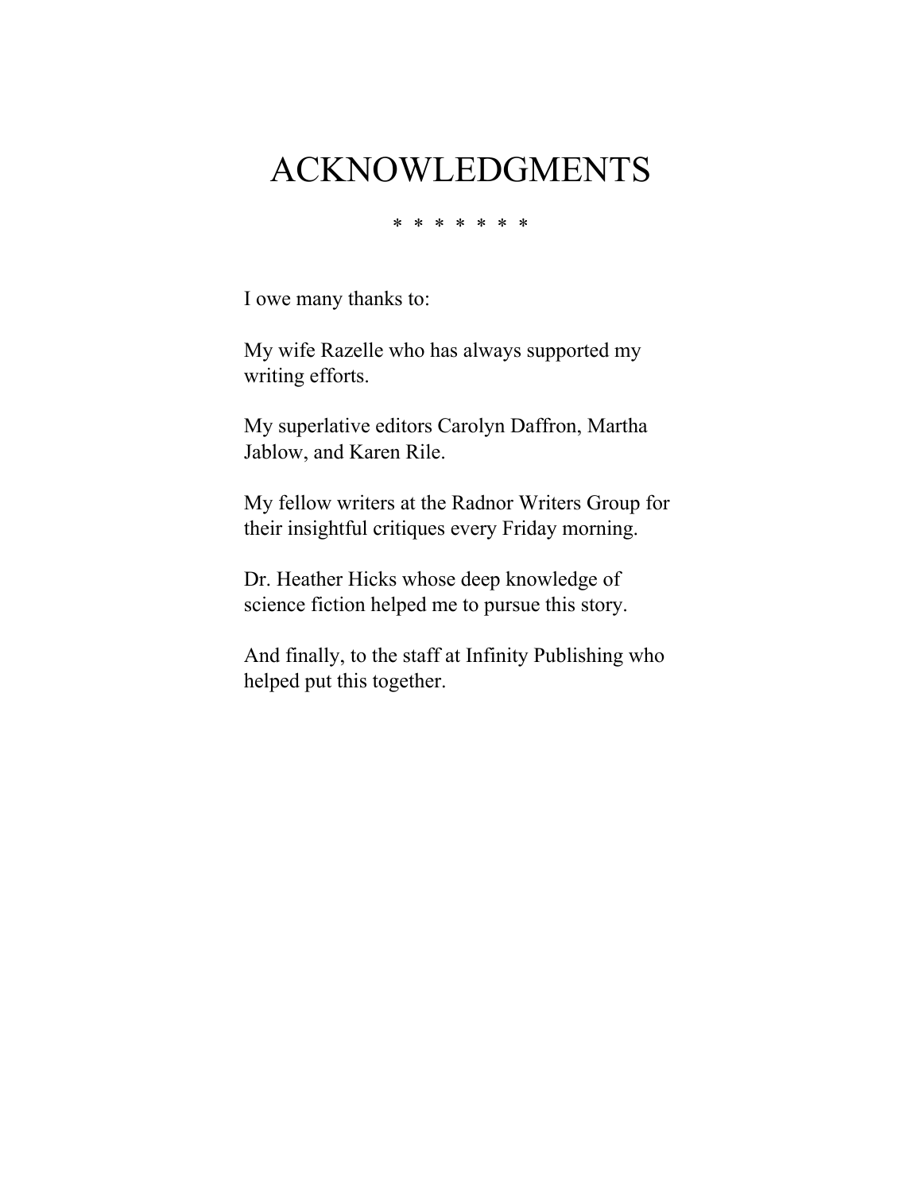# ACKNOWLEDGMENTS

\* \* \* \* \* \* \*

I owe many thanks to:

My wife Razelle who has always supported my writing efforts.

My superlative editors Carolyn Daffron, Martha Jablow, and Karen Rile.

My fellow writers at the Radnor Writers Group for their insightful critiques every Friday morning.

Dr. Heather Hicks whose deep knowledge of science fiction helped me to pursue this story.

And finally, to the staff at Infinity Publishing who helped put this together.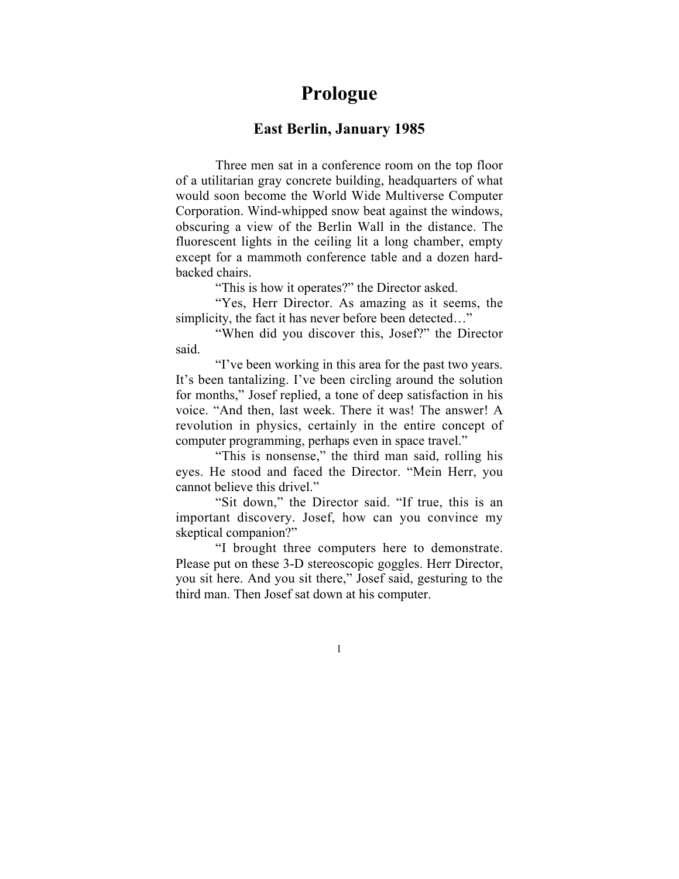# Prologue

## East Berlin, January 1985

Three men sat in a conference room on the top floor of a utilitarian gray concrete building, headquarters of what would soon become the World Wide Multiverse Computer Corporation. Wind-whipped snow beat against the windows, obscuring a view of the Berlin Wall in the distance. The fluorescent lights in the ceiling lit a long chamber, empty except for a mammoth conference table and a dozen hard-backed chairs.

"This is how it operates?" the Director asked.

"Yes, Herr Director. As amazing as it seems, the simplicity, the fact it has never before been detected…"

"When did you discover this, Josef?" the Director said.

"I've been working in this area for the past two years. It's been tantalizing. I've been circling around the solution for months," Josef replied, a tone of deep satisfaction in his voice. "And then, last week. There it was! The answer! A revolution in physics, certainly in the entire concept of computer programming, perhaps even in space travel."

"This is nonsense," the third man said, rolling his eyes. He stood and faced the Director. "Mein Herr, you cannot believe this drivel."

"Sit down," the Director said. "If true, this is an important discovery. Josef, how can you convince my skeptical companion?"

"I brought three computers here to demonstrate. Please put on these 3-D stereoscopic goggles. Herr Director, you sit here. And you sit there," Josef said, gesturing to the third man. Then Josef sat down at his computer.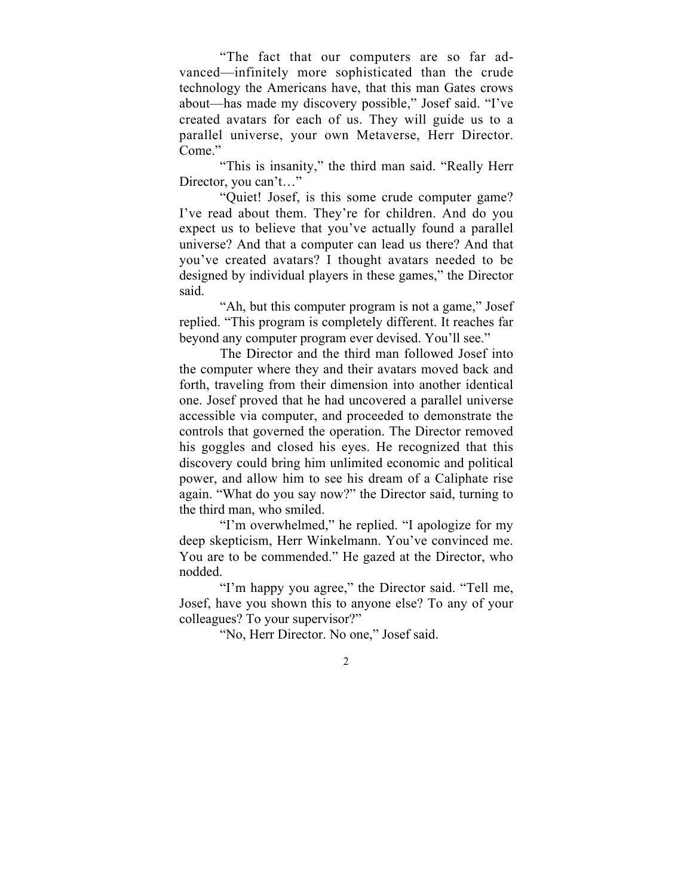"The fact that our computers are so far advanced—infinitely more sophisticated than the crude technology the Americans have, that this man Gates crows about—has made my discovery possible," Josef said. "I've created avatars for each of us. They will guide us to a parallel universe, your own Metaverse, Herr Director. Come."

"This is insanity," the third man said. "Really Herr Director, you can't…"

"Quiet! Josef, is this some crude computer game? I've read about them. They're for children. And do you expect us to believe that you've actually found a parallel universe? And that a computer can lead us there? And that you've created avatars? I thought avatars needed to be designed by individual players in these games," the Director said.

"Ah, but this computer program is not a game," Josef replied. "This program is completely different. It reaches far beyond any computer program ever devised. You'll see."

The Director and the third man followed Josef into the computer where they and their avatars moved back and forth, traveling from their dimension into another identical one. Josef proved that he had uncovered a parallel universe accessible via computer, and proceeded to demonstrate the controls that governed the operation. The Director removed his goggles and closed his eyes. He recognized that this discovery could bring him unlimited economic and political power, and allow him to see his dream of a Caliphate rise again. "What do you say now?" the Director said, turning to the third man, who smiled.

"I'm overwhelmed," he replied. "I apologize for my deep skepticism, Herr Winkelmann. You've convinced me. You are to be commended." He gazed at the Director, who nodded.

"I'm happy you agree," the Director said. "Tell me, Josef, have you shown this to anyone else? To any of your colleagues? To your supervisor?"

"No, Herr Director. No one," Josef said.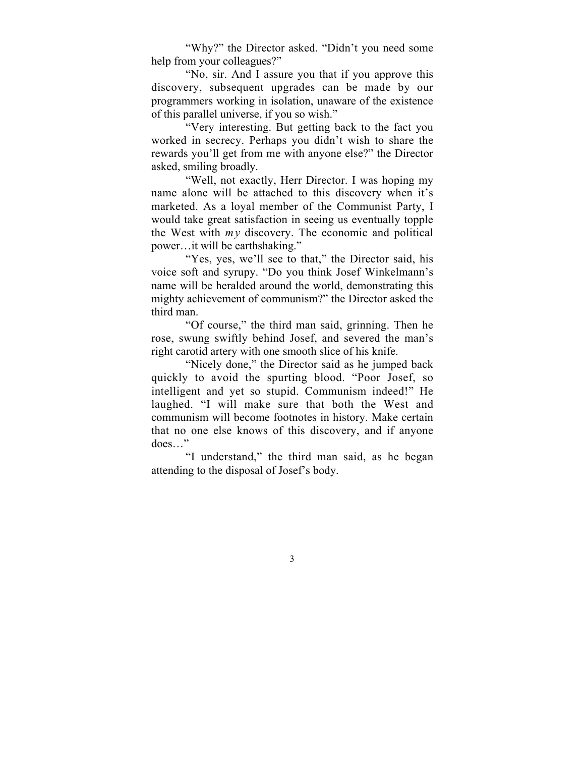"Why?" the Director asked. "Didn't you need some help from your colleagues?"

"No, sir. And I assure you that if you approve this discovery, subsequent upgrades can be made by our programmers working in isolation, unaware of the existence of this parallel universe, if you so wish."

"Very interesting. But getting back to the fact you worked in secrecy. Perhaps you didn't wish to share the rewards you'll get from me with anyone else?" the Director asked, smiling broadly.

"Well, not exactly, Herr Director. I was hoping my name alone will be attached to this discovery when it's marketed. As a loyal member of the Communist Party, I would take great satisfaction in seeing us eventually topple the West with *my* discovery. The economic and political power…it will be earthshaking."

"Yes, yes, we'll see to that," the Director said, his voice soft and syrupy. "Do you think Josef Winkelmann's name will be heralded around the world, demonstrating this mighty achievement of communism?" the Director asked the third man.

"Of course," the third man said, grinning. Then he rose, swung swiftly behind Josef, and severed the man's right carotid artery with one smooth slice of his knife.

"Nicely done," the Director said as he jumped back quickly to avoid the spurting blood. "Poor Josef, so intelligent and yet so stupid. Communism indeed!" He laughed. "I will make sure that both the West and communism will become footnotes in history. Make certain that no one else knows of this discovery, and if anyone does…"

"I understand," the third man said, as he began attending to the disposal of Josef's body.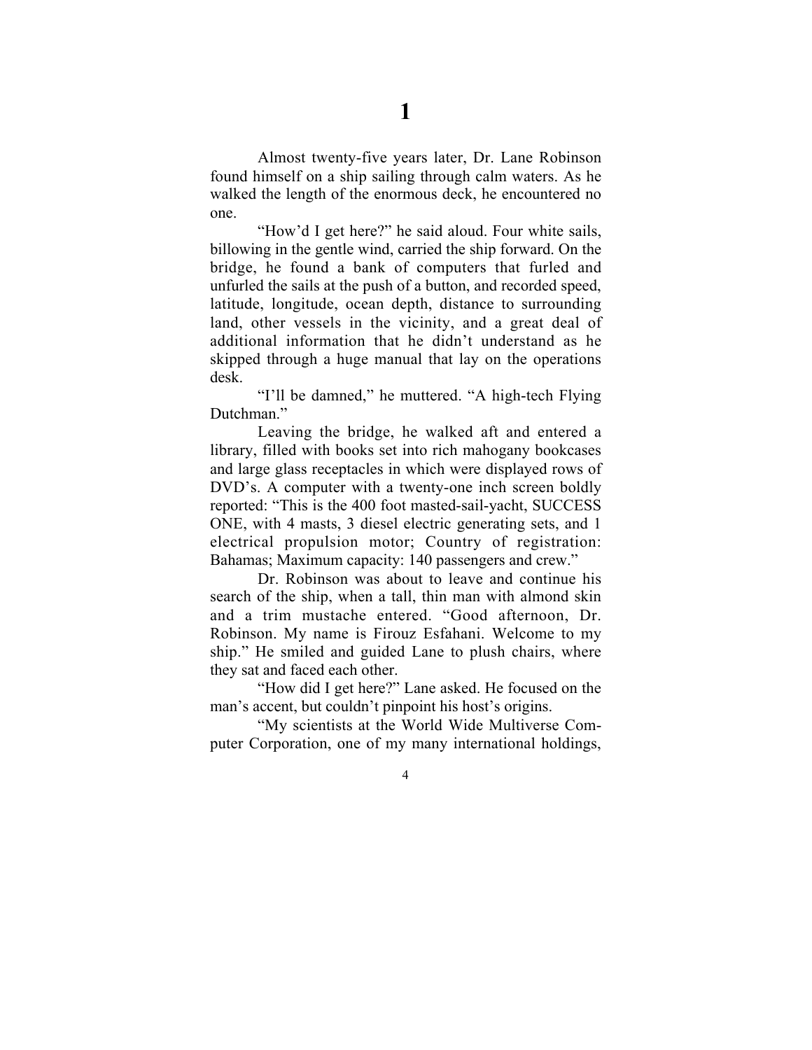# 1

Almost twenty-five years later, Dr. Lane Robinson found himself on a ship sailing through calm waters. As he walked the length of the enormous deck, he encountered no one.

"How'd I get here?" he said aloud. Four white sails, billowing in the gentle wind, carried the ship forward. On the bridge, he found a bank of computers that furled and unfurled the sails at the push of a button, and recorded speed, latitude, longitude, ocean depth, distance to surrounding land, other vessels in the vicinity, and a great deal of additional information that he didn't understand as he skipped through a huge manual that lay on the operations desk.

"I'll be damned," he muttered. "A high-tech Flying Dutchman."

Leaving the bridge, he walked aft and entered a library, filled with books set into rich mahogany bookcases and large glass receptacles in which were displayed rows of DVD's. A computer with a twenty-one inch screen boldly reported: "This is the 400 foot masted-sail-yacht, SUCCESS ONE, with 4 masts, 3 diesel electric generating sets, and 1 electrical propulsion motor; Country of registration: Bahamas; Maximum capacity: 140 passengers and crew."

Dr. Robinson was about to leave and continue his search of the ship, when a tall, thin man with almond skin and a trim mustache entered. "Good afternoon, Dr. Robinson. My name is Firouz Esfahani. Welcome to my ship." He smiled and guided Lane to plush chairs, where they sat and faced each other.

"How did I get here?" Lane asked. He focused on the man's accent, but couldn't pinpoint his host's origins.

"My scientists at the World Wide Multiverse Computer Corporation, one of my many international holdings,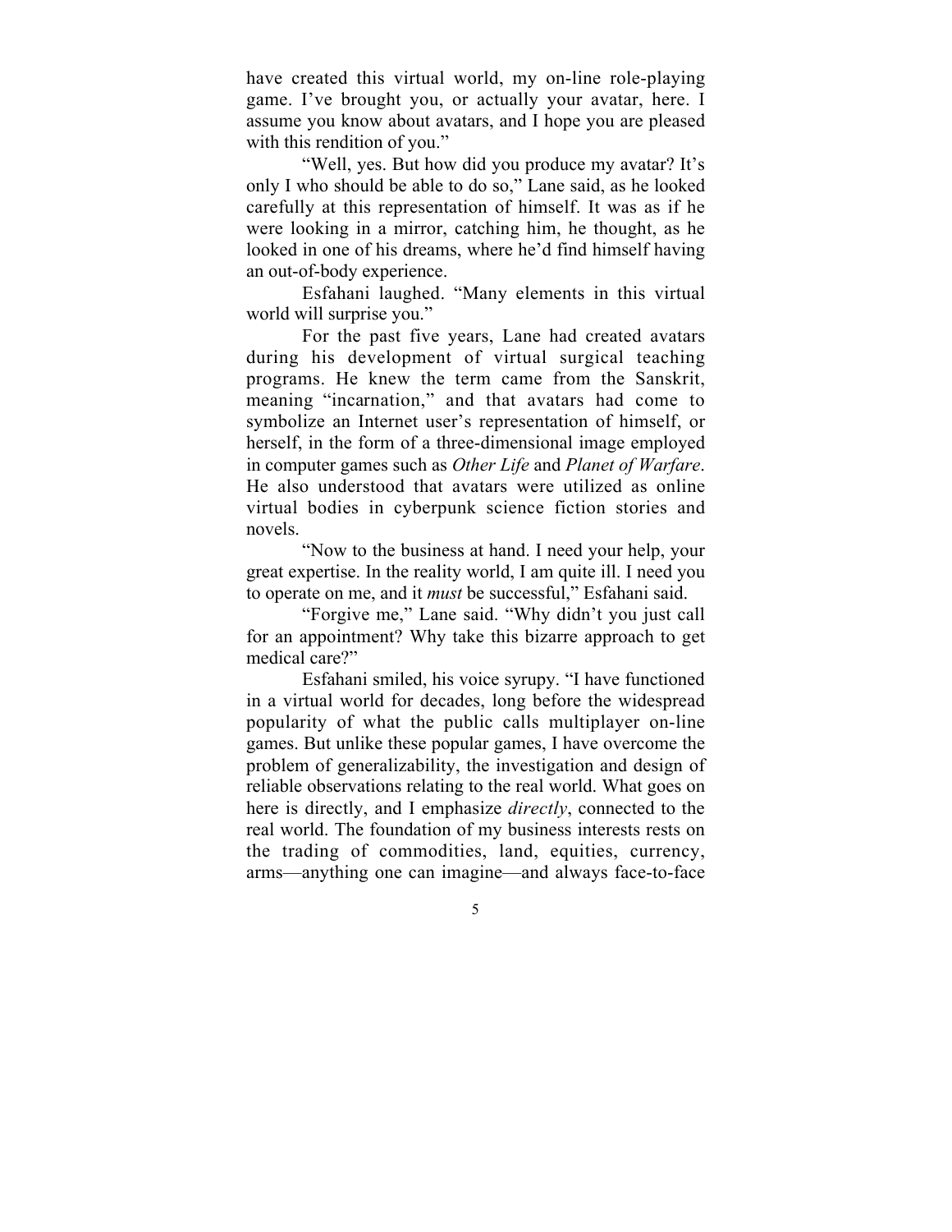have created this virtual world, my on-line role-playing game. I've brought you, or actually your avatar, here. I assume you know about avatars, and I hope you are pleased with this rendition of you."

"Well, yes. But how did you produce my avatar? It's only I who should be able to do so," Lane said, as he looked carefully at this representation of himself. It was as if he were looking in a mirror, catching him, he thought, as he looked in one of his dreams, where he'd find himself having an out-of-body experience.

Esfahani laughed. "Many elements in this virtual world will surprise you."

For the past five years, Lane had created avatars during his development of virtual surgical teaching programs. He knew the term came from the Sanskrit, meaning "incarnation," and that avatars had come to symbolize an Internet user's representation of himself, or herself, in the form of a three-dimensional image employed in computer games such as *Other Life* and *Planet of Warfare*. He also understood that avatars were utilized as online virtual bodies in cyberpunk science fiction stories and novels.

"Now to the business at hand. I need your help, your great expertise. In the reality world, I am quite ill. I need you to operate on me, and it *must* be successful," Esfahani said.

"Forgive me," Lane said. "Why didn't you just call for an appointment? Why take this bizarre approach to get medical care?"

Esfahani smiled, his voice syrupy. "I have functioned in a virtual world for decades, long before the widespread popularity of what the public calls multiplayer on-line games. But unlike these popular games, I have overcome the problem of generalizability, the investigation and design of reliable observations relating to the real world. What goes on here is directly, and I emphasize *directly*, connected to the real world. The foundation of my business interests rests on the trading of commodities, land, equities, currency, arms—anything one can imagine—and always face-to-face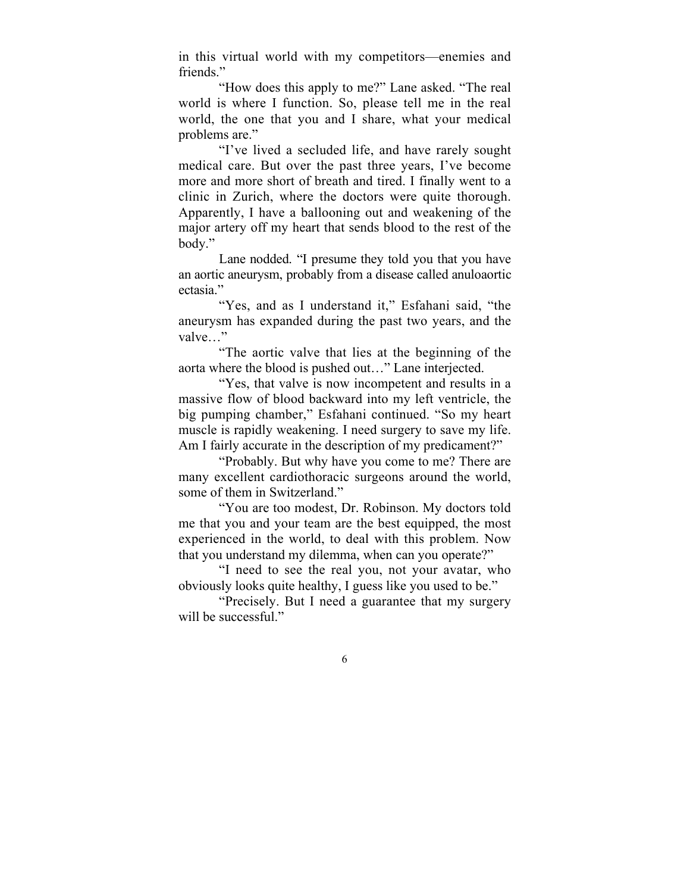in this virtual world with my competitors—enemies and friends."

"How does this apply to me?" Lane asked. "The real world is where I function. So, please tell me in the real world, the one that you and I share, what your medical problems are."

"I've lived a secluded life, and have rarely sought medical care. But over the past three years, I've become more and more short of breath and tired. I finally went to a clinic in Zurich, where the doctors were quite thorough. Apparently, I have a ballooning out and weakening of the major artery off my heart that sends blood to the rest of the body."

Lane nodded. "I presume they told you that you have an aortic aneurysm, probably from a disease called anuloaortic ectasia."

"Yes, and as I understand it," Esfahani said, "the aneurysm has expanded during the past two years, and the valve…"

"The aortic valve that lies at the beginning of the aorta where the blood is pushed out…" Lane interjected.

"Yes, that valve is now incompetent and results in a massive flow of blood backward into my left ventricle, the big pumping chamber," Esfahani continued. "So my heart muscle is rapidly weakening. I need surgery to save my life. Am I fairly accurate in the description of my predicament?"

"Probably. But why have you come to me? There are many excellent cardiothoracic surgeons around the world, some of them in Switzerland."

"You are too modest, Dr. Robinson. My doctors told me that you and your team are the best equipped, the most experienced in the world, to deal with this problem. Now that you understand my dilemma, when can you operate?"

"I need to see the real you, not your avatar, who obviously looks quite healthy, I guess like you used to be."

"Precisely. But I need a guarantee that my surgery will be successful."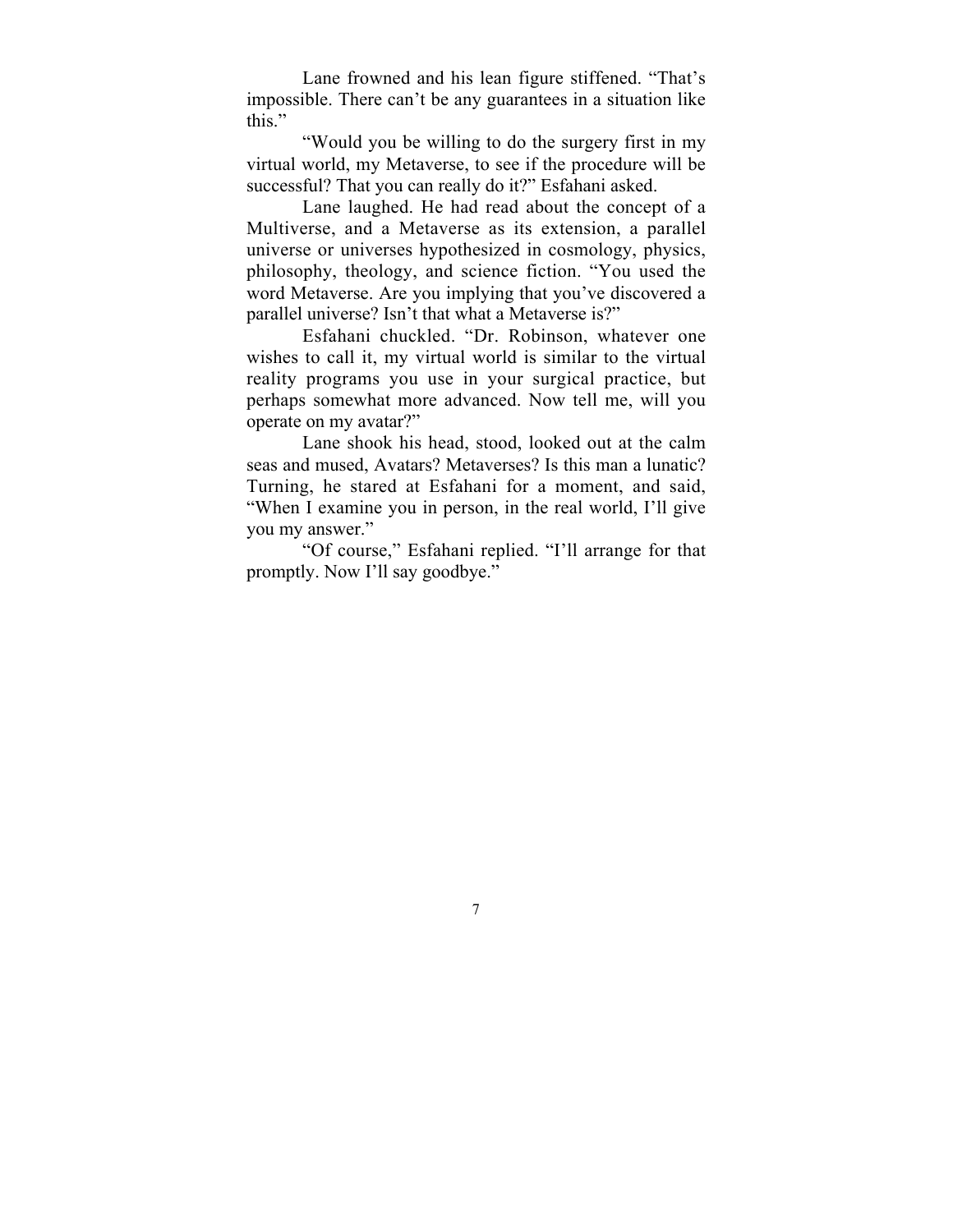Lane frowned and his lean figure stiffened. "That's impossible. There can't be any guarantees in a situation like this."

"Would you be willing to do the surgery first in my virtual world, my Metaverse, to see if the procedure will be successful? That you can really do it?" Esfahani asked.

Lane laughed. He had read about the concept of a Multiverse, and a Metaverse as its extension, a parallel universe or universes hypothesized in cosmology, physics, philosophy, theology, and science fiction. "You used the word Metaverse. Are you implying that you've discovered a parallel universe? Isn't that what a Metaverse is?"

Esfahani chuckled. "Dr. Robinson, whatever one wishes to call it, my virtual world is similar to the virtual reality programs you use in your surgical practice, but perhaps somewhat more advanced. Now tell me, will you operate on my avatar?"

Lane shook his head, stood, looked out at the calm seas and mused, Avatars? Metaverses? Is this man a lunatic? Turning, he stared at Esfahani for a moment, and said, "When I examine you in person, in the real world, I'll give you my answer."

"Of course," Esfahani replied. "I'll arrange for that promptly. Now I'll say goodbye."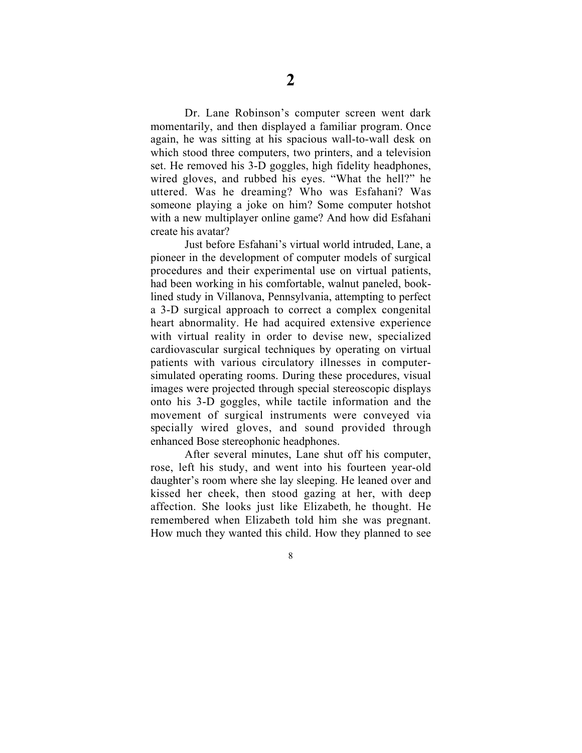# 2

Dr. Lane Robinson's computer screen went dark momentarily, and then displayed a familiar program. Once again, he was sitting at his spacious wall-to-wall desk on which stood three computers, two printers, and a television set. He removed his 3-D goggles, high fidelity headphones, wired gloves, and rubbed his eyes. "What the hell?" he uttered. Was he dreaming? Who was Esfahani? Was someone playing a joke on him? Some computer hotshot with a new multiplayer online game? And how did Esfahani create his avatar?

Just before Esfahani's virtual world intruded, Lane, a pioneer in the development of computer models of surgical procedures and their experimental use on virtual patients, had been working in his comfortable, walnut paneled, book-lined study in Villanova, Pennsylvania, attempting to perfect a 3-D surgical approach to correct a complex congenital heart abnormality. He had acquired extensive experience with virtual reality in order to devise new, specialized cardiovascular surgical techniques by operating on virtual patients with various circulatory illnesses in computer-simulated operating rooms. During these procedures, visual images were projected through special stereoscopic displays onto his 3-D goggles, while tactile information and the movement of surgical instruments were conveyed via specially wired gloves, and sound provided through enhanced Bose stereophonic headphones.

After several minutes, Lane shut off his computer, rose, left his study, and went into his fourteen year-old daughter's room where she lay sleeping. He leaned over and kissed her cheek, then stood gazing at her, with deep affection. *She looks just like Elizabeth,* he thought. He remembered when Elizabeth told him she was pregnant. How much they wanted this child. How they planned to see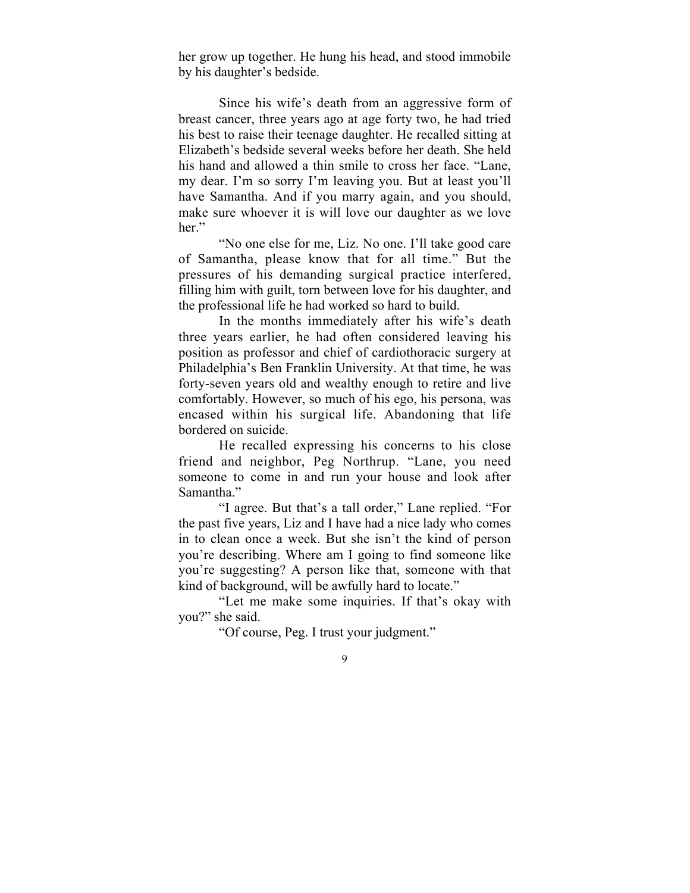her grow up together. He hung his head, and stood immobile by his daughter's bedside.

Since his wife's death from an aggressive form of breast cancer, three years ago at age forty two, he had tried his best to raise their teenage daughter. He recalled sitting at Elizabeth's bedside several weeks before her death. She held his hand and allowed a thin smile to cross her face. "Lane, my dear. I'm so sorry I'm leaving you. But at least you'll have Samantha. And if you marry again, and you should, make sure whoever it is will love our daughter as we love her."

"No one else for me, Liz. No one. I'll take good care of Samantha, please know that for all time." But the pressures of his demanding surgical practice interfered, filling him with guilt, torn between love for his daughter, and the professional life he had worked so hard to build.

In the months immediately after his wife's death three years earlier, he had often considered leaving his position as professor and chief of cardiothoracic surgery at Philadelphia's Ben Franklin University. At that time, he was forty-seven years old and wealthy enough to retire and live comfortably. However, so much of his ego, his persona, was encased within his surgical life. Abandoning that life bordered on suicide.

He recalled expressing his concerns to his close friend and neighbor, Peg Northrup. "Lane, you need someone to come in and run your house and look after Samantha."

"I agree. But that's a tall order," Lane replied. "For the past five years, Liz and I have had a nice lady who comes in to clean once a week. But she isn't the kind of person you're describing. Where am I going to find someone like you're suggesting? A person like that, someone with that kind of background, will be awfully hard to locate."

"Let me make some inquiries. If that's okay with you?" she said.

"Of course, Peg. I trust your judgment."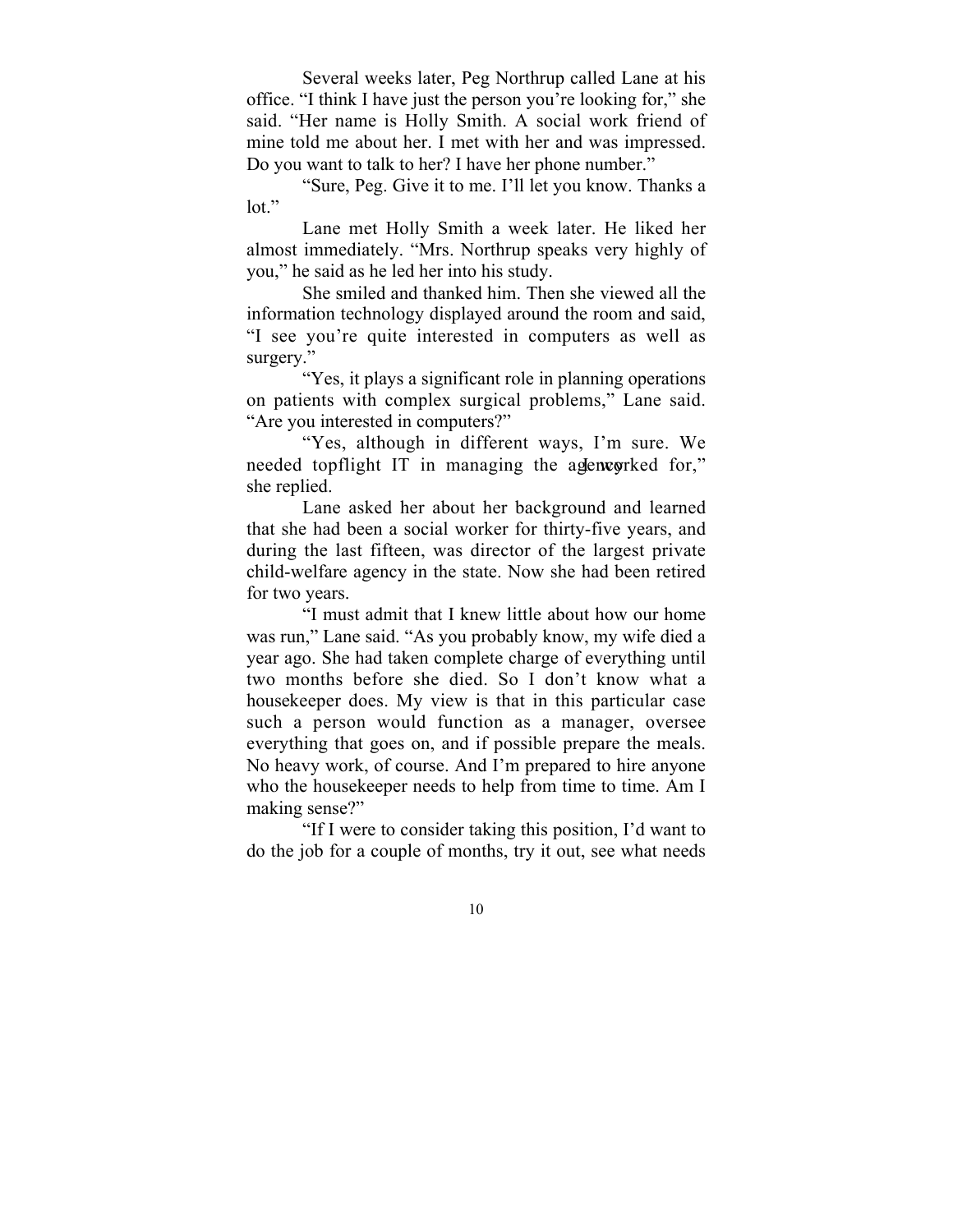Several weeks later, Peg Northrup called Lane at his office. "I think I have just the person you're looking for," she said. "Her name is Holly Smith. A social work friend of mine told me about her. I met with her and was impressed. Do you want to talk to her? I have her phone number."

"Sure, Peg. Give it to me. I'll let you know. Thanks a lot."

Lane met Holly Smith a week later. He liked her almost immediately. "Mrs. Northrup speaks very highly of you," he said as he led her into his study.

She smiled and thanked him. Then she viewed all the information technology displayed around the room and said, "I see you're quite interested in computers as well as surgery."

"Yes, it plays a significant role in planning operations on patients with complex surgical problems," Lane said. "Are you interested in computers?"

"Yes, although in different ways, I'm sure. We needed topflight IT in managing the agency I worked for," she replied.

Lane asked her about her background and learned that she had been a social worker for thirty-five years, and during the last fifteen, was director of the largest private child-welfare agency in the state. Now she had been retired for two years.

"I must admit that I knew little about how our home was run," Lane said. "As you probably know, my wife died a year ago. She had taken complete charge of everything until two months before she died. So I don't know what a housekeeper does. My view is that in this particular case such a person would function as a manager, oversee everything that goes on, and if possible prepare the meals. No heavy work, of course. And I'm prepared to hire anyone who the housekeeper needs to help from time to time. Am I making sense?"

"If I were to consider taking this position, I'd want to do the job for a couple of months, try it out, see what needs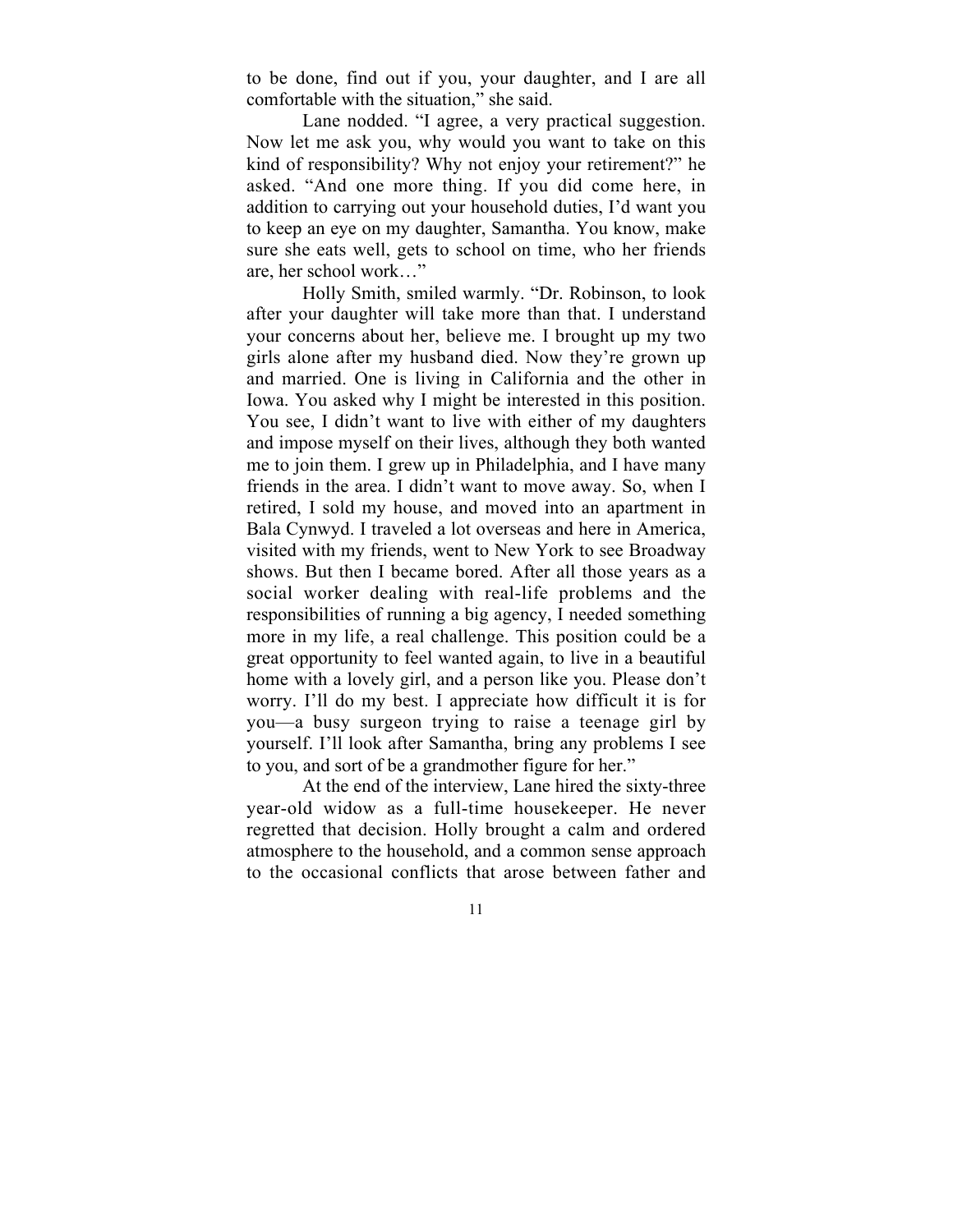to be done, find out if you, your daughter, and I are all comfortable with the situation," she said.

Lane nodded. "I agree, a very practical suggestion. Now let me ask you, why would you want to take on this kind of responsibility? Why not enjoy your retirement?" he asked. "And one more thing. If you did come here, in addition to carrying out your household duties, I'd want you to keep an eye on my daughter, Samantha. You know, make sure she eats well, gets to school on time, who her friends are, her school work…"

Holly Smith, smiled warmly. "Dr. Robinson, to look after your daughter will take more than that. I understand your concerns about her, believe me. I brought up my two girls alone after my husband died. Now they're grown up and married. One is living in California and the other in Iowa. You asked why I might be interested in this position. You see, I didn't want to live with either of my daughters and impose myself on their lives, although they both wanted me to join them. I grew up in Philadelphia, and I have many friends in the area. I didn't want to move away. So, when I retired, I sold my house, and moved into an apartment in Bala Cynwyd. I traveled a lot overseas and here in America, visited with my friends, went to New York to see Broadway shows. But then I became bored. After all those years as a social worker dealing with real-life problems and the responsibilities of running a big agency, I needed something more in my life, a real challenge. This position could be a great opportunity to feel wanted again, to live in a beautiful home with a lovely girl, and a person like you. Please don't worry. I'll do my best. I appreciate how difficult it is for you—a busy surgeon trying to raise a teenage girl by yourself. I'll look after Samantha, bring any problems I see to you, and sort of be a grandmother figure for her."

At the end of the interview, Lane hired the sixty-three year-old widow as a full-time housekeeper. He never regretted that decision. Holly brought a calm and ordered atmosphere to the household, and a common sense approach to the occasional conflicts that arose between father and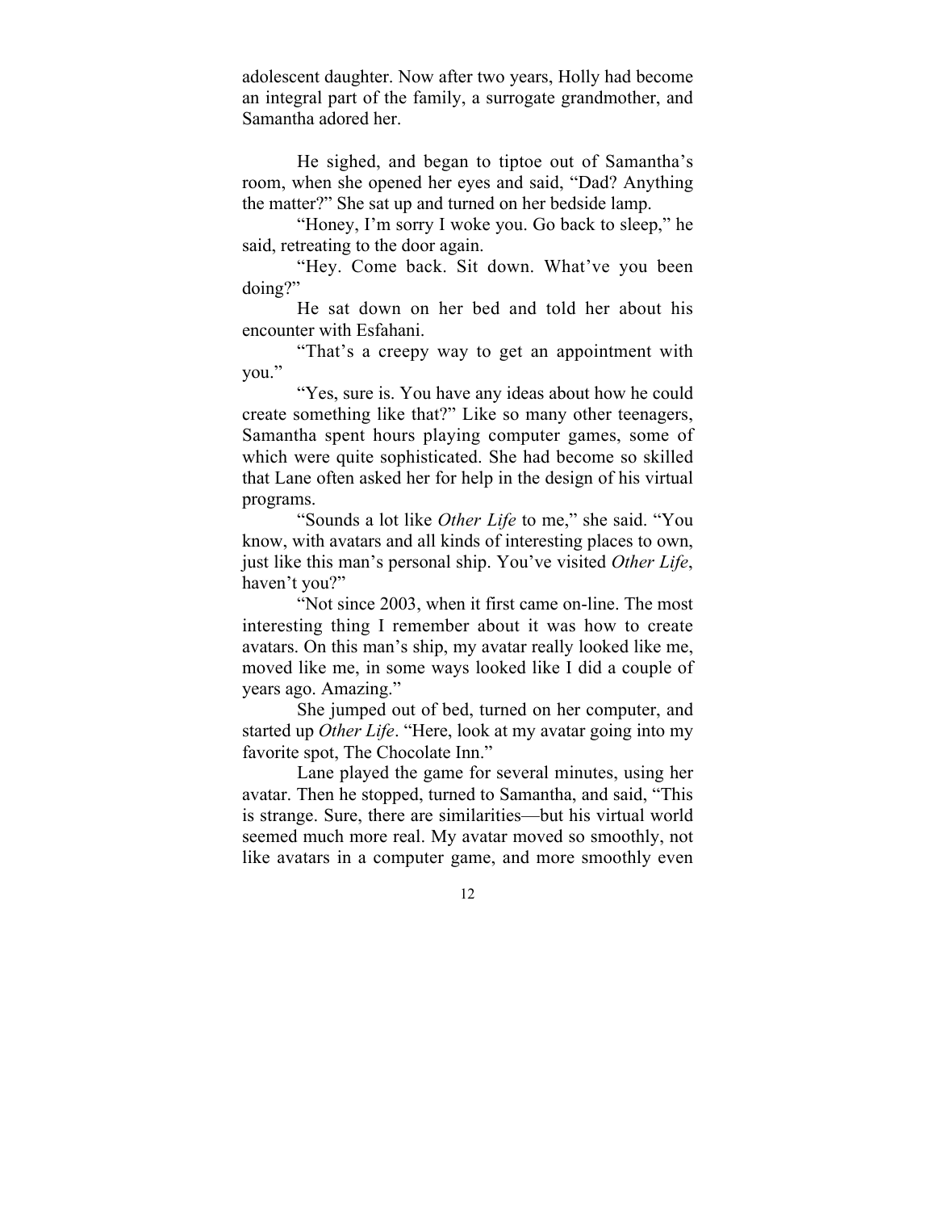adolescent daughter. Now after two years, Holly had become an integral part of the family, a surrogate grandmother, and Samantha adored her.

He sighed, and began to tiptoe out of Samantha's room, when she opened her eyes and said, "Dad? Anything the matter?" She sat up and turned on her bedside lamp.

"Honey, I'm sorry I woke you. Go back to sleep," he said, retreating to the door again.

"Hey. Come back. Sit down. What've you been doing?"

He sat down on her bed and told her about his encounter with Esfahani.

"That's a creepy way to get an appointment with you."

"Yes, sure is. You have any ideas about how he could create something like that?" Like so many other teenagers, Samantha spent hours playing computer games, some of which were quite sophisticated. She had become so skilled that Lane often asked her for help in the design of his virtual programs.

"Sounds a lot like *Other Life* to me," she said. "You know, with avatars and all kinds of interesting places to own, just like this man's personal ship. You've visited *Other Life*, haven't you?"

"Not since 2003, when it first came on-line. The most interesting thing I remember about it was how to create avatars. On this man's ship, my avatar really looked like me, moved like me, in some ways looked like I did a couple of years ago. Amazing."

She jumped out of bed, turned on her computer, and started up *Other Life*. "Here, look at my avatar going into my favorite spot, The Chocolate Inn."

Lane played the game for several minutes, using her avatar. Then he stopped, turned to Samantha, and said, "This is strange. Sure, there are similarities—but his virtual world seemed much more real. My avatar moved so smoothly, not like avatars in a computer game, and more smoothly even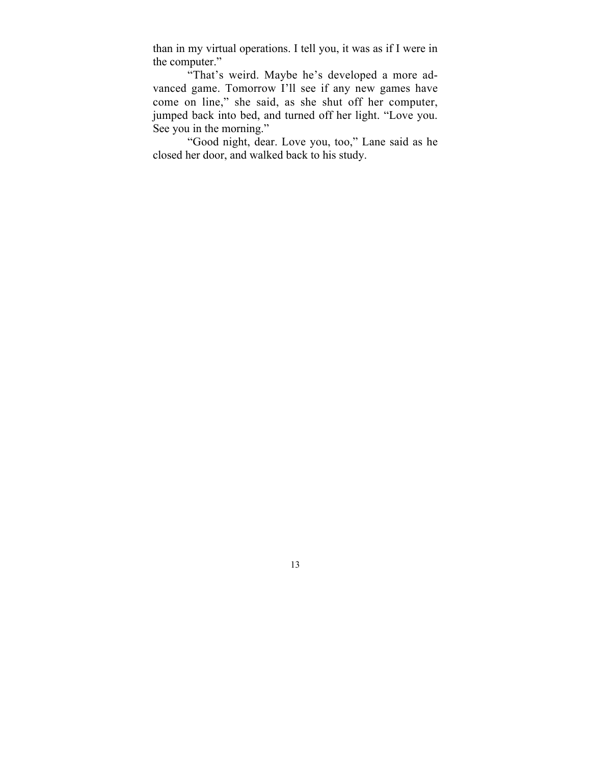than in my virtual operations. I tell you, it was as if I were in the computer."

"That's weird. Maybe he's developed a more advanced game. Tomorrow I'll see if any new games have come on line," she said, as she shut off her computer, jumped back into bed, and turned off her light. "Love you. See you in the morning."

"Good night, dear. Love you, too," Lane said as he closed her door, and walked back to his study.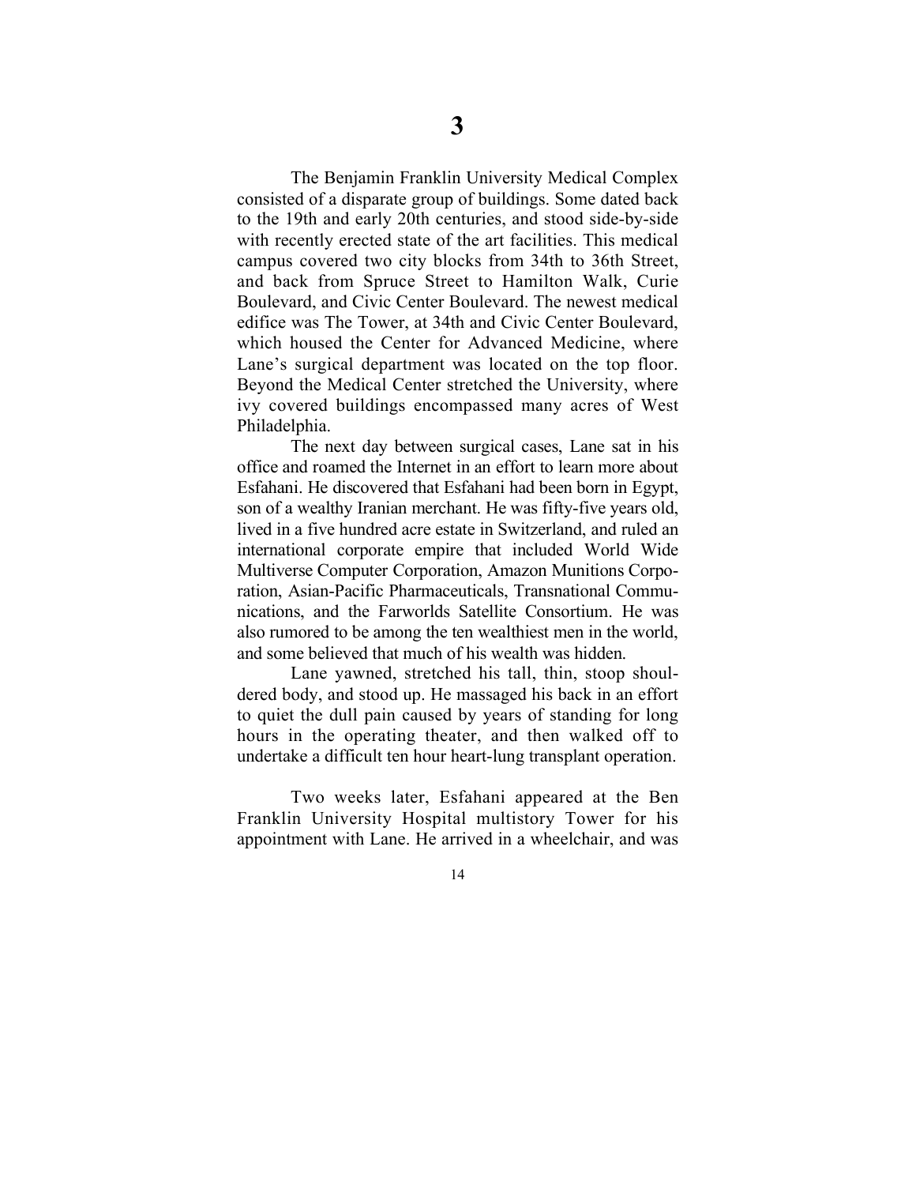# 3

The Benjamin Franklin University Medical Complex consisted of a disparate group of buildings. Some dated back to the 19th and early 20th centuries, and stood side-by-side with recently erected state of the art facilities. This medical campus covered two city blocks from 34th to 36th Street, and back from Spruce Street to Hamilton Walk, Curie Boulevard, and Civic Center Boulevard. The newest medical edifice was The Tower, at 34th and Civic Center Boulevard, which housed the Center for Advanced Medicine, where Lane's surgical department was located on the top floor. Beyond the Medical Center stretched the University, where ivy covered buildings encompassed many acres of West Philadelphia.

The next day between surgical cases, Lane sat in his office and roamed the Internet in an effort to learn more about Esfahani. He discovered that Esfahani had been born in Egypt, son of a wealthy Iranian merchant. He was fifty-five years old, lived in a five hundred acre estate in Switzerland, and ruled an international corporate empire that included World Wide Multiverse Computer Corporation, Amazon Munitions Corporation, Asian-Pacific Pharmaceuticals, Transnational Communications, and the Farworlds Satellite Consortium. He was also rumored to be among the ten wealthiest men in the world, and some believed that much of his wealth was hidden.

Lane yawned, stretched his tall, thin, stoop shouldered body, and stood up. He massaged his back in an effort to quiet the dull pain caused by years of standing for long hours in the operating theater, and then walked off to undertake a difficult ten hour heart-lung transplant operation.

Two weeks later, Esfahani appeared at the Ben Franklin University Hospital multistory Tower for his appointment with Lane. He arrived in a wheelchair, and was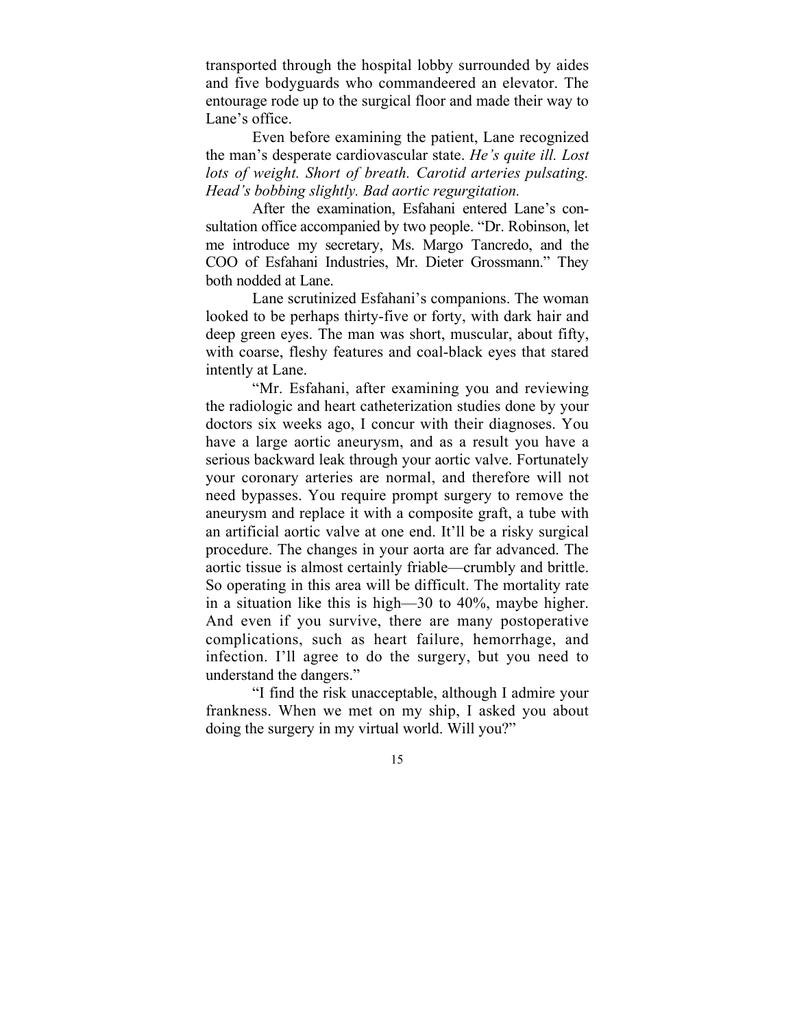transported through the hospital lobby surrounded by aides and five bodyguards who commandeered an elevator. The entourage rode up to the surgical floor and made their way to Lane's office.

Even before examining the patient, Lane recognized the man's desperate cardiovascular state. *He's quite ill. Lost lots of weight. Short of breath. Carotid arteries pulsating. Head's bobbing slightly. Bad aortic regurgitation.*

After the examination, Esfahani entered Lane's consultation office accompanied by two people. "Dr. Robinson, let me introduce my secretary, Ms. Margo Tancredo, and the COO of Esfahani Industries, Mr. Dieter Grossmann." They both nodded at Lane.

Lane scrutinized Esfahani's companions. The woman looked to be perhaps thirty-five or forty, with dark hair and deep green eyes. The man was short, muscular, about fifty, with coarse, fleshy features and coal-black eyes that stared intently at Lane.

"Mr. Esfahani, after examining you and reviewing the radiologic and heart catheterization studies done by your doctors six weeks ago, I concur with their diagnoses. You have a large aortic aneurysm, and as a result you have a serious backward leak through your aortic valve. Fortunately your coronary arteries are normal, and therefore will not need bypasses. You require prompt surgery to remove the aneurysm and replace it with a composite graft, a tube with an artificial aortic valve at one end. It'll be a risky surgical procedure. The changes in your aorta are far advanced. The aortic tissue is almost certainly friable—crumbly and brittle. So operating in this area will be difficult. The mortality rate in a situation like this is high—30 to 40%, maybe higher. And even if you survive, there are many postoperative complications, such as heart failure, hemorrhage, and infection. I'll agree to do the surgery, but you need to understand the dangers."

"I find the risk unacceptable, although I admire your frankness. When we met on my ship, I asked you about doing the surgery in my virtual world. Will you?"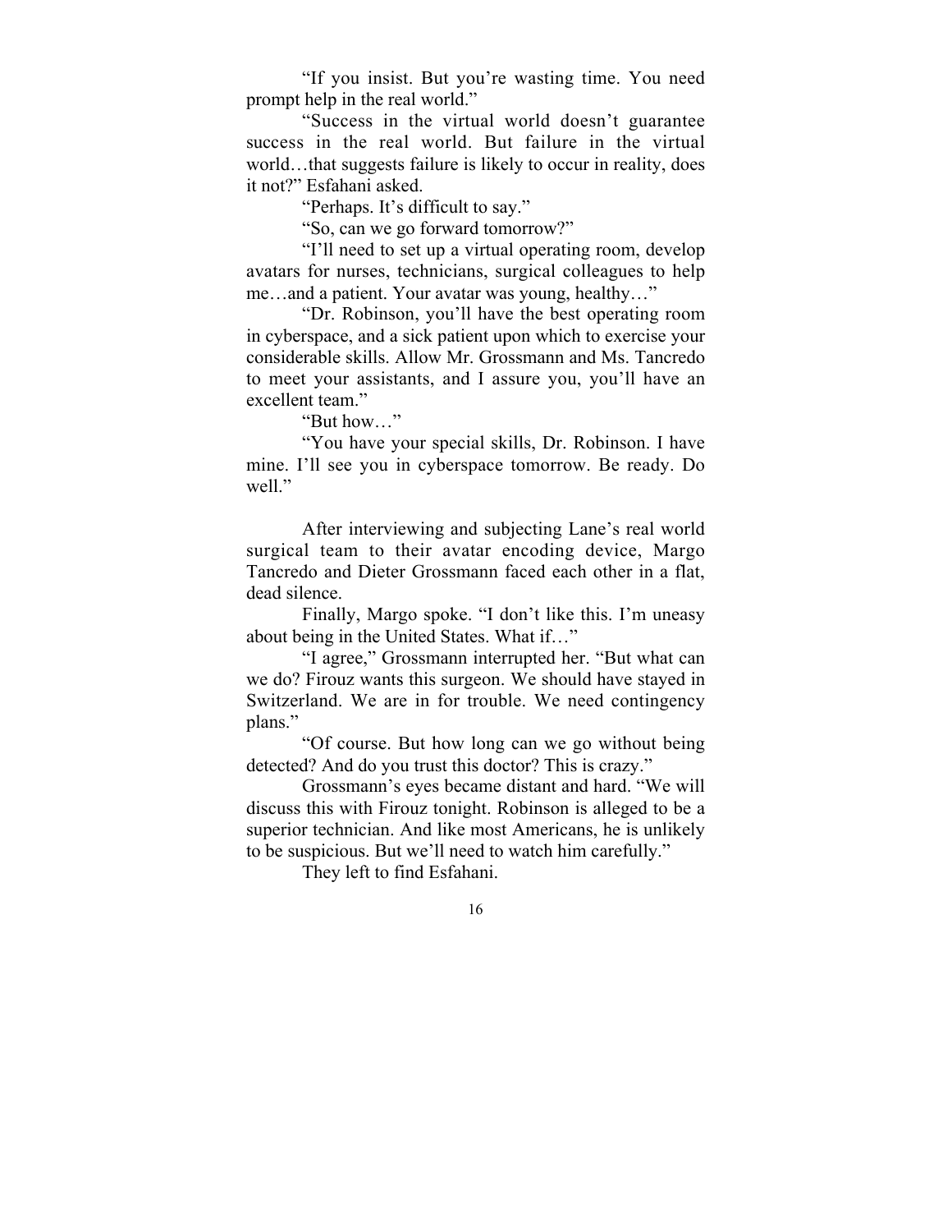"If you insist. But you're wasting time. You need prompt help in the real world."

"Success in the virtual world doesn't guarantee success in the real world. But failure in the virtual world…that suggests failure is likely to occur in reality, does it not?" Esfahani asked.

"Perhaps. It's difficult to say."

"So, can we go forward tomorrow?"

"I'll need to set up a virtual operating room, develop avatars for nurses, technicians, surgical colleagues to help me…and a patient. Your avatar was young, healthy…"

"Dr. Robinson, you'll have the best operating room in cyberspace, and a sick patient upon which to exercise your considerable skills. Allow Mr. Grossmann and Ms. Tancredo to meet your assistants, and I assure you, you'll have an excellent team."

"But how…"

"You have your special skills, Dr. Robinson. I have mine. I'll see you in cyberspace tomorrow. Be ready. Do well."

After interviewing and subjecting Lane's real world surgical team to their avatar encoding device, Margo Tancredo and Dieter Grossmann faced each other in a flat, dead silence.

Finally, Margo spoke. "I don't like this. I'm uneasy about being in the United States. What if…"

"I agree," Grossmann interrupted her. "But what can we do? Firouz wants this surgeon. We should have stayed in Switzerland. We are in for trouble. We need contingency plans."

"Of course. But how long can we go without being detected? And do you trust this doctor? This is crazy."

Grossmann's eyes became distant and hard. "We will discuss this with Firouz tonight. Robinson is alleged to be a superior technician. And like most Americans, he is unlikely to be suspicious. But we'll need to watch him carefully."

They left to find Esfahani.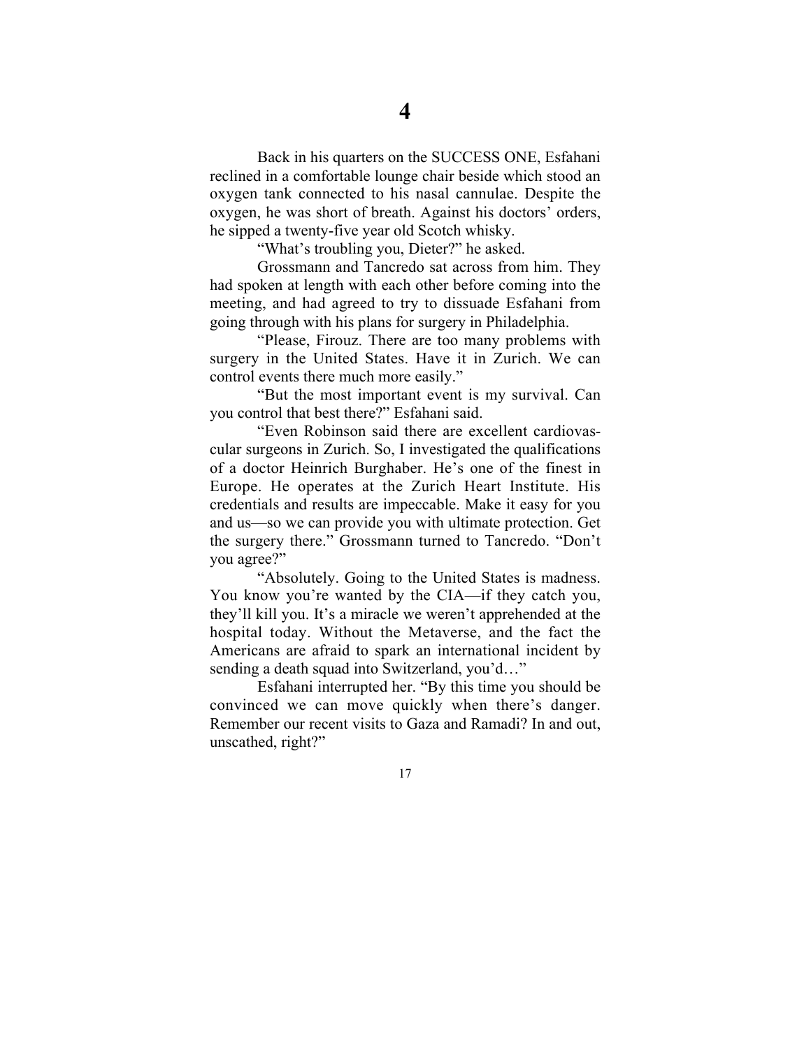# 4

Back in his quarters on the SUCCESS ONE, Esfahani reclined in a comfortable lounge chair beside which stood an oxygen tank connected to his nasal cannulae. Despite the oxygen, he was short of breath. Against his doctors' orders, he sipped a twenty-five year old Scotch whisky.

"What's troubling you, Dieter?" he asked.

Grossmann and Tancredo sat across from him. They had spoken at length with each other before coming into the meeting, and had agreed to try to dissuade Esfahani from going through with his plans for surgery in Philadelphia.

"Please, Firouz. There are too many problems with surgery in the United States. Have it in Zurich. We can control events there much more easily."

"But the most important event is my survival. Can you control that best there?" Esfahani said.

"Even Robinson said there are excellent cardiovascular surgeons in Zurich. So, I investigated the qualifications of a doctor Heinrich Burghaber. He's one of the finest in Europe. He operates at the Zurich Heart Institute. His credentials and results are impeccable. Make it easy for you and us—so we can provide you with ultimate protection. Get the surgery there." Grossmann turned to Tancredo. "Don't you agree?"

"Absolutely. Going to the United States is madness. You know you're wanted by the CIA—if they catch you, they'll kill you. It's a miracle we weren't apprehended at the hospital today. Without the Metaverse, and the fact the Americans are afraid to spark an international incident by sending a death squad into Switzerland, you'd…"

Esfahani interrupted her. "By this time you should be convinced we can move quickly when there's danger. Remember our recent visits to Gaza and Ramadi? In and out, unscathed, right?"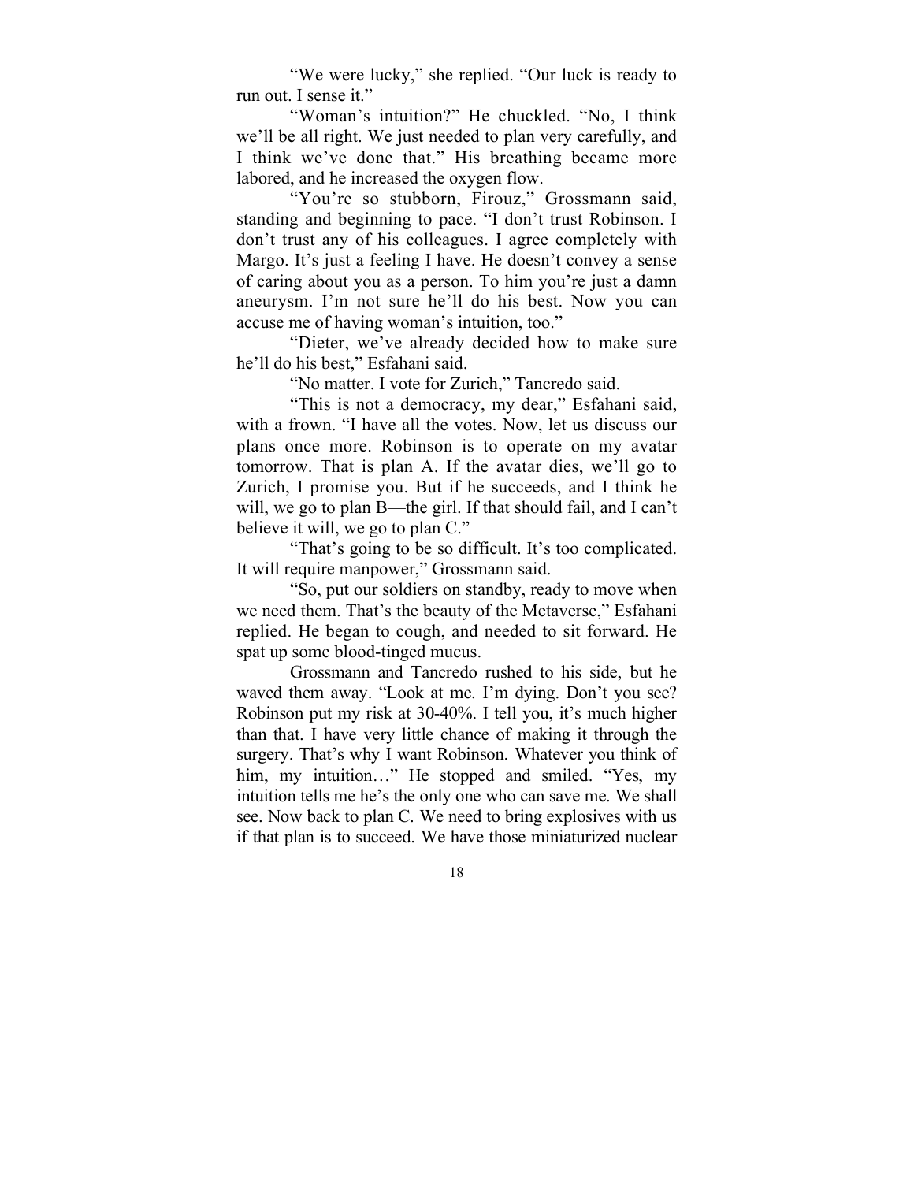"We were lucky," she replied. "Our luck is ready to run out. I sense it."

"Woman's intuition?" He chuckled. "No, I think we'll be all right. We just needed to plan very carefully, and I think we've done that." His breathing became more labored, and he increased the oxygen flow.

"You're so stubborn, Firouz," Grossmann said, standing and beginning to pace. "I don't trust Robinson. I don't trust any of his colleagues. I agree completely with Margo. It's just a feeling I have. He doesn't convey a sense of caring about you as a person. To him you're just a damn aneurysm. I'm not sure he'll do his best. Now you can accuse me of having woman's intuition, too."

"Dieter, we've already decided how to make sure he'll do his best," Esfahani said.

"No matter. I vote for Zurich," Tancredo said.

"This is not a democracy, my dear," Esfahani said, with a frown. "I have all the votes. Now, let us discuss our plans once more. Robinson is to operate on my avatar tomorrow. That is plan A. If the avatar dies, we'll go to Zurich, I promise you. But if he succeeds, and I think he will, we go to plan B—the girl. If that should fail, and I can't believe it will, we go to plan C."

"That's going to be so difficult. It's too complicated. It will require manpower," Grossmann said.

"So, put our soldiers on standby, ready to move when we need them. That's the beauty of the Metaverse," Esfahani replied. He began to cough, and needed to sit forward. He spat up some blood-tinged mucus.

Grossmann and Tancredo rushed to his side, but he waved them away. "Look at me. I'm dying. Don't you see? Robinson put my risk at 30-40%. I tell you, it's much higher than that. I have very little chance of making it through the surgery. That's why I want Robinson. Whatever you think of him, my intuition…" He stopped and smiled. "Yes, my intuition tells me he's the only one who can save me. We shall see. Now back to plan C. We need to bring explosives with us if that plan is to succeed. We have those miniaturized nuclear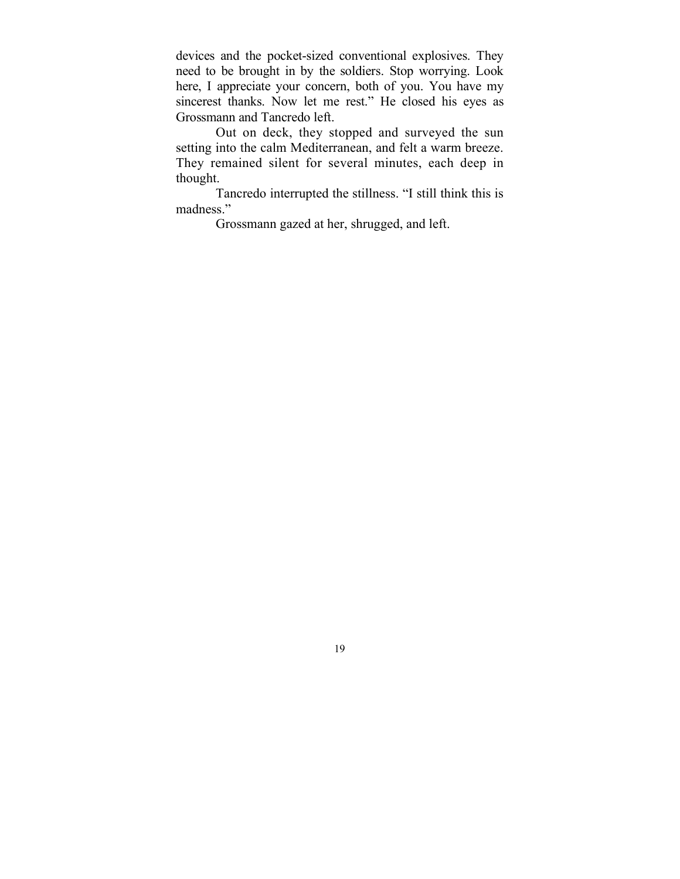devices and the pocket-sized conventional explosives. They need to be brought in by the soldiers. Stop worrying. Look here, I appreciate your concern, both of you. You have my sincerest thanks. Now let me rest." He closed his eyes as Grossmann and Tancredo left.

Out on deck, they stopped and surveyed the sun setting into the calm Mediterranean, and felt a warm breeze. They remained silent for several minutes, each deep in thought.

Tancredo interrupted the stillness. "I still think this is madness."

Grossmann gazed at her, shrugged, and left.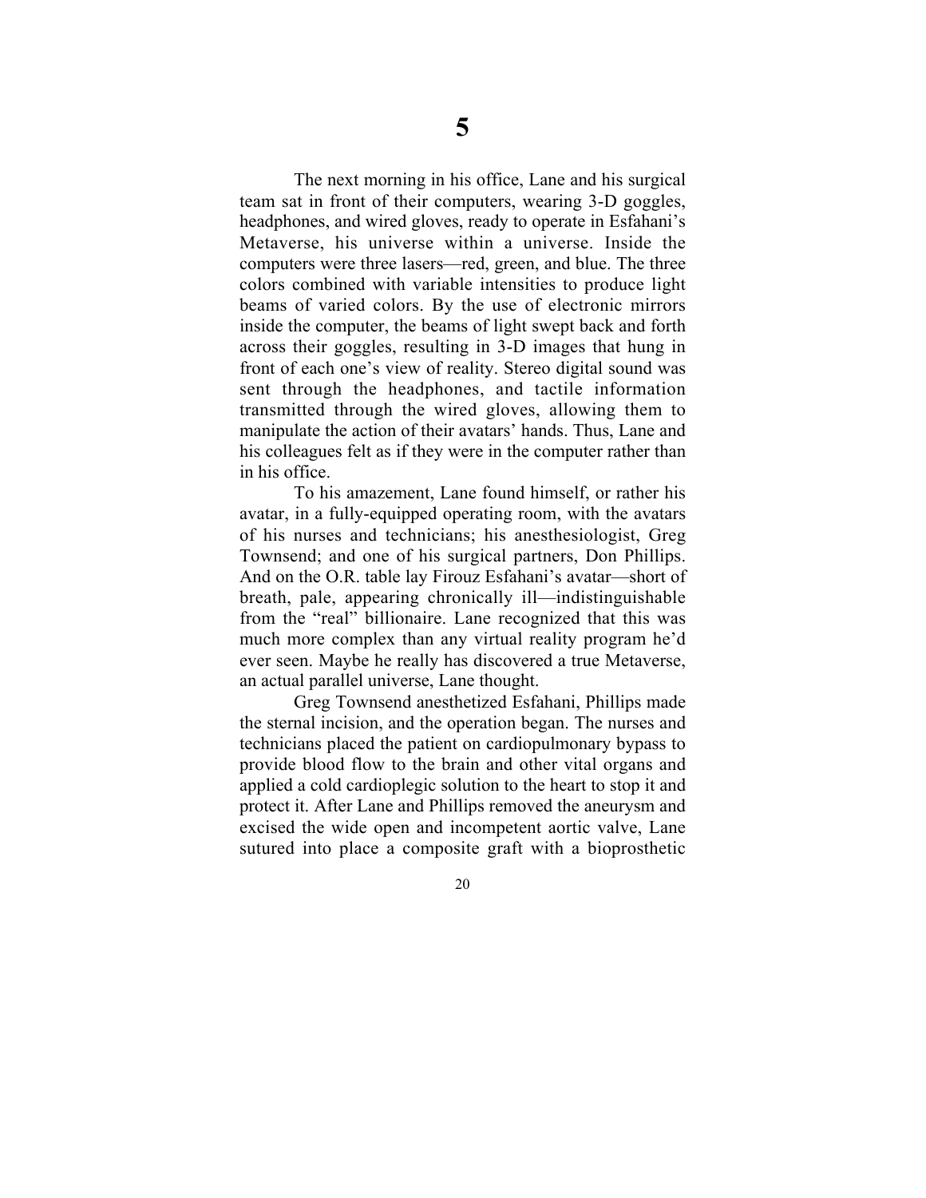# 5

The next morning in his office, Lane and his surgical team sat in front of their computers, wearing 3-D goggles, headphones, and wired gloves, ready to operate in Esfahani's Metaverse, his universe within a universe. Inside the computers were three lasers—red, green, and blue. The three colors combined with variable intensities to produce light beams of varied colors. By the use of electronic mirrors inside the computer, the beams of light swept back and forth across their goggles, resulting in 3-D images that hung in front of each one's view of reality. Stereo digital sound was sent through the headphones, and tactile information transmitted through the wired gloves, allowing them to manipulate the action of their avatars' hands. Thus, Lane and his colleagues felt as if they were in the computer rather than in his office.

To his amazement, Lane found himself, or rather his avatar, in a fully-equipped operating room, with the avatars of his nurses and technicians; his anesthesiologist, Greg Townsend; and one of his surgical partners, Don Phillips. And on the O.R. table lay Firouz Esfahani's avatar—short of breath, pale, appearing chronically ill—indistinguishable from the "real" billionaire. Lane recognized that this was much more complex than any virtual reality program he'd ever seen. Maybe he really has discovered a true Metaverse, an actual parallel universe, Lane thought.

Greg Townsend anesthetized Esfahani, Phillips made the sternal incision, and the operation began. The nurses and technicians placed the patient on cardiopulmonary bypass to provide blood flow to the brain and other vital organs and applied a cold cardioplegic solution to the heart to stop it and protect it. After Lane and Phillips removed the aneurysm and excised the wide open and incompetent aortic valve, Lane sutured into place a composite graft with a bioprosthetic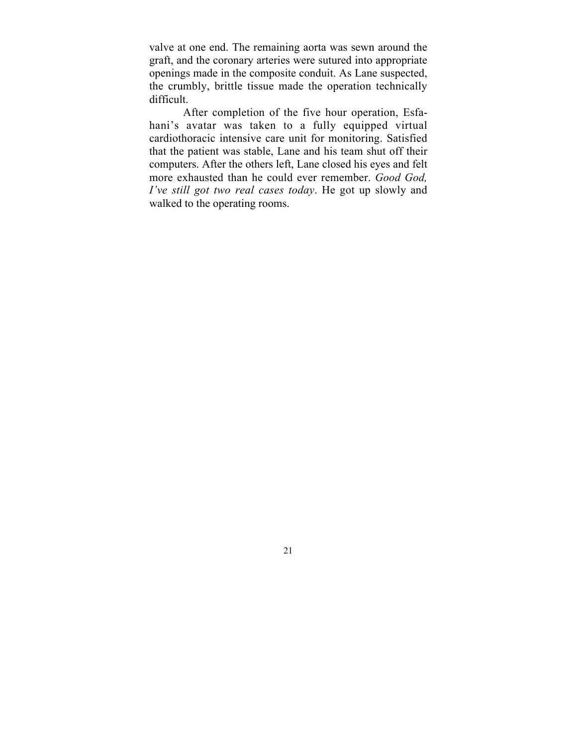valve at one end. The remaining aorta was sewn around the graft, and the coronary arteries were sutured into appropriate openings made in the composite conduit. As Lane suspected, the crumbly, brittle tissue made the operation technically difficult.

After completion of the five hour operation, Esfahani's avatar was taken to a fully equipped virtual cardiothoracic intensive care unit for monitoring. Satisfied that the patient was stable, Lane and his team shut off their computers. After the others left, Lane closed his eyes and felt more exhausted than he could ever remember. *Good God, I've still got two real cases today*. He got up slowly and walked to the operating rooms.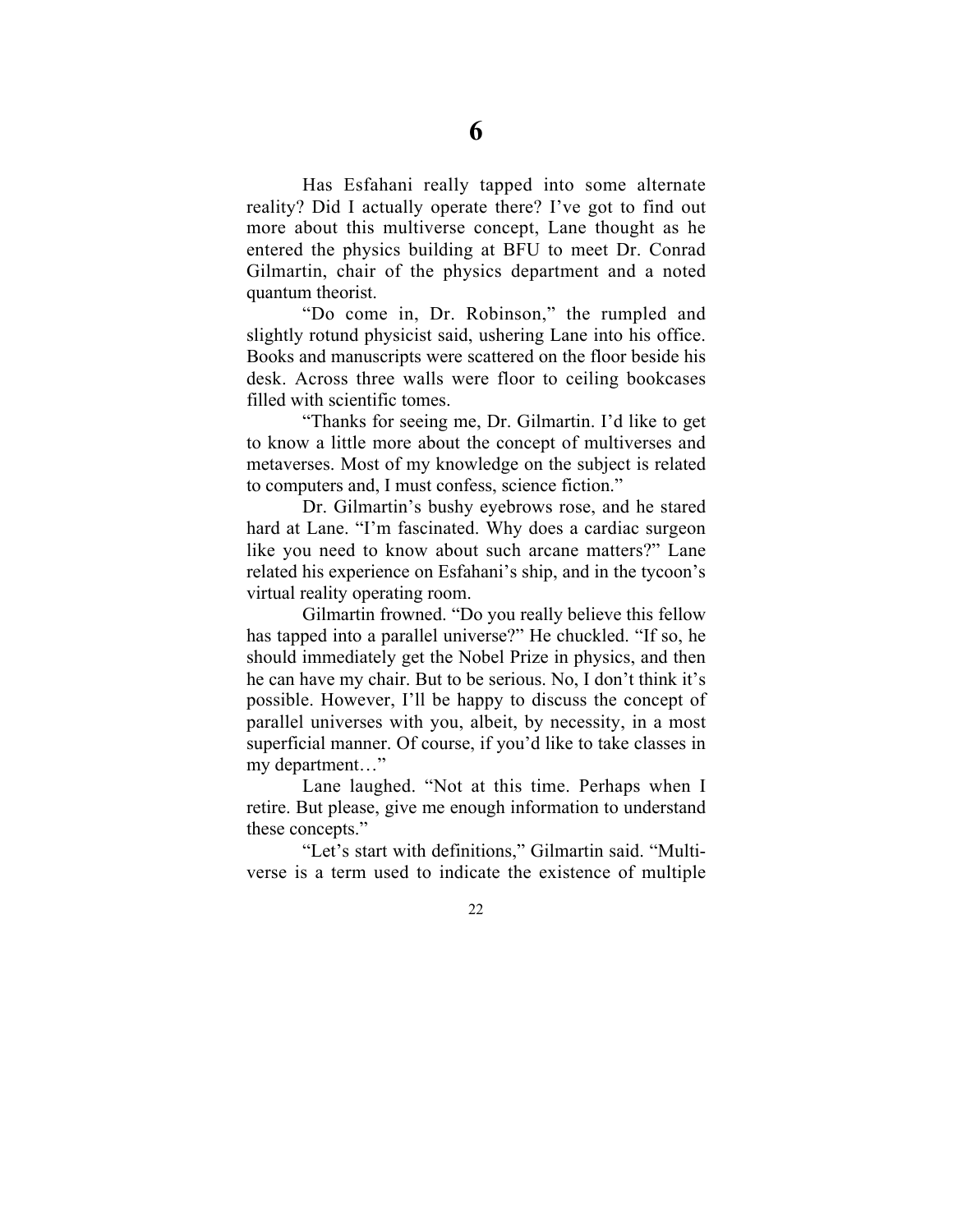# 6

Has Esfahani really tapped into some alternate reality? Did I actually operate there? I've got to find out more about this multiverse concept, Lane thought as he entered the physics building at BFU to meet Dr. Conrad Gilmartin, chair of the physics department and a noted quantum theorist.

"Do come in, Dr. Robinson," the rumpled and slightly rotund physicist said, ushering Lane into his office. Books and manuscripts were scattered on the floor beside his desk. Across three walls were floor to ceiling bookcases filled with scientific tomes.

"Thanks for seeing me, Dr. Gilmartin. I'd like to get to know a little more about the concept of multiverses and metaverses. Most of my knowledge on the subject is related to computers and, I must confess, science fiction."

Dr. Gilmartin's bushy eyebrows rose, and he stared hard at Lane. "I'm fascinated. Why does a cardiac surgeon like you need to know about such arcane matters?" Lane related his experience on Esfahani's ship, and in the tycoon's virtual reality operating room.

Gilmartin frowned. "Do you really believe this fellow has tapped into a parallel universe?" He chuckled. "If so, he should immediately get the Nobel Prize in physics, and then he can have my chair. But to be serious. No, I don't think it's possible. However, I'll be happy to discuss the concept of parallel universes with you, albeit, by necessity, in a most superficial manner. Of course, if you'd like to take classes in my department…"

Lane laughed. "Not at this time. Perhaps when I retire. But please, give me enough information to understand these concepts."

"Let's start with definitions," Gilmartin said. "Multi-verse is a term used to indicate the existence of multiple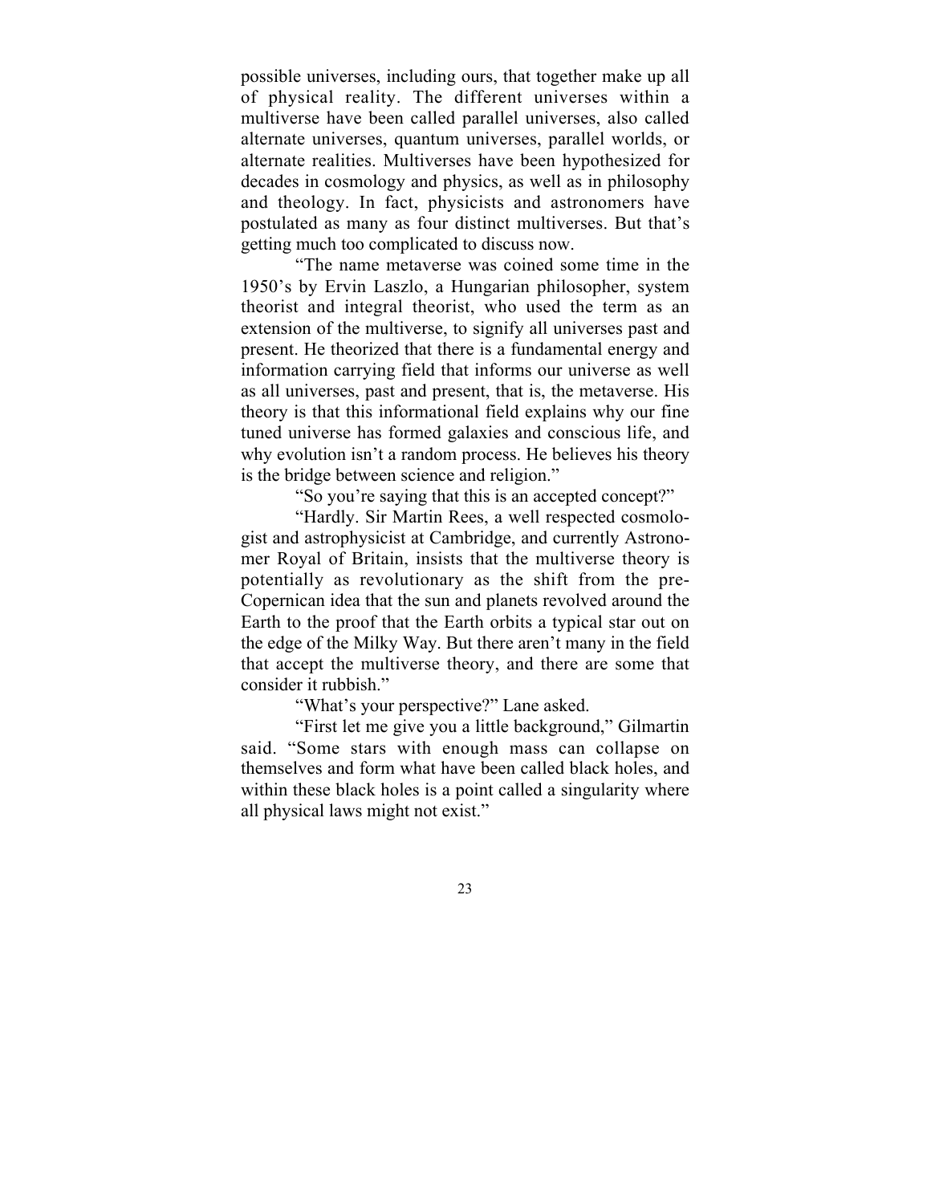possible universes, including ours, that together make up all of physical reality. The different universes within a multiverse have been called parallel universes, also called alternate universes, quantum universes, parallel worlds, or alternate realities. Multiverses have been hypothesized for decades in cosmology and physics, as well as in philosophy and theology. In fact, physicists and astronomers have postulated as many as four distinct multiverses. But that's getting much too complicated to discuss now.

"The name metaverse was coined some time in the 1950's by Ervin Laszlo, a Hungarian philosopher, system theorist and integral theorist, who used the term as an extension of the multiverse, to signify all universes past and present. He theorized that there is a fundamental energy and information carrying field that informs our universe as well as all universes, past and present, that is, the metaverse. His theory is that this informational field explains why our fine tuned universe has formed galaxies and conscious life, and why evolution isn't a random process. He believes his theory is the bridge between science and religion."

"So you're saying that this is an accepted concept?"

"Hardly. Sir Martin Rees, a well respected cosmologist and astrophysicist at Cambridge, and currently Astronomer Royal of Britain, insists that the multiverse theory is potentially as revolutionary as the shift from the pre-Copernican idea that the sun and planets revolved around the Earth to the proof that the Earth orbits a typical star out on the edge of the Milky Way. But there aren't many in the field that accept the multiverse theory, and there are some that consider it rubbish."

"What's your perspective?" Lane asked.

"First let me give you a little background," Gilmartin said. "Some stars with enough mass can collapse on themselves and form what have been called black holes, and within these black holes is a point called a singularity where all physical laws might not exist."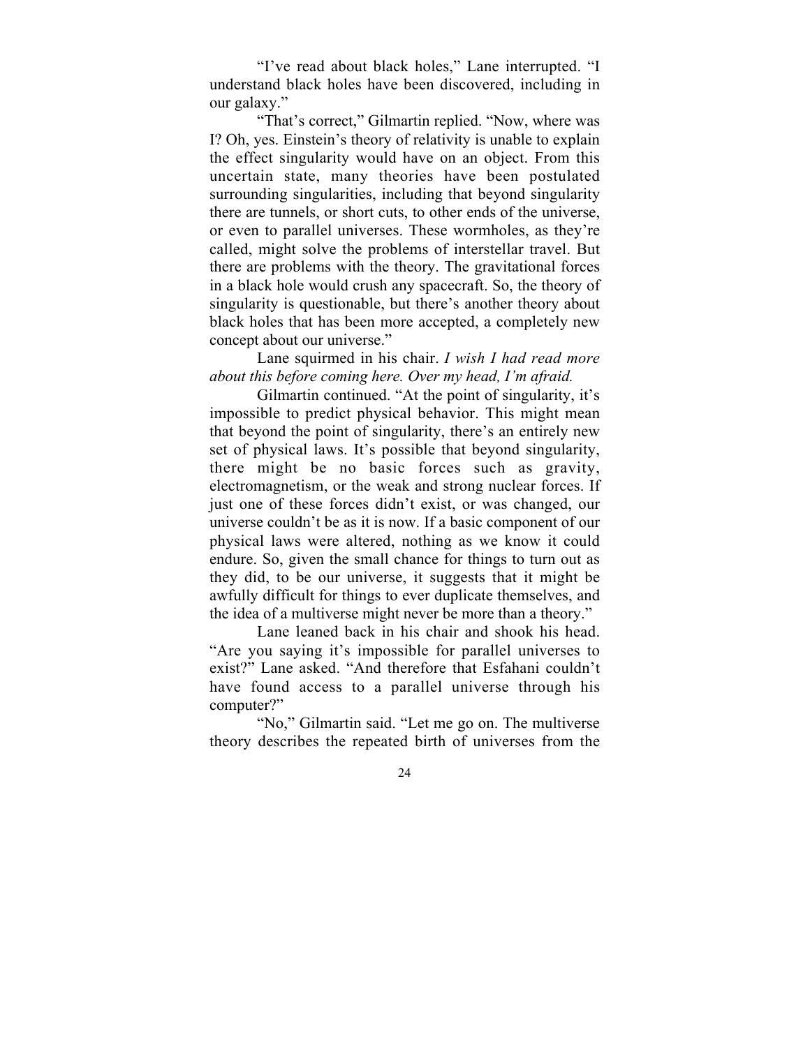"I've read about black holes," Lane interrupted. "I understand black holes have been discovered, including in our galaxy."

"That's correct," Gilmartin replied. "Now, where was I? Oh, yes. Einstein's theory of relativity is unable to explain the effect singularity would have on an object. From this uncertain state, many theories have been postulated surrounding singularities, including that beyond singularity there are tunnels, or short cuts, to other ends of the universe, or even to parallel universes. These wormholes, as they're called, might solve the problems of interstellar travel. But there are problems with the theory. The gravitational forces in a black hole would crush any spacecraft. So, the theory of singularity is questionable, but there's another theory about black holes that has been more accepted, a completely new concept about our universe."

Lane squirmed in his chair. *I wish I had read more about this before coming here. Over my head, I'm afraid.*

Gilmartin continued. "At the point of singularity, it's impossible to predict physical behavior. This might mean that beyond the point of singularity, there's an entirely new set of physical laws. It's possible that beyond singularity, there might be no basic forces such as gravity, electromagnetism, or the weak and strong nuclear forces. If just one of these forces didn't exist, or was changed, our universe couldn't be as it is now. If a basic component of our physical laws were altered, nothing as we know it could endure. So, given the small chance for things to turn out as they did, to be our universe, it suggests that it might be awfully difficult for things to ever duplicate themselves, and the idea of a multiverse might never be more than a theory."

Lane leaned back in his chair and shook his head. "Are you saying it's impossible for parallel universes to exist?" Lane asked. "And therefore that Esfahani couldn't have found access to a parallel universe through his computer?"

"No," Gilmartin said. "Let me go on. The multiverse theory describes the repeated birth of universes from the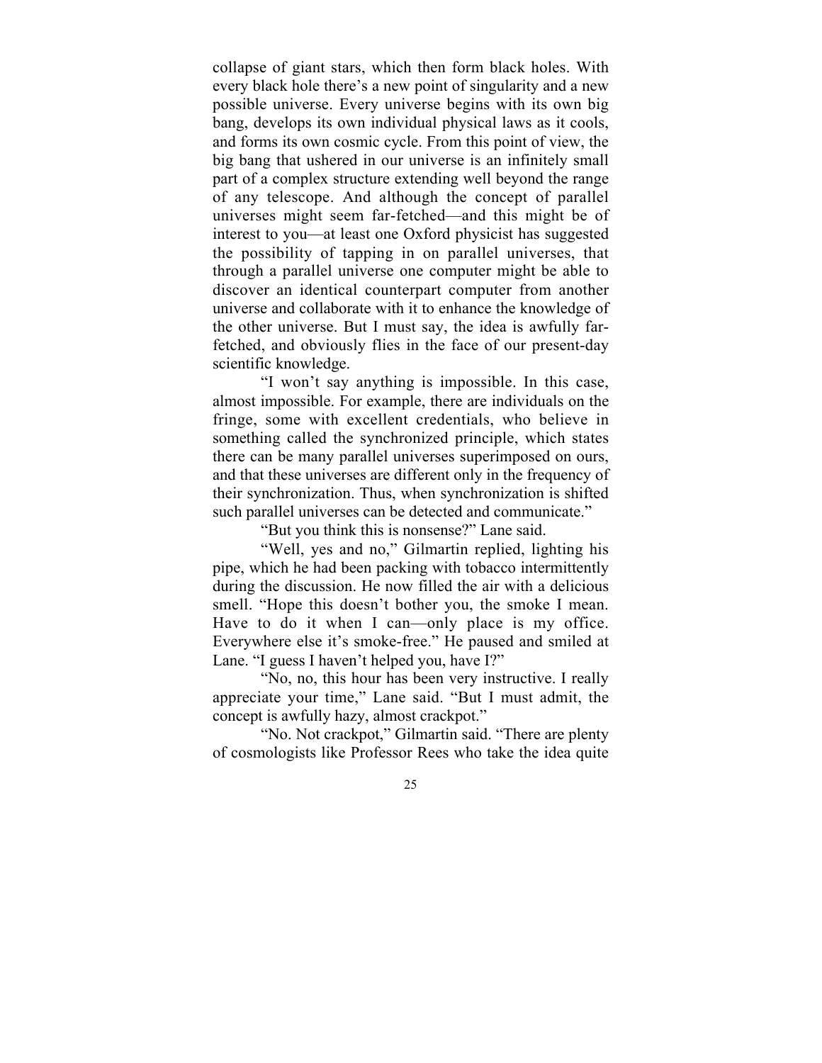collapse of giant stars, which then form black holes. With every black hole there's a new point of singularity and a new possible universe. Every universe begins with its own big bang, develops its own individual physical laws as it cools, and forms its own cosmic cycle. From this point of view, the big bang that ushered in our universe is an infinitely small part of a complex structure extending well beyond the range of any telescope. And although the concept of parallel universes might seem far-fetched—and this might be of interest to you—at least one Oxford physicist has suggested the possibility of tapping in on parallel universes, that through a parallel universe one computer might be able to discover an identical counterpart computer from another universe and collaborate with it to enhance the knowledge of the other universe. But I must say, the idea is awfully far-fetched, and obviously flies in the face of our present-day scientific knowledge.

"I won't say anything is impossible. In this case, almost impossible. For example, there are individuals on the fringe, some with excellent credentials, who believe in something called the synchronized principle, which states there can be many parallel universes superimposed on ours, and that these universes are different only in the frequency of their synchronization. Thus, when synchronization is shifted such parallel universes can be detected and communicate."

"But you think this is nonsense?" Lane said.

"Well, yes and no," Gilmartin replied, lighting his pipe, which he had been packing with tobacco intermittently during the discussion. He now filled the air with a delicious smell. "Hope this doesn't bother you, the smoke I mean. Have to do it when I can—only place is my office. Everywhere else it's smoke-free." He paused and smiled at Lane. "I guess I haven't helped you, have I?"

"No, no, this hour has been very instructive. I really appreciate your time," Lane said. "But I must admit, the concept is awfully hazy, almost crackpot."

"No. Not crackpot," Gilmartin said. "There are plenty of cosmologists like Professor Rees who take the idea quite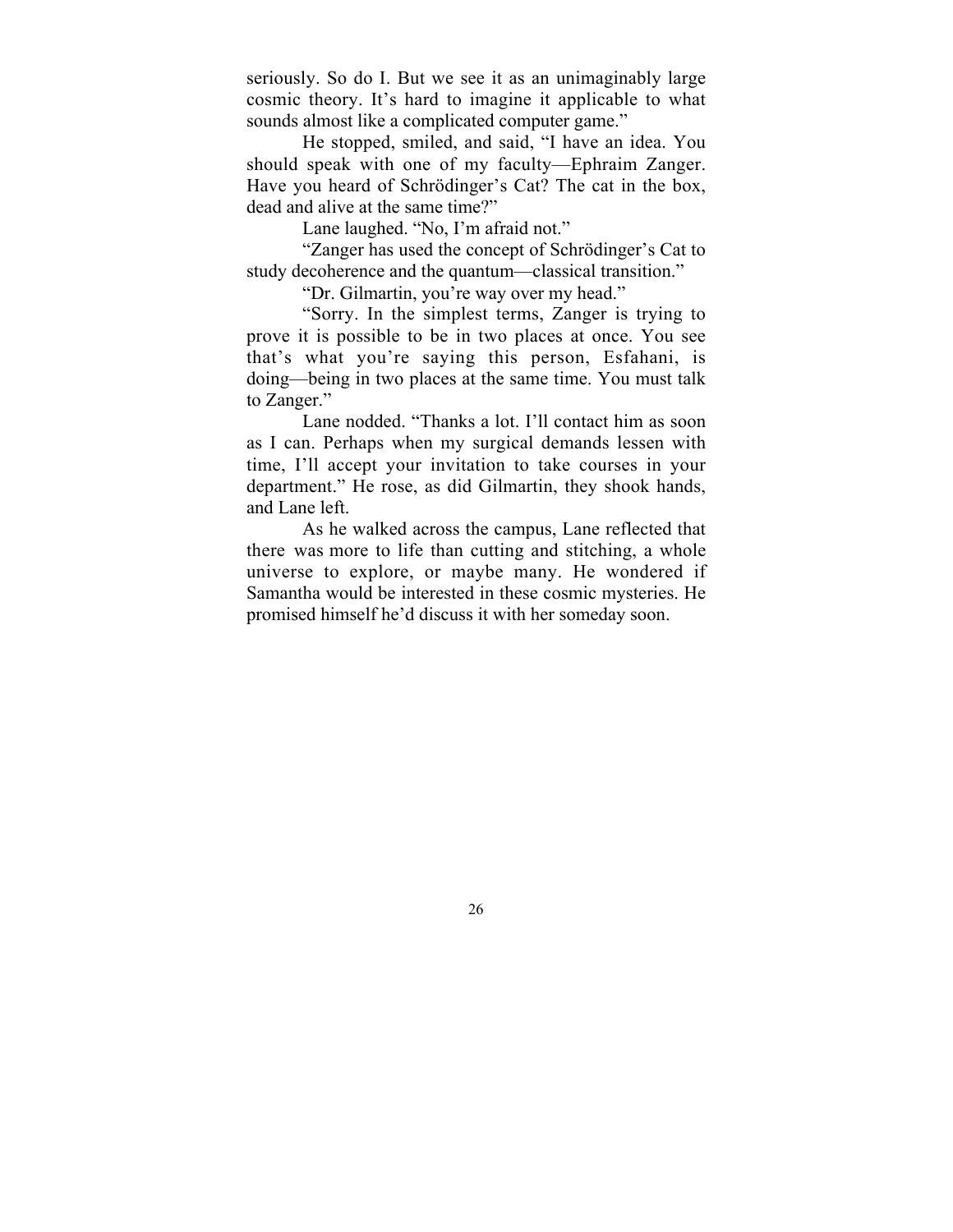seriously. So do I. But we see it as an unimaginably large cosmic theory. It's hard to imagine it applicable to what sounds almost like a complicated computer game."

He stopped, smiled, and said, "I have an idea. You should speak with one of my faculty—Ephraim Zanger. Have you heard of Schrödinger's Cat? The cat in the box, dead and alive at the same time?"

Lane laughed. "No, I'm afraid not."

"Zanger has used the concept of Schrödinger's Cat to study decoherence and the quantum—classical transition."

"Dr. Gilmartin, you're way over my head."

"Sorry. In the simplest terms, Zanger is trying to prove it is possible to be in two places at once. You see that's what you're saying this person, Esfahani, is doing—being in two places at the same time. You must talk to Zanger."

Lane nodded. "Thanks a lot. I'll contact him as soon as I can. Perhaps when my surgical demands lessen with time, I'll accept your invitation to take courses in your department." He rose, as did Gilmartin, they shook hands, and Lane left.

As he walked across the campus, Lane reflected that there was more to life than cutting and stitching, a whole universe to explore, or maybe many. He wondered if Samantha would be interested in these cosmic mysteries. He promised himself he'd discuss it with her someday soon.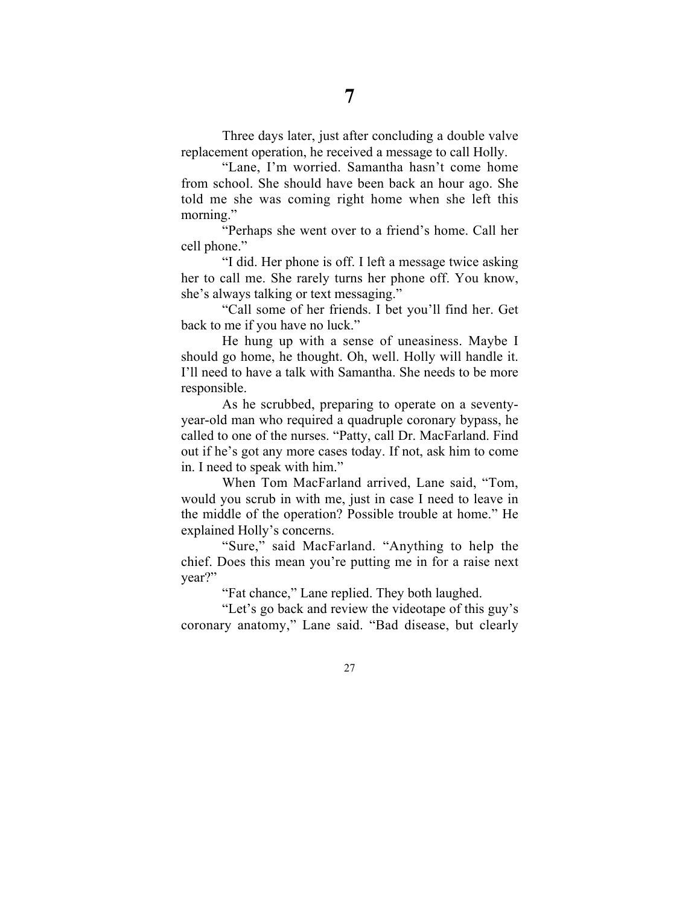# 7

Three days later, just after concluding a double valve replacement operation, he received a message to call Holly.

"Lane, I'm worried. Samantha hasn't come home from school. She should have been back an hour ago. She told me she was coming right home when she left this morning."

"Perhaps she went over to a friend's home. Call her cell phone."

"I did. Her phone is off. I left a message twice asking her to call me. She rarely turns her phone off. You know, she's always talking or text messaging."

"Call some of her friends. I bet you'll find her. Get back to me if you have no luck."

He hung up with a sense of uneasiness. Maybe I should go home, he thought. Oh, well. Holly will handle it. I'll need to have a talk with Samantha. She needs to be more responsible.

As he scrubbed, preparing to operate on a seventy-year-old man who required a quadruple coronary bypass, he called to one of the nurses. "Patty, call Dr. MacFarland. Find out if he's got any more cases today. If not, ask him to come in. I need to speak with him."

When Tom MacFarland arrived, Lane said, "Tom, would you scrub in with me, just in case I need to leave in the middle of the operation? Possible trouble at home." He explained Holly's concerns.

"Sure," said MacFarland. "Anything to help the chief. Does this mean you're putting me in for a raise next year?"

"Fat chance," Lane replied. They both laughed.

"Let's go back and review the videotape of this guy's coronary anatomy," Lane said. "Bad disease, but clearly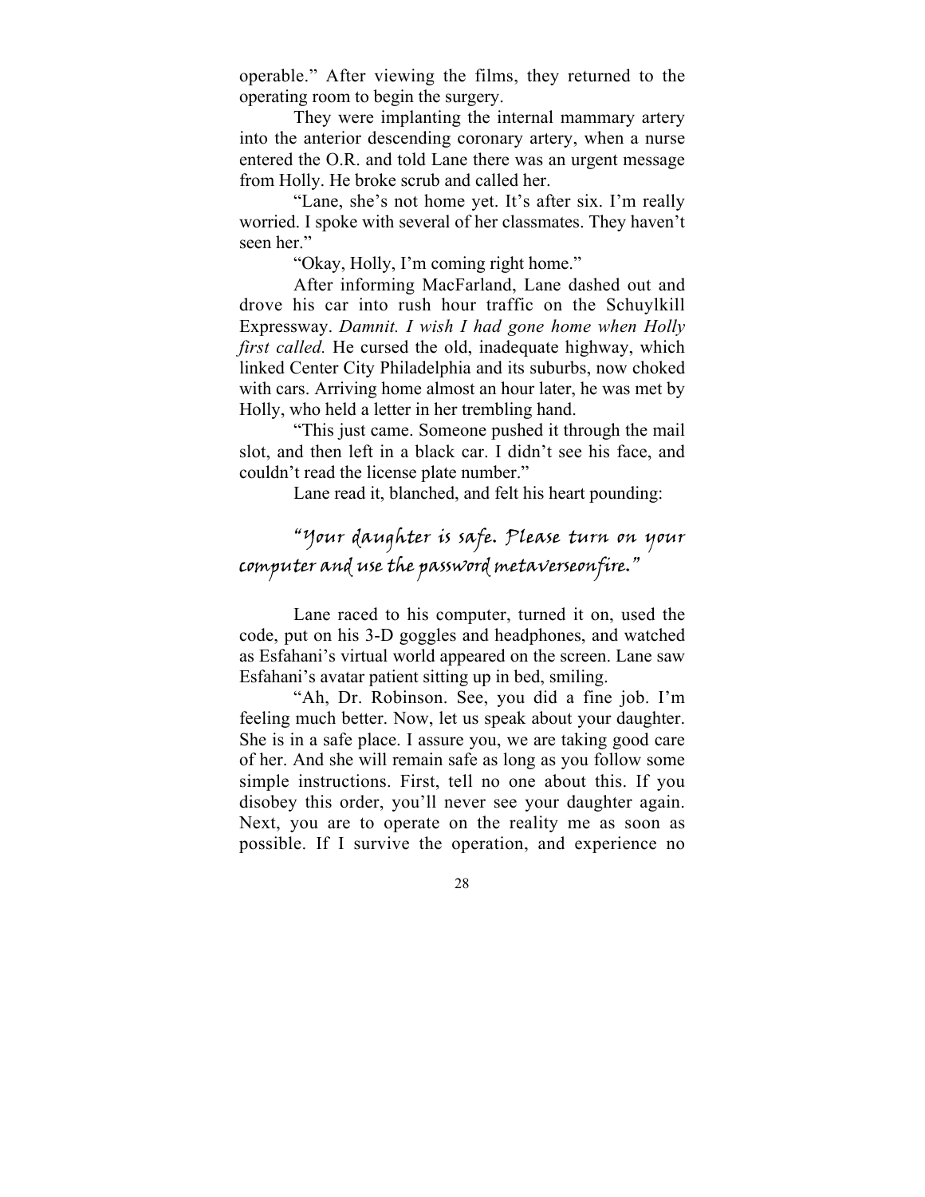operable." After viewing the films, they returned to the operating room to begin the surgery.

They were implanting the internal mammary artery into the anterior descending coronary artery, when a nurse entered the O.R. and told Lane there was an urgent message from Holly. He broke scrub and called her.

"Lane, she's not home yet. It's after six. I'm really worried. I spoke with several of her classmates. They haven't seen her."

"Okay, Holly, I'm coming right home."

After informing MacFarland, Lane dashed out and drove his car into rush hour traffic on the Schuylkill Expressway. *Damnit. I wish I had gone home when Holly first called.* He cursed the old, inadequate highway, which linked Center City Philadelphia and its suburbs, now choked with cars. Arriving home almost an hour later, he was met by Holly, who held a letter in her trembling hand.

"This just came. Someone pushed it through the mail slot, and then left in a black car. I didn't see his face, and couldn't read the license plate number."

Lane read it, blanched, and felt his heart pounding:

"Your daughter is safe. Please turn on your computer and use the password metaverseonfire."

Lane raced to his computer, turned it on, used the code, put on his 3-D goggles and headphones, and watched as Esfahani's virtual world appeared on the screen. Lane saw Esfahani's avatar patient sitting up in bed, smiling.

"Ah, Dr. Robinson. See, you did a fine job. I'm feeling much better. Now, let us speak about your daughter. She is in a safe place. I assure you, we are taking good care of her. And she will remain safe as long as you follow some simple instructions. First, tell no one about this. If you disobey this order, you'll never see your daughter again. Next, you are to operate on the reality me as soon as possible. If I survive the operation, and experience no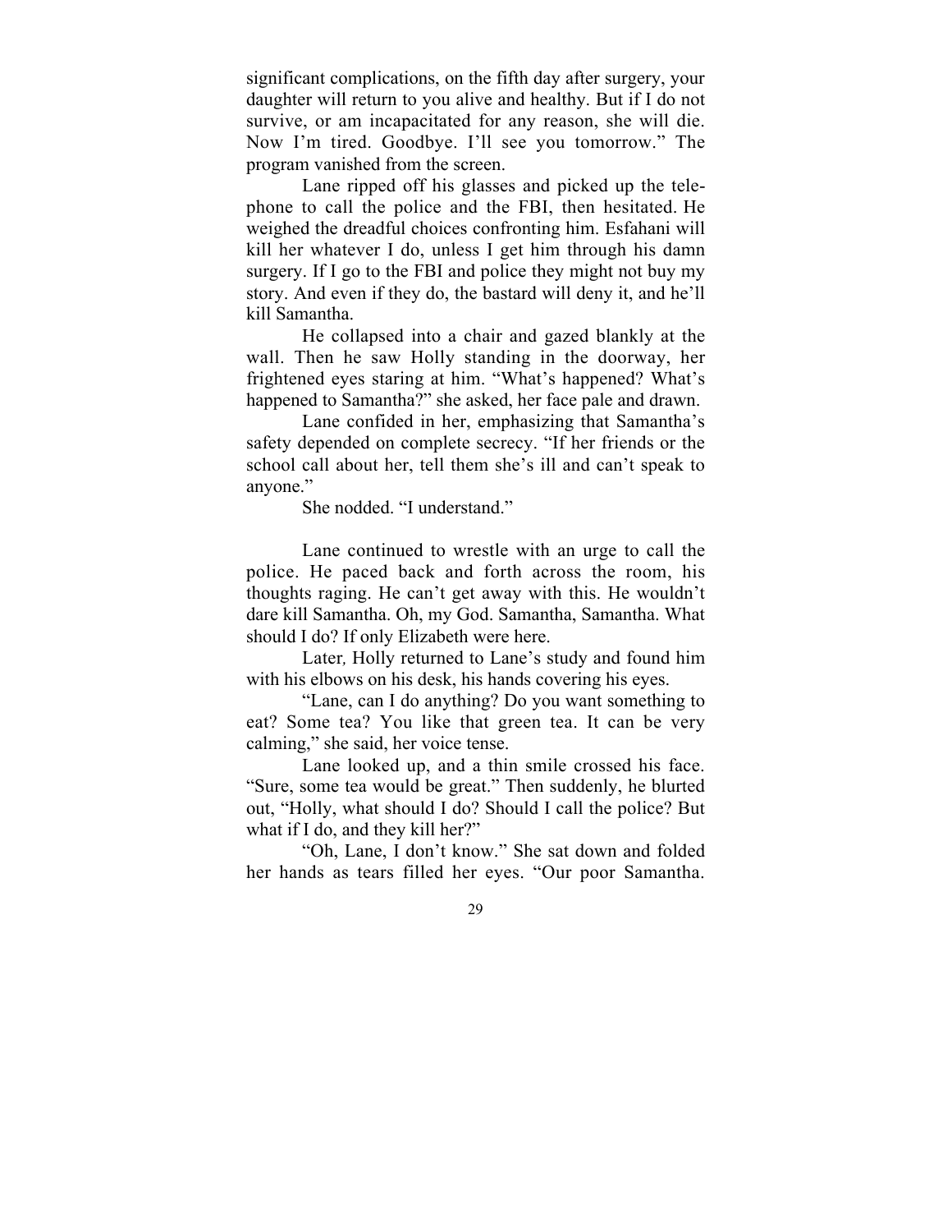significant complications, on the fifth day after surgery, your daughter will return to you alive and healthy. But if I do not survive, or am incapacitated for any reason, she will die. Now I'm tired. Goodbye. I'll see you tomorrow." The program vanished from the screen.

Lane ripped off his glasses and picked up the telephone to call the police and the FBI, then hesitated. He weighed the dreadful choices confronting him. Esfahani will kill her whatever I do, unless I get him through his damn surgery. If I go to the FBI and police they might not buy my story. And even if they do, the bastard will deny it, and he'll kill Samantha.

He collapsed into a chair and gazed blankly at the wall. Then he saw Holly standing in the doorway, her frightened eyes staring at him. "What's happened? What's happened to Samantha?" she asked, her face pale and drawn.

Lane confided in her, emphasizing that Samantha's safety depended on complete secrecy. "If her friends or the school call about her, tell them she's ill and can't speak to anyone."

She nodded. "I understand."

Lane continued to wrestle with an urge to call the police. He paced back and forth across the room, his thoughts raging. He can't get away with this. He wouldn't dare kill Samantha. Oh, my God. Samantha, Samantha. What should I do? If only Elizabeth were here.

Later, Holly returned to Lane's study and found him with his elbows on his desk, his hands covering his eyes.

"Lane, can I do anything? Do you want something to eat? Some tea? You like that green tea. It can be very calming," she said, her voice tense.

Lane looked up, and a thin smile crossed his face. "Sure, some tea would be great." Then suddenly, he blurted out, "Holly, what should I do? Should I call the police? But what if I do, and they kill her?"

"Oh, Lane, I don't know." She sat down and folded her hands as tears filled her eyes. "Our poor Samantha.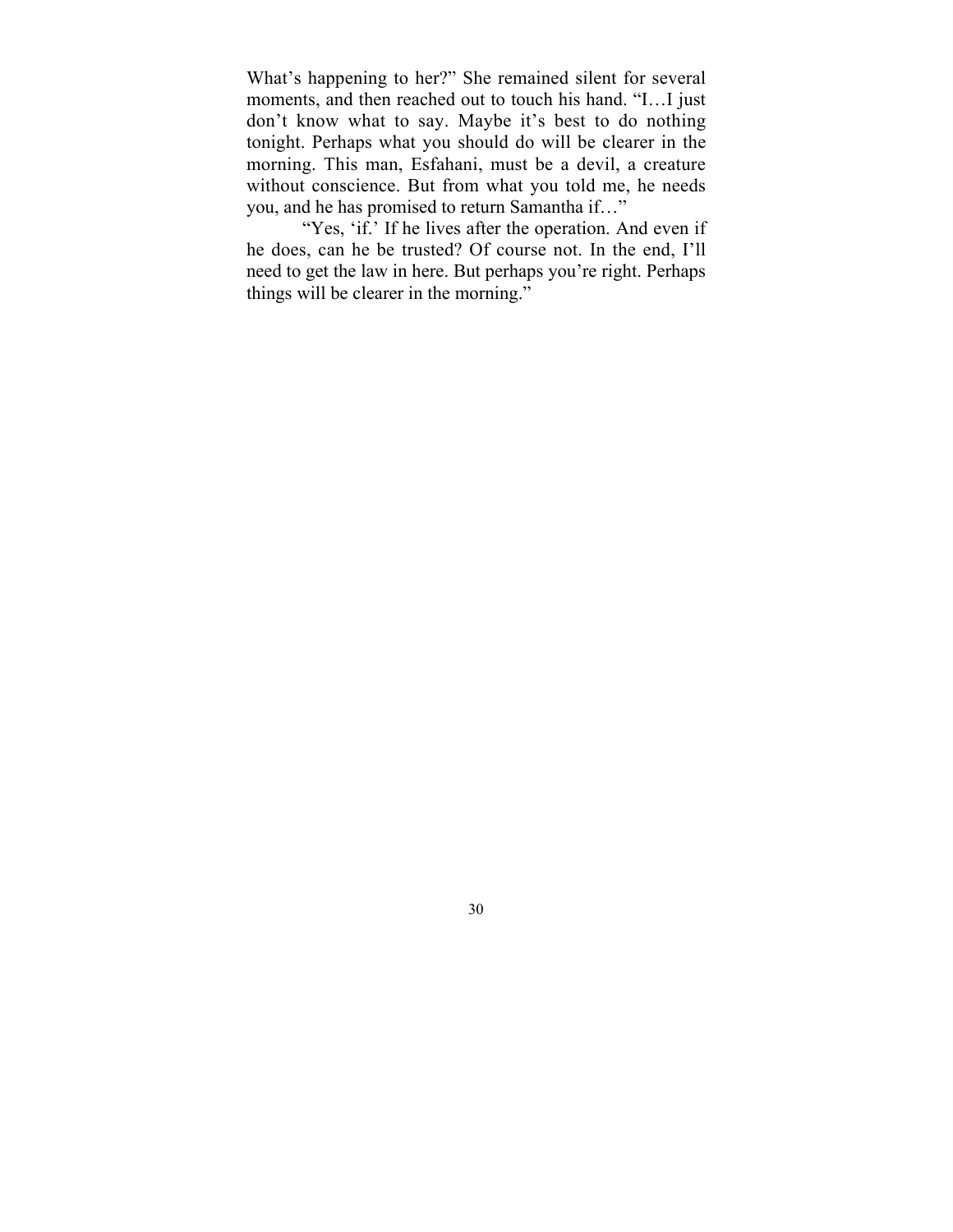What's happening to her?" She remained silent for several moments, and then reached out to touch his hand. "I…I just don't know what to say. Maybe it's best to do nothing tonight. Perhaps what you should do will be clearer in the morning. This man, Esfahani, must be a devil, a creature without conscience. But from what you told me, he needs you, and he has promised to return Samantha if…"

"Yes, 'if.' If he lives after the operation. And even if he does, can he be trusted? Of course not. In the end, I'll need to get the law in here. But perhaps you're right. Perhaps things will be clearer in the morning."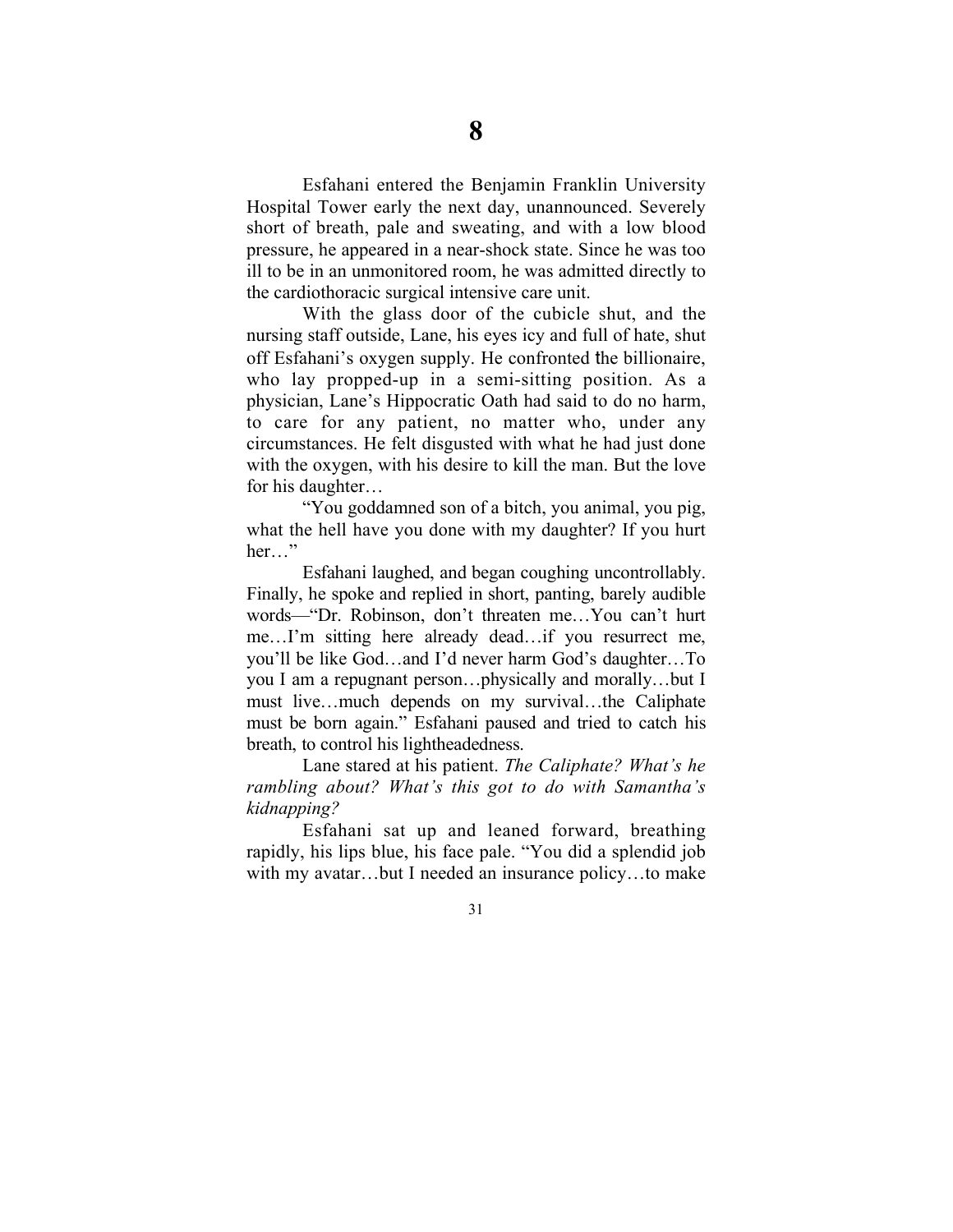# 8

Esfahani entered the Benjamin Franklin University Hospital Tower early the next day, unannounced. Severely short of breath, pale and sweating, and with a low blood pressure, he appeared in a near-shock state. Since he was too ill to be in an unmonitored room, he was admitted directly to the cardiothoracic surgical intensive care unit.

With the glass door of the cubicle shut, and the nursing staff outside, Lane, his eyes icy and full of hate, shut off Esfahani's oxygen supply. He confronted the billionaire, who lay propped-up in a semi-sitting position. As a physician, Lane's Hippocratic Oath had said to do no harm, to care for any patient, no matter who, under any circumstances. He felt disgusted with what he had just done with the oxygen, with his desire to kill the man. But the love for his daughter…

"You goddamned son of a bitch, you animal, you pig, what the hell have you done with my daughter? If you hurt her…"

Esfahani laughed, and began coughing uncontrollably. Finally, he spoke and replied in short, panting, barely audible words—"Dr. Robinson, don't threaten me…You can't hurt me…I'm sitting here already dead…if you resurrect me, you'll be like God…and I'd never harm God's daughter…To you I am a repugnant person…physically and morally…but I must live…much depends on my survival…the Caliphate must be born again." Esfahani paused and tried to catch his breath, to control his lightheadedness.

Lane stared at his patient. *The Caliphate? What's he rambling about? What's this got to do with Samantha's kidnapping?*

Esfahani sat up and leaned forward, breathing rapidly, his lips blue, his face pale. "You did a splendid job with my avatar…but I needed an insurance policy…to make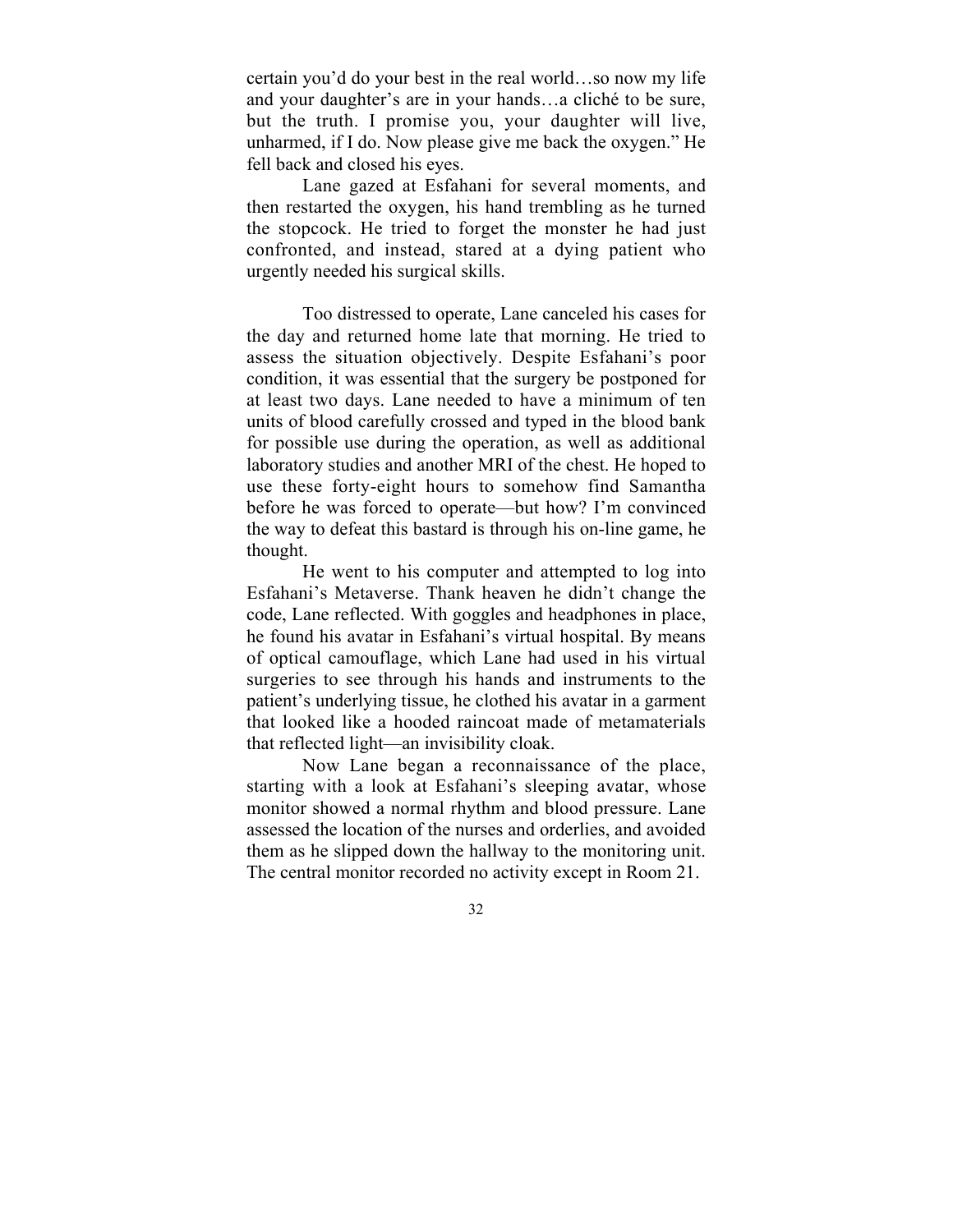certain you'd do your best in the real world…so now my life and your daughter's are in your hands…a cliché to be sure, but the truth. I promise you, your daughter will live, unharmed, if I do. Now please give me back the oxygen." He fell back and closed his eyes.

Lane gazed at Esfahani for several moments, and then restarted the oxygen, his hand trembling as he turned the stopcock. He tried to forget the monster he had just confronted, and instead, stared at a dying patient who urgently needed his surgical skills.

Too distressed to operate, Lane canceled his cases for the day and returned home late that morning. He tried to assess the situation objectively. Despite Esfahani's poor condition, it was essential that the surgery be postponed for at least two days. Lane needed to have a minimum of ten units of blood carefully crossed and typed in the blood bank for possible use during the operation, as well as additional laboratory studies and another MRI of the chest. He hoped to use these forty-eight hours to somehow find Samantha before he was forced to operate—but how? I'm convinced the way to defeat this bastard is through his on-line game, he thought.

He went to his computer and attempted to log into Esfahani's Metaverse. Thank heaven he didn't change the code, Lane reflected. With goggles and headphones in place, he found his avatar in Esfahani's virtual hospital. By means of optical camouflage, which Lane had used in his virtual surgeries to see through his hands and instruments to the patient's underlying tissue, he clothed his avatar in a garment that looked like a hooded raincoat made of metamaterials that reflected light—an invisibility cloak.

Now Lane began a reconnaissance of the place, starting with a look at Esfahani's sleeping avatar, whose monitor showed a normal rhythm and blood pressure. Lane assessed the location of the nurses and orderlies, and avoided them as he slipped down the hallway to the monitoring unit. The central monitor recorded no activity except in Room 21.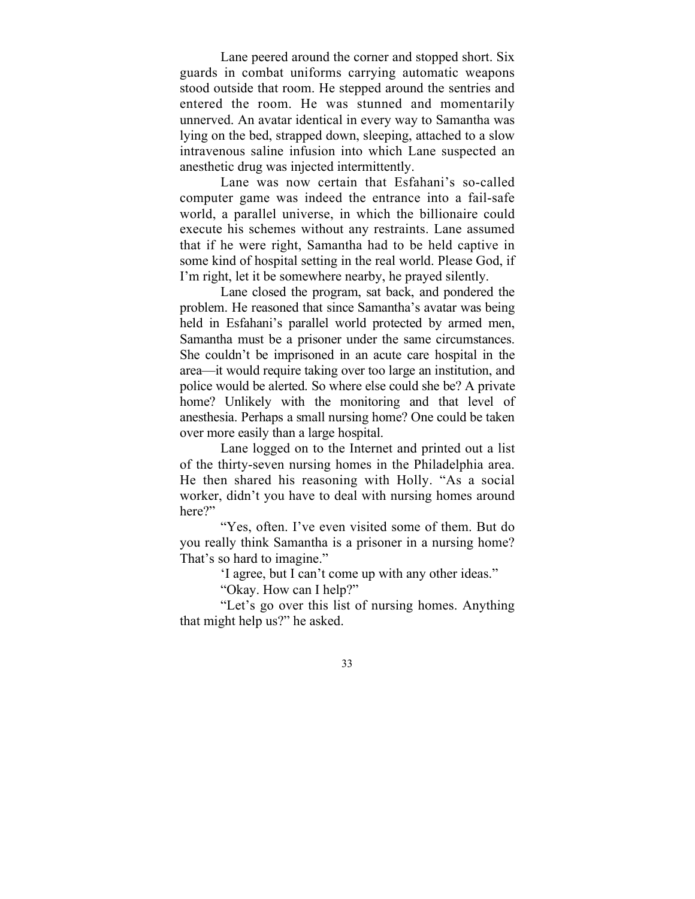Lane peered around the corner and stopped short. Six guards in combat uniforms carrying automatic weapons stood outside that room. He stepped around the sentries and entered the room. He was stunned and momentarily unnerved. An avatar identical in every way to Samantha was lying on the bed, strapped down, sleeping, attached to a slow intravenous saline infusion into which Lane suspected an anesthetic drug was injected intermittently.

Lane was now certain that Esfahani's so-called computer game was indeed the entrance into a fail-safe world, a parallel universe, in which the billionaire could execute his schemes without any restraints. Lane assumed that if he were right, Samantha had to be held captive in some kind of hospital setting in the real world. Please God, if I'm right, let it be somewhere nearby, he prayed silently.

Lane closed the program, sat back, and pondered the problem. He reasoned that since Samantha's avatar was being held in Esfahani's parallel world protected by armed men, Samantha must be a prisoner under the same circumstances. She couldn't be imprisoned in an acute care hospital in the area—it would require taking over too large an institution, and police would be alerted. So where else could she be? A private home? Unlikely with the monitoring and that level of anesthesia. Perhaps a small nursing home? One could be taken over more easily than a large hospital.

Lane logged on to the Internet and printed out a list of the thirty-seven nursing homes in the Philadelphia area. He then shared his reasoning with Holly. "As a social worker, didn't you have to deal with nursing homes around here?"

"Yes, often. I've even visited some of them. But do you really think Samantha is a prisoner in a nursing home? That's so hard to imagine."

'I agree, but I can't come up with any other ideas."

"Okay. How can I help?"

"Let's go over this list of nursing homes. Anything that might help us?" he asked.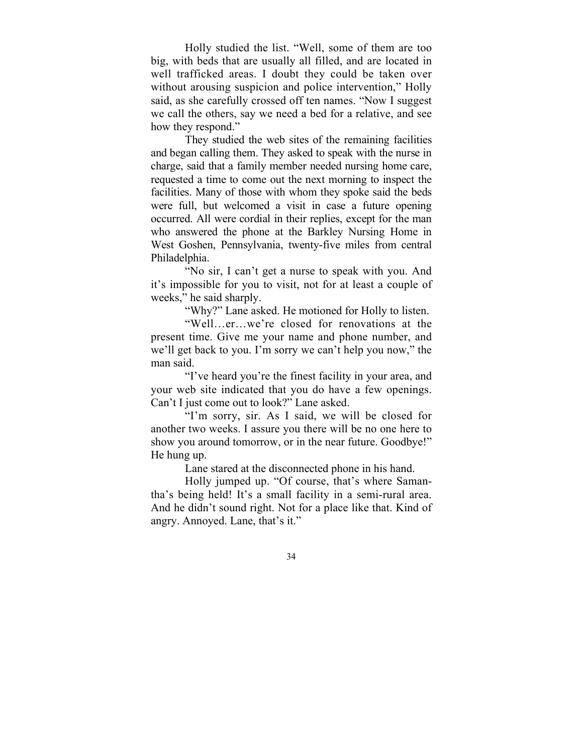Holly studied the list. “Well, some of them are too big, with beds that are usually all filled, and are located in well trafficked areas. I doubt they could be taken over without arousing suspicion and police intervention,” Holly said, as she carefully crossed off ten names. “Now I suggest we call the others, say we need a bed for a relative, and see how they respond.”

They studied the web sites of the remaining facilities and began calling them. They asked to speak with the nurse in charge, said that a family member needed nursing home care, requested a time to come out the next morning to inspect the facilities. Many of those with whom they spoke said the beds were full, but welcomed a visit in case a future opening occurred. All were cordial in their replies, except for the man who answered the phone at the Barkley Nursing Home in West Goshen, Pennsylvania, twenty-five miles from central Philadelphia.

“No sir, I can’t get a nurse to speak with you. And it’s impossible for you to visit, not for at least a couple of weeks,” he said sharply.

“Why?” Lane asked. He motioned for Holly to listen.

“Well…er…we’re closed for renovations at the present time. Give me your name and phone number, and we’ll get back to you. I’m sorry we can’t help you now,” the man said.

“I’ve heard you’re the finest facility in your area, and your web site indicated that you do have a few openings. Can’t I just come out to look?” Lane asked.

“I’m sorry, sir. As I said, we will be closed for another two weeks. I assure you there will be no one here to show you around tomorrow, or in the near future. Goodbye!” He hung up.

Lane stared at the disconnected phone in his hand.

Holly jumped up. “Of course, that’s where Samantha’s being held! It’s a small facility in a semi-rural area. And he didn’t sound right. Not for a place like that. Kind of angry. Annoyed. Lane, that’s it.”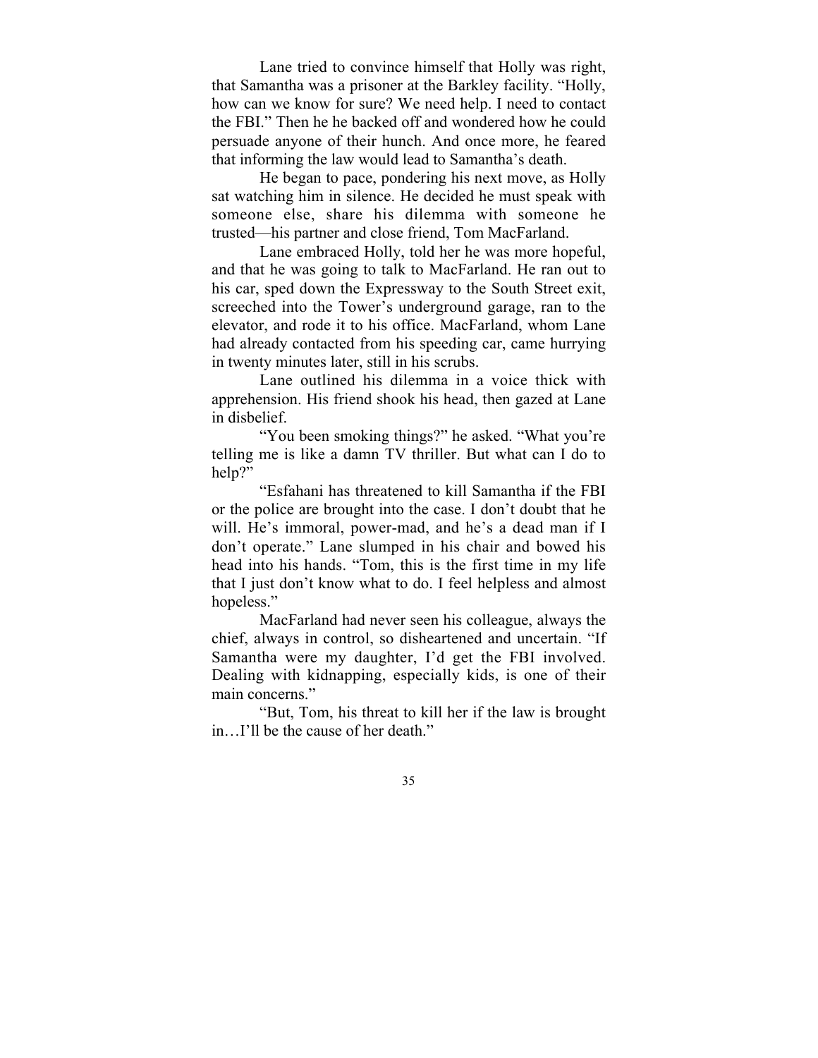Lane tried to convince himself that Holly was right, that Samantha was a prisoner at the Barkley facility. "Holly, how can we know for sure? We need help. I need to contact the FBI." Then he he backed off and wondered how he could persuade anyone of their hunch. And once more, he feared that informing the law would lead to Samantha's death.

He began to pace, pondering his next move, as Holly sat watching him in silence. He decided he must speak with someone else, share his dilemma with someone he trusted—his partner and close friend, Tom MacFarland.

Lane embraced Holly, told her he was more hopeful, and that he was going to talk to MacFarland. He ran out to his car, sped down the Expressway to the South Street exit, screeched into the Tower's underground garage, ran to the elevator, and rode it to his office. MacFarland, whom Lane had already contacted from his speeding car, came hurrying in twenty minutes later, still in his scrubs.

Lane outlined his dilemma in a voice thick with apprehension. His friend shook his head, then gazed at Lane in disbelief.

"You been smoking things?" he asked. "What you're telling me is like a damn TV thriller. But what can I do to help?"

"Esfahani has threatened to kill Samantha if the FBI or the police are brought into the case. I don't doubt that he will. He's immoral, power-mad, and he's a dead man if I don't operate." Lane slumped in his chair and bowed his head into his hands. "Tom, this is the first time in my life that I just don't know what to do. I feel helpless and almost hopeless."

MacFarland had never seen his colleague, always the chief, always in control, so disheartened and uncertain. "If Samantha were my daughter, I'd get the FBI involved. Dealing with kidnapping, especially kids, is one of their main concerns."

"But, Tom, his threat to kill her if the law is brought in…I'll be the cause of her death."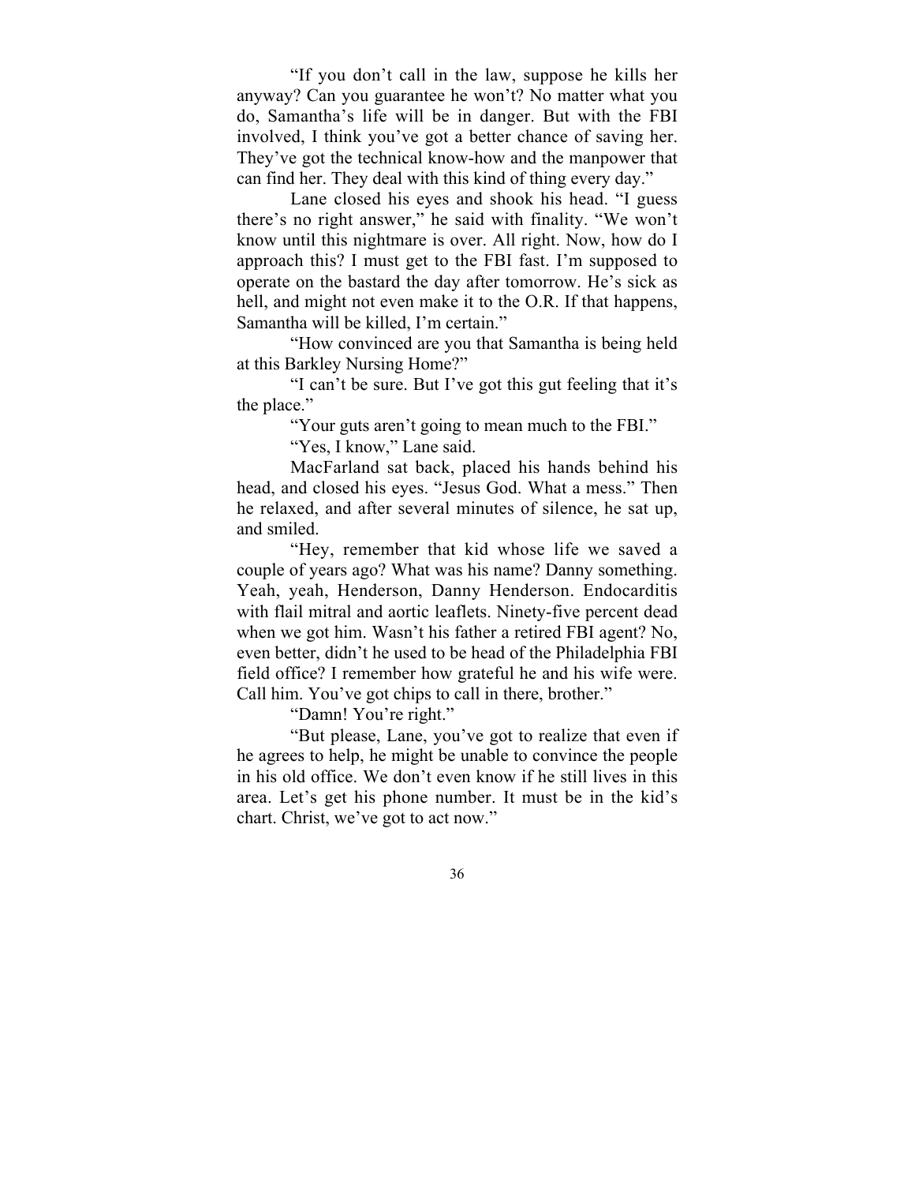"If you don't call in the law, suppose he kills her anyway? Can you guarantee he won't? No matter what you do, Samantha's life will be in danger. But with the FBI involved, I think you've got a better chance of saving her. They've got the technical know-how and the manpower that can find her. They deal with this kind of thing every day."

Lane closed his eyes and shook his head. "I guess there's no right answer," he said with finality. "We won't know until this nightmare is over. All right. Now, how do I approach this? I must get to the FBI fast. I'm supposed to operate on the bastard the day after tomorrow. He's sick as hell, and might not even make it to the O.R. If that happens, Samantha will be killed, I'm certain."

"How convinced are you that Samantha is being held at this Barkley Nursing Home?"

"I can't be sure. But I've got this gut feeling that it's the place."

"Your guts aren't going to mean much to the FBI."

"Yes, I know," Lane said.

MacFarland sat back, placed his hands behind his head, and closed his eyes. "Jesus God. What a mess." Then he relaxed, and after several minutes of silence, he sat up, and smiled.

"Hey, remember that kid whose life we saved a couple of years ago? What was his name? Danny something. Yeah, yeah, Henderson, Danny Henderson. Endocarditis with flail mitral and aortic leaflets. Ninety-five percent dead when we got him. Wasn't his father a retired FBI agent? No, even better, didn't he used to be head of the Philadelphia FBI field office? I remember how grateful he and his wife were. Call him. You've got chips to call in there, brother."

"Damn! You're right."

"But please, Lane, you've got to realize that even if he agrees to help, he might be unable to convince the people in his old office. We don't even know if he still lives in this area. Let's get his phone number. It must be in the kid's chart. Christ, we've got to act now."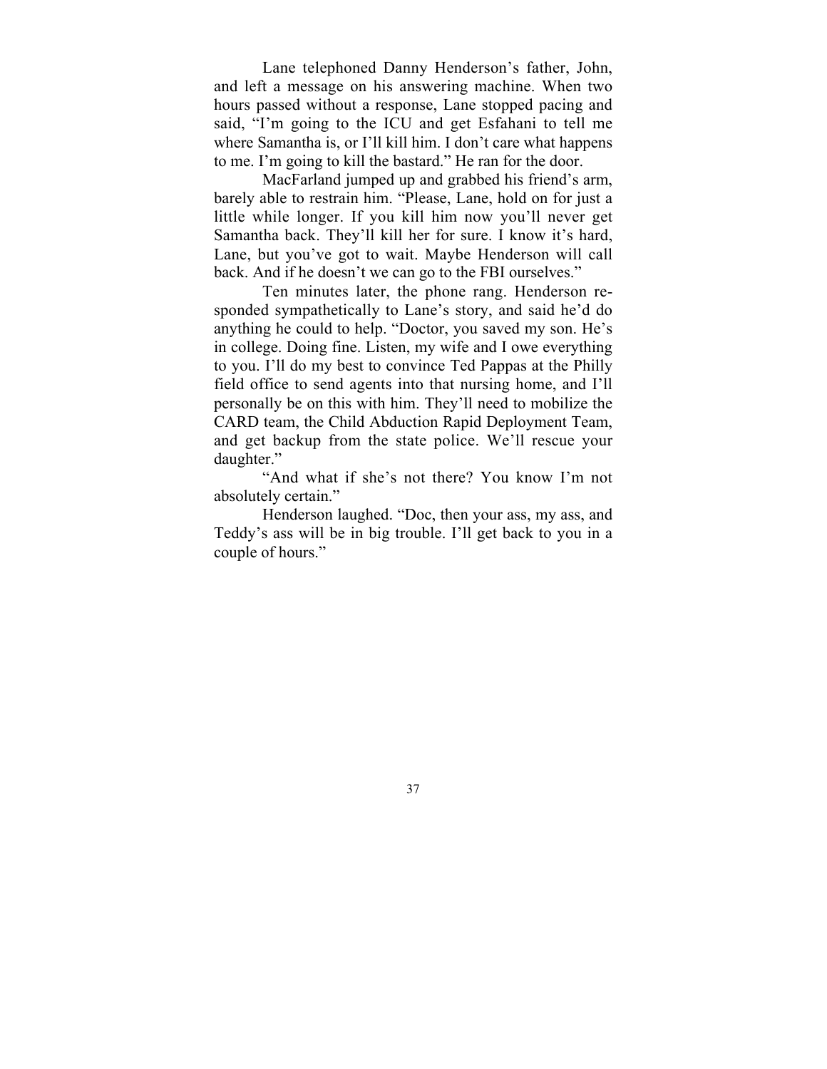Lane telephoned Danny Henderson's father, John, and left a message on his answering machine. When two hours passed without a response, Lane stopped pacing and said, "I'm going to the ICU and get Esfahani to tell me where Samantha is, or I'll kill him. I don't care what happens to me. I'm going to kill the bastard." He ran for the door.

MacFarland jumped up and grabbed his friend's arm, barely able to restrain him. "Please, Lane, hold on for just a little while longer. If you kill him now you'll never get Samantha back. They'll kill her for sure. I know it's hard, Lane, but you've got to wait. Maybe Henderson will call back. And if he doesn't we can go to the FBI ourselves."

Ten minutes later, the phone rang. Henderson responded sympathetically to Lane's story, and said he'd do anything he could to help. "Doctor, you saved my son. He's in college. Doing fine. Listen, my wife and I owe everything to you. I'll do my best to convince Ted Pappas at the Philly field office to send agents into that nursing home, and I'll personally be on this with him. They'll need to mobilize the CARD team, the Child Abduction Rapid Deployment Team, and get backup from the state police. We'll rescue your daughter."

"And what if she's not there? You know I'm not absolutely certain."

Henderson laughed. "Doc, then your ass, my ass, and Teddy's ass will be in big trouble. I'll get back to you in a couple of hours."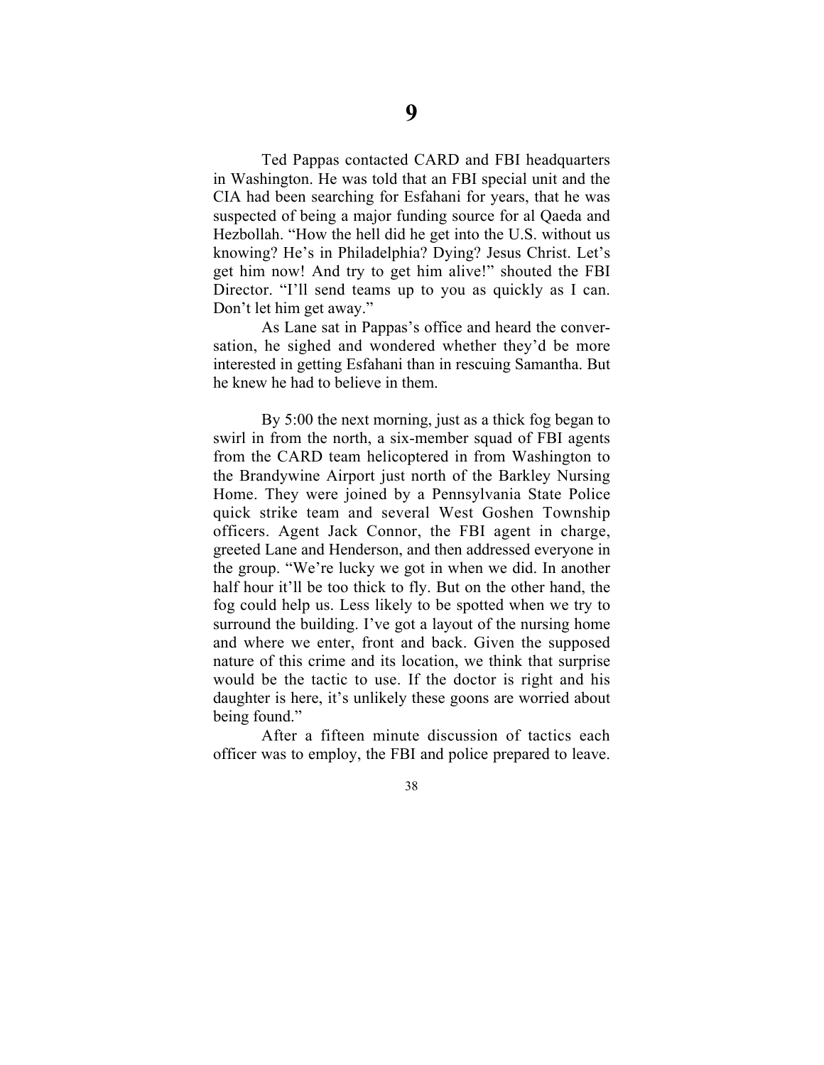# 9

Ted Pappas contacted CARD and FBI headquarters in Washington. He was told that an FBI special unit and the CIA had been searching for Esfahani for years, that he was suspected of being a major funding source for al Qaeda and Hezbollah. "How the hell did he get into the U.S. without us knowing? He's in Philadelphia? Dying? Jesus Christ. Let's get him now! And try to get him alive!" shouted the FBI Director. "I'll send teams up to you as quickly as I can. Don't let him get away."

As Lane sat in Pappas's office and heard the conversation, he sighed and wondered whether they'd be more interested in getting Esfahani than in rescuing Samantha. But he knew he had to believe in them.

By 5:00 the next morning, just as a thick fog began to swirl in from the north, a six-member squad of FBI agents from the CARD team helicoptered in from Washington to the Brandywine Airport just north of the Barkley Nursing Home. They were joined by a Pennsylvania State Police quick strike team and several West Goshen Township officers. Agent Jack Connor, the FBI agent in charge, greeted Lane and Henderson, and then addressed everyone in the group. "We're lucky we got in when we did. In another half hour it'll be too thick to fly. But on the other hand, the fog could help us. Less likely to be spotted when we try to surround the building. I've got a layout of the nursing home and where we enter, front and back. Given the supposed nature of this crime and its location, we think that surprise would be the tactic to use. If the doctor is right and his daughter is here, it's unlikely these goons are worried about being found."

After a fifteen minute discussion of tactics each officer was to employ, the FBI and police prepared to leave.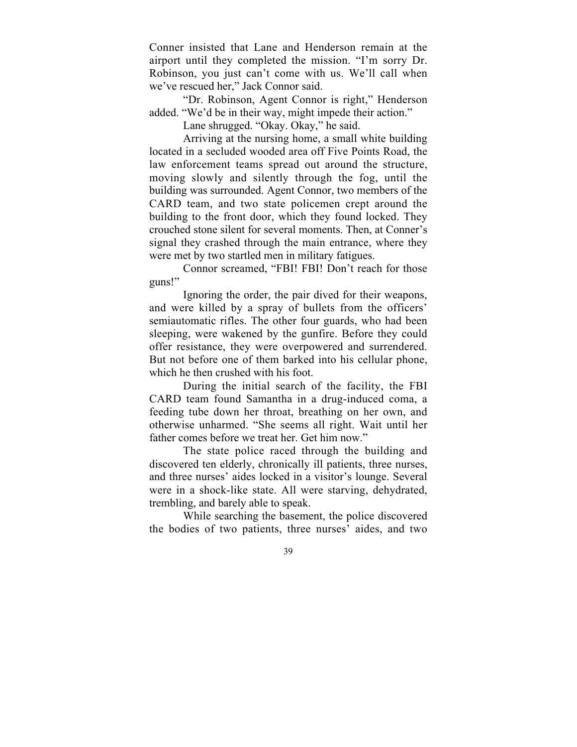Conner insisted that Lane and Henderson remain at the airport until they completed the mission. "I'm sorry Dr. Robinson, you just can't come with us. We'll call when we've rescued her," Jack Connor said.

"Dr. Robinson, Agent Connor is right," Henderson added. "We'd be in their way, might impede their action."

Lane shrugged. "Okay. Okay," he said.

Arriving at the nursing home, a small white building located in a secluded wooded area off Five Points Road, the law enforcement teams spread out around the structure, moving slowly and silently through the fog, until the building was surrounded. Agent Connor, two members of the CARD team, and two state policemen crept around the building to the front door, which they found locked. They crouched stone silent for several moments. Then, at Conner's signal they crashed through the main entrance, where they were met by two startled men in military fatigues.

Connor screamed, "FBI! FBI! Don't reach for those guns!"

Ignoring the order, the pair dived for their weapons, and were killed by a spray of bullets from the officers' semiautomatic rifles. The other four guards, who had been sleeping, were wakened by the gunfire. Before they could offer resistance, they were overpowered and surrendered. But not before one of them barked into his cellular phone, which he then crushed with his foot.

During the initial search of the facility, the FBI CARD team found Samantha in a drug-induced coma, a feeding tube down her throat, breathing on her own, and otherwise unharmed. "She seems all right. Wait until her father comes before we treat her. Get him now."

The state police raced through the building and discovered ten elderly, chronically ill patients, three nurses, and three nurses' aides locked in a visitor's lounge. Several were in a shock-like state. All were starving, dehydrated, trembling, and barely able to speak.

While searching the basement, the police discovered the bodies of two patients, three nurses' aides, and two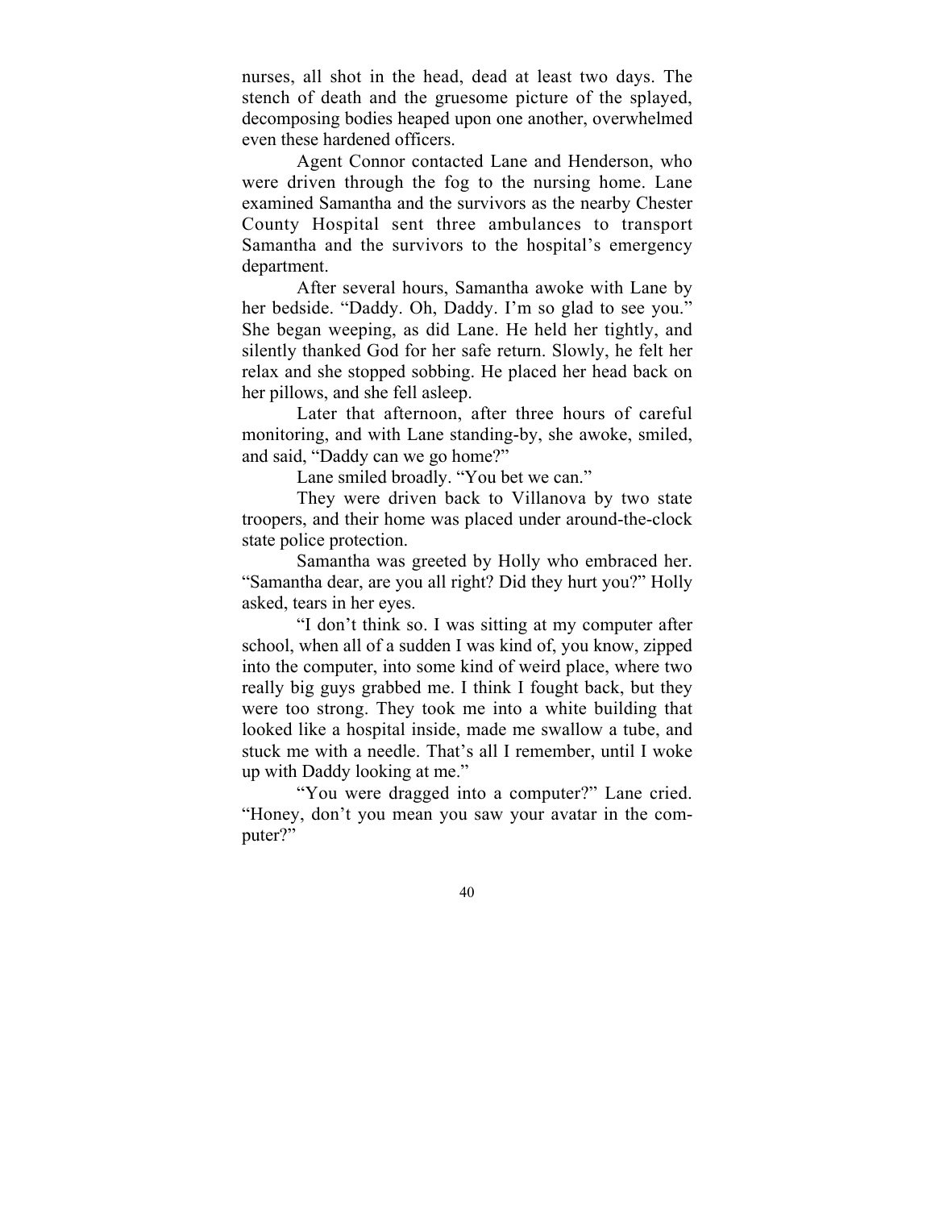nurses, all shot in the head, dead at least two days. The stench of death and the gruesome picture of the splayed, decomposing bodies heaped upon one another, overwhelmed even these hardened officers.

Agent Connor contacted Lane and Henderson, who were driven through the fog to the nursing home. Lane examined Samantha and the survivors as the nearby Chester County Hospital sent three ambulances to transport Samantha and the survivors to the hospital's emergency department.

After several hours, Samantha awoke with Lane by her bedside. "Daddy. Oh, Daddy. I'm so glad to see you." She began weeping, as did Lane. He held her tightly, and silently thanked God for her safe return. Slowly, he felt her relax and she stopped sobbing. He placed her head back on her pillows, and she fell asleep.

Later that afternoon, after three hours of careful monitoring, and with Lane standing-by, she awoke, smiled, and said, "Daddy can we go home?"

Lane smiled broadly. "You bet we can."

They were driven back to Villanova by two state troopers, and their home was placed under around-the-clock state police protection.

Samantha was greeted by Holly who embraced her. "Samantha dear, are you all right? Did they hurt you?" Holly asked, tears in her eyes.

"I don't think so. I was sitting at my computer after school, when all of a sudden I was kind of, you know, zipped into the computer, into some kind of weird place, where two really big guys grabbed me. I think I fought back, but they were too strong. They took me into a white building that looked like a hospital inside, made me swallow a tube, and stuck me with a needle. That's all I remember, until I woke up with Daddy looking at me."

"You were dragged into a computer?" Lane cried. "Honey, don't you mean you saw your avatar in the computer?"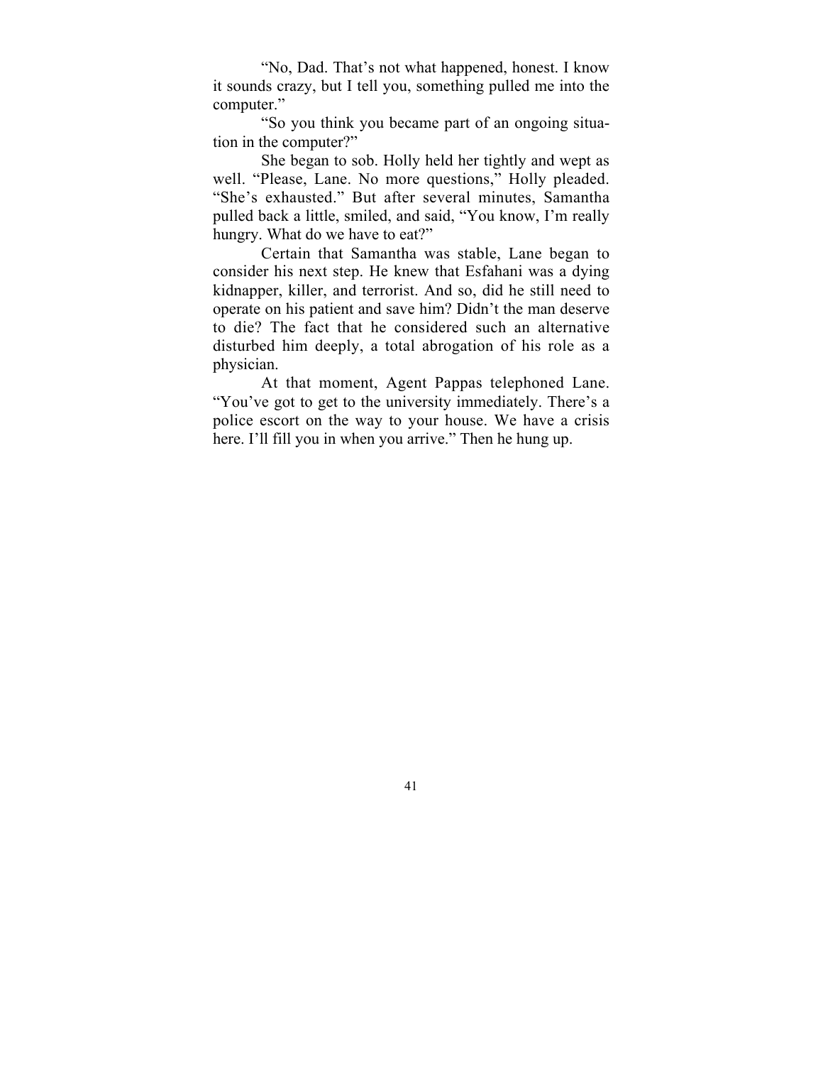"No, Dad. That's not what happened, honest. I know it sounds crazy, but I tell you, something pulled me into the computer."

"So you think you became part of an ongoing situation in the computer?"

She began to sob. Holly held her tightly and wept as well. "Please, Lane. No more questions," Holly pleaded. "She's exhausted." But after several minutes, Samantha pulled back a little, smiled, and said, "You know, I'm really hungry. What do we have to eat?"

Certain that Samantha was stable, Lane began to consider his next step. He knew that Esfahani was a dying kidnapper, killer, and terrorist. And so, did he still need to operate on his patient and save him? Didn't the man deserve to die? The fact that he considered such an alternative disturbed him deeply, a total abrogation of his role as a physician.

At that moment, Agent Pappas telephoned Lane. "You've got to get to the university immediately. There's a police escort on the way to your house. We have a crisis here. I'll fill you in when you arrive." Then he hung up.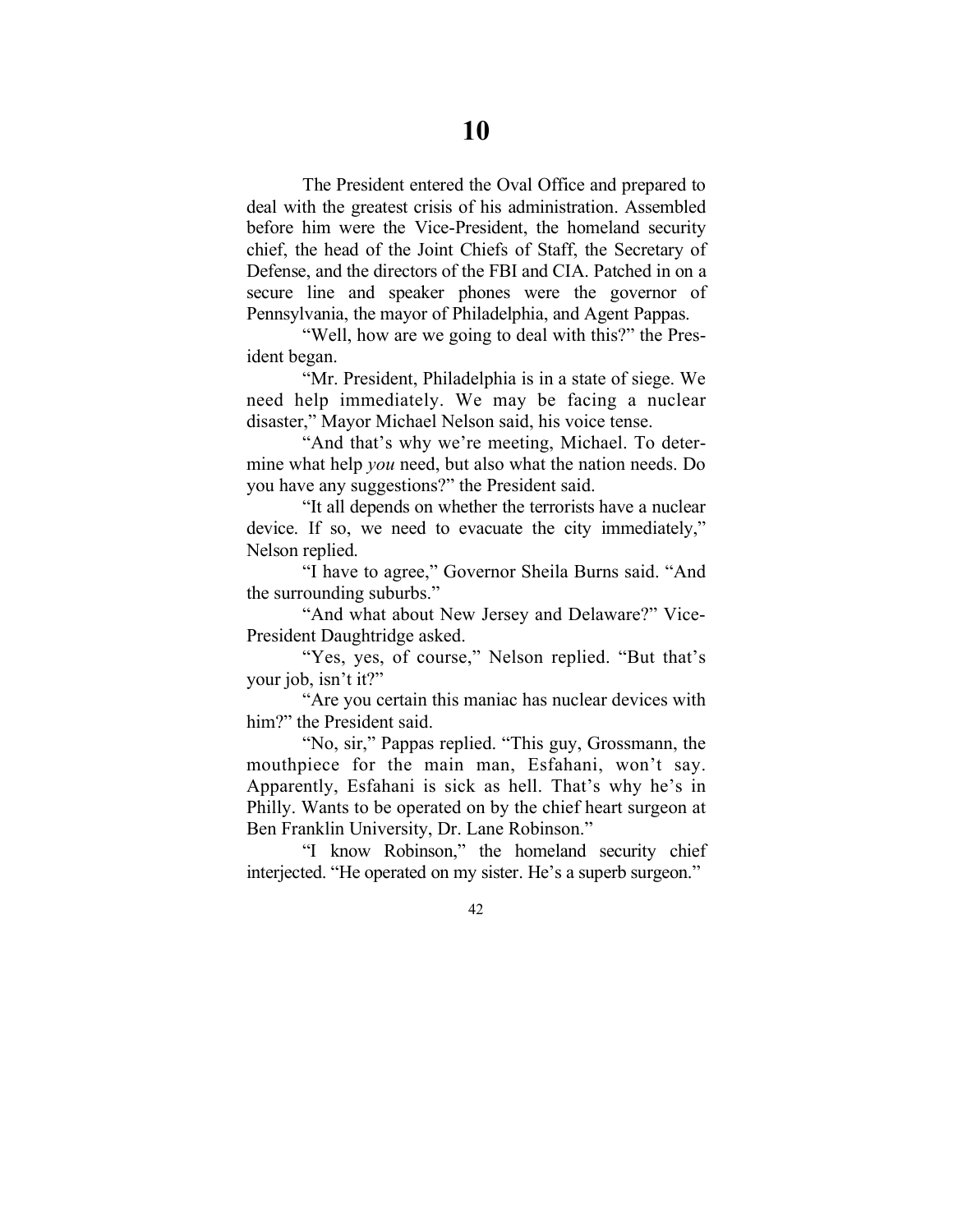# 10

The President entered the Oval Office and prepared to deal with the greatest crisis of his administration. Assembled before him were the Vice-President, the homeland security chief, the head of the Joint Chiefs of Staff, the Secretary of Defense, and the directors of the FBI and CIA. Patched in on a secure line and speaker phones were the governor of Pennsylvania, the mayor of Philadelphia, and Agent Pappas.

"Well, how are we going to deal with this?" the President began.

"Mr. President, Philadelphia is in a state of siege. We need help immediately. We may be facing a nuclear disaster," Mayor Michael Nelson said, his voice tense.

"And that's why we're meeting, Michael. To determine what help *you* need, but also what the nation needs. Do you have any suggestions?" the President said.

"It all depends on whether the terrorists have a nuclear device. If so, we need to evacuate the city immediately," Nelson replied.

"I have to agree," Governor Sheila Burns said. "And the surrounding suburbs."

"And what about New Jersey and Delaware?" Vice-President Daughtridge asked.

"Yes, yes, of course," Nelson replied. "But that's your job, isn't it?"

"Are you certain this maniac has nuclear devices with him?" the President said.

"No, sir," Pappas replied. "This guy, Grossmann, the mouthpiece for the main man, Esfahani, won't say. Apparently, Esfahani is sick as hell. That's why he's in Philly. Wants to be operated on by the chief heart surgeon at Ben Franklin University, Dr. Lane Robinson."

"I know Robinson," the homeland security chief interjected. "He operated on my sister. He's a superb surgeon."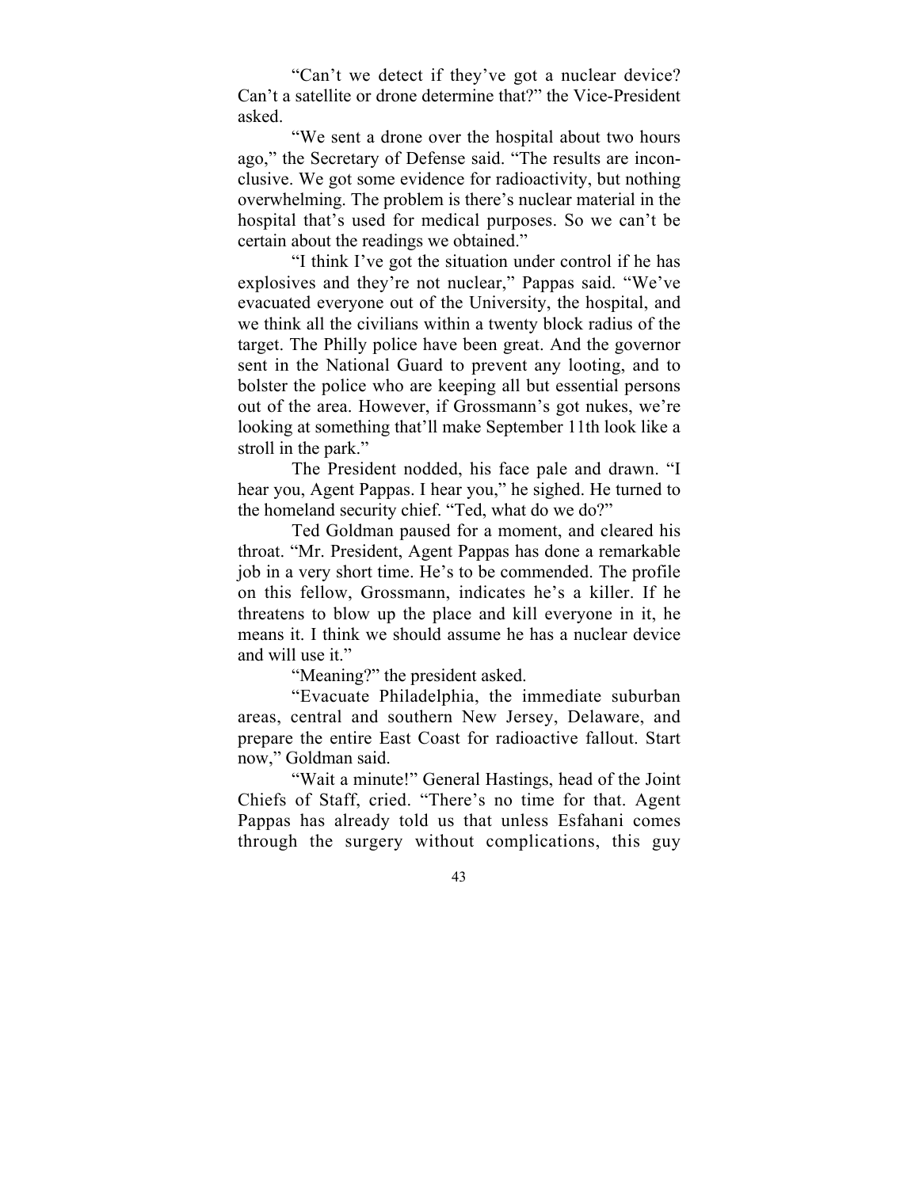"Can't we detect if they've got a nuclear device? Can't a satellite or drone determine that?" the Vice-President asked.

"We sent a drone over the hospital about two hours ago," the Secretary of Defense said. "The results are inconclusive. We got some evidence for radioactivity, but nothing overwhelming. The problem is there's nuclear material in the hospital that's used for medical purposes. So we can't be certain about the readings we obtained."

"I think I've got the situation under control if he has explosives and they're not nuclear," Pappas said. "We've evacuated everyone out of the University, the hospital, and we think all the civilians within a twenty block radius of the target. The Philly police have been great. And the governor sent in the National Guard to prevent any looting, and to bolster the police who are keeping all but essential persons out of the area. However, if Grossmann's got nukes, we're looking at something that'll make September 11th look like a stroll in the park."

The President nodded, his face pale and drawn. "I hear you, Agent Pappas. I hear you," he sighed. He turned to the homeland security chief. "Ted, what do we do?"

Ted Goldman paused for a moment, and cleared his throat. "Mr. President, Agent Pappas has done a remarkable job in a very short time. He's to be commended. The profile on this fellow, Grossmann, indicates he's a killer. If he threatens to blow up the place and kill everyone in it, he means it. I think we should assume he has a nuclear device and will use it."

"Meaning?" the president asked.

"Evacuate Philadelphia, the immediate suburban areas, central and southern New Jersey, Delaware, and prepare the entire East Coast for radioactive fallout. Start now," Goldman said.

"Wait a minute!" General Hastings, head of the Joint Chiefs of Staff, cried. "There's no time for that. Agent Pappas has already told us that unless Esfahani comes through the surgery without complications, this guy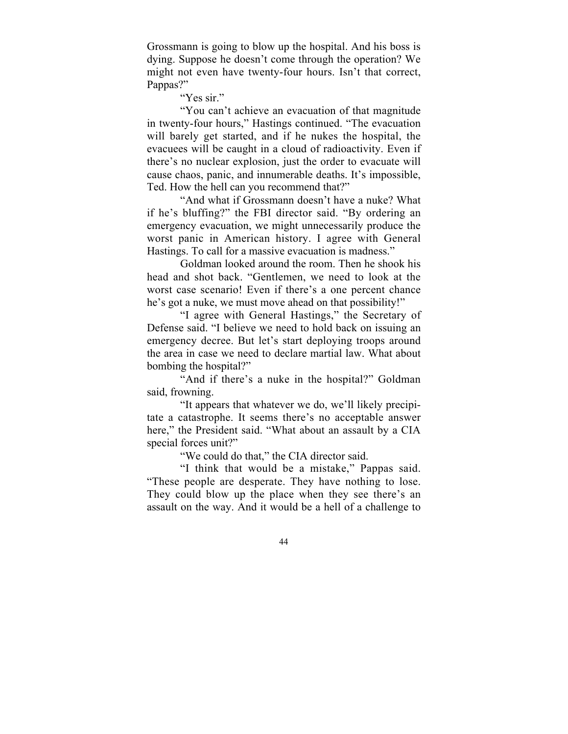Grossmann is going to blow up the hospital. And his boss is dying. Suppose he doesn't come through the operation? We might not even have twenty-four hours. Isn't that correct, Pappas?"

"Yes sir."

"You can't achieve an evacuation of that magnitude in twenty-four hours," Hastings continued. "The evacuation will barely get started, and if he nukes the hospital, the evacuees will be caught in a cloud of radioactivity. Even if there's no nuclear explosion, just the order to evacuate will cause chaos, panic, and innumerable deaths. It's impossible, Ted. How the hell can you recommend that?"

"And what if Grossmann doesn't have a nuke? What if he's bluffing?" the FBI director said. "By ordering an emergency evacuation, we might unnecessarily produce the worst panic in American history. I agree with General Hastings. To call for a massive evacuation is madness."

Goldman looked around the room. Then he shook his head and shot back. "Gentlemen, we need to look at the worst case scenario! Even if there's a one percent chance he's got a nuke, we must move ahead on that possibility!"

"I agree with General Hastings," the Secretary of Defense said. "I believe we need to hold back on issuing an emergency decree. But let's start deploying troops around the area in case we need to declare martial law. What about bombing the hospital?"

"And if there's a nuke in the hospital?" Goldman said, frowning.

"It appears that whatever we do, we'll likely precipitate a catastrophe. It seems there's no acceptable answer here," the President said. "What about an assault by a CIA special forces unit?"

"We could do that," the CIA director said.

"I think that would be a mistake," Pappas said. "These people are desperate. They have nothing to lose. They could blow up the place when they see there's an assault on the way. And it would be a hell of a challenge to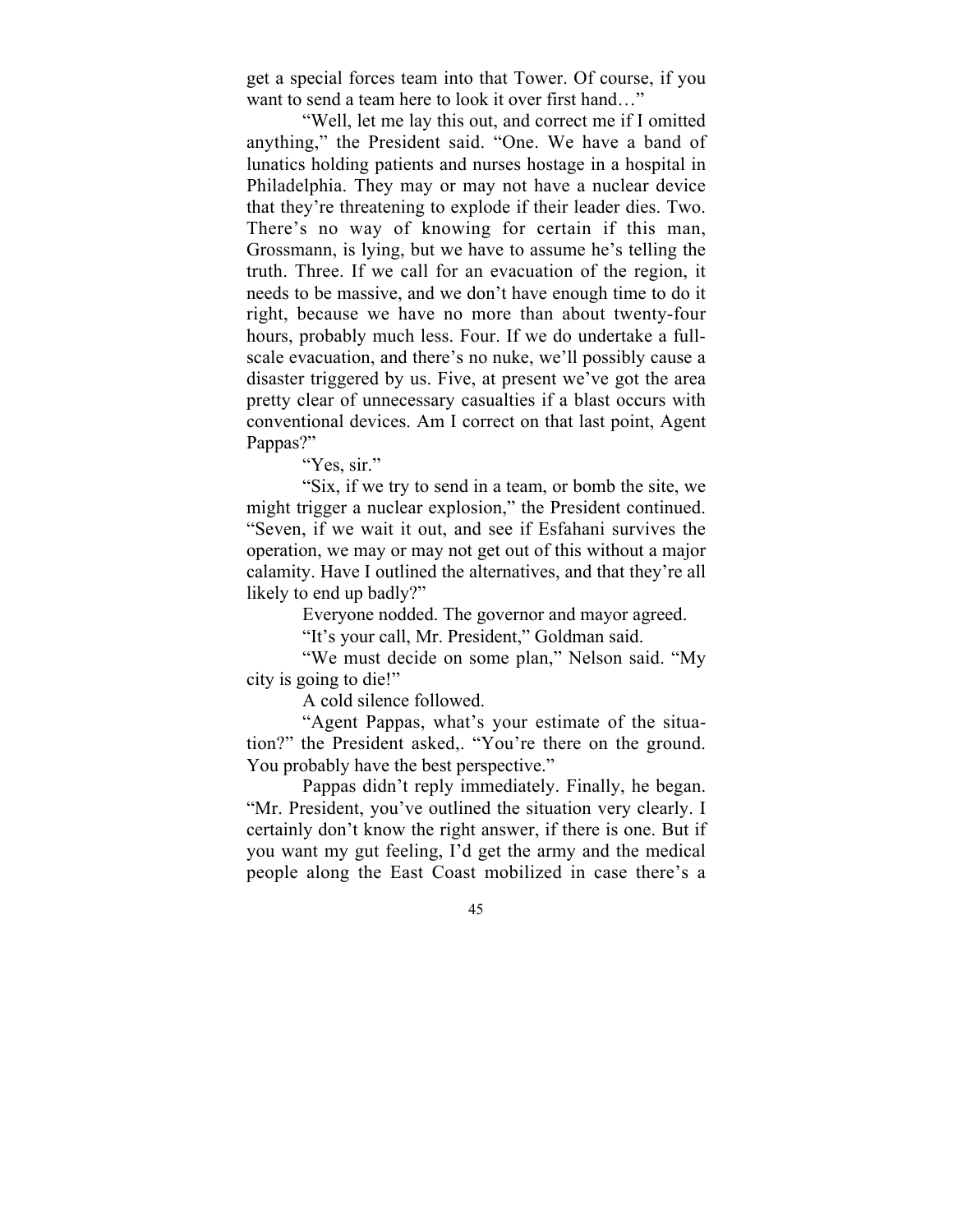get a special forces team into that Tower. Of course, if you want to send a team here to look it over first hand…"

"Well, let me lay this out, and correct me if I omitted anything," the President said. "One. We have a band of lunatics holding patients and nurses hostage in a hospital in Philadelphia. They may or may not have a nuclear device that they're threatening to explode if their leader dies. Two. There's no way of knowing for certain if this man, Grossmann, is lying, but we have to assume he's telling the truth. Three. If we call for an evacuation of the region, it needs to be massive, and we don't have enough time to do it right, because we have no more than about twenty-four hours, probably much less. Four. If we do undertake a full-scale evacuation, and there's no nuke, we'll possibly cause a disaster triggered by us. Five, at present we've got the area pretty clear of unnecessary casualties if a blast occurs with conventional devices. Am I correct on that last point, Agent Pappas?"

"Yes, sir."

"Six, if we try to send in a team, or bomb the site, we might trigger a nuclear explosion," the President continued. "Seven, if we wait it out, and see if Esfahani survives the operation, we may or may not get out of this without a major calamity. Have I outlined the alternatives, and that they're all likely to end up badly?"

Everyone nodded. The governor and mayor agreed.

"It's your call, Mr. President," Goldman said.

"We must decide on some plan," Nelson said. "My city is going to die!"

A cold silence followed.

"Agent Pappas, what's your estimate of the situation?" the President asked,. "You're there on the ground. You probably have the best perspective."

Pappas didn't reply immediately. Finally, he began. "Mr. President, you've outlined the situation very clearly. I certainly don't know the right answer, if there is one. But if you want my gut feeling, I'd get the army and the medical people along the East Coast mobilized in case there's a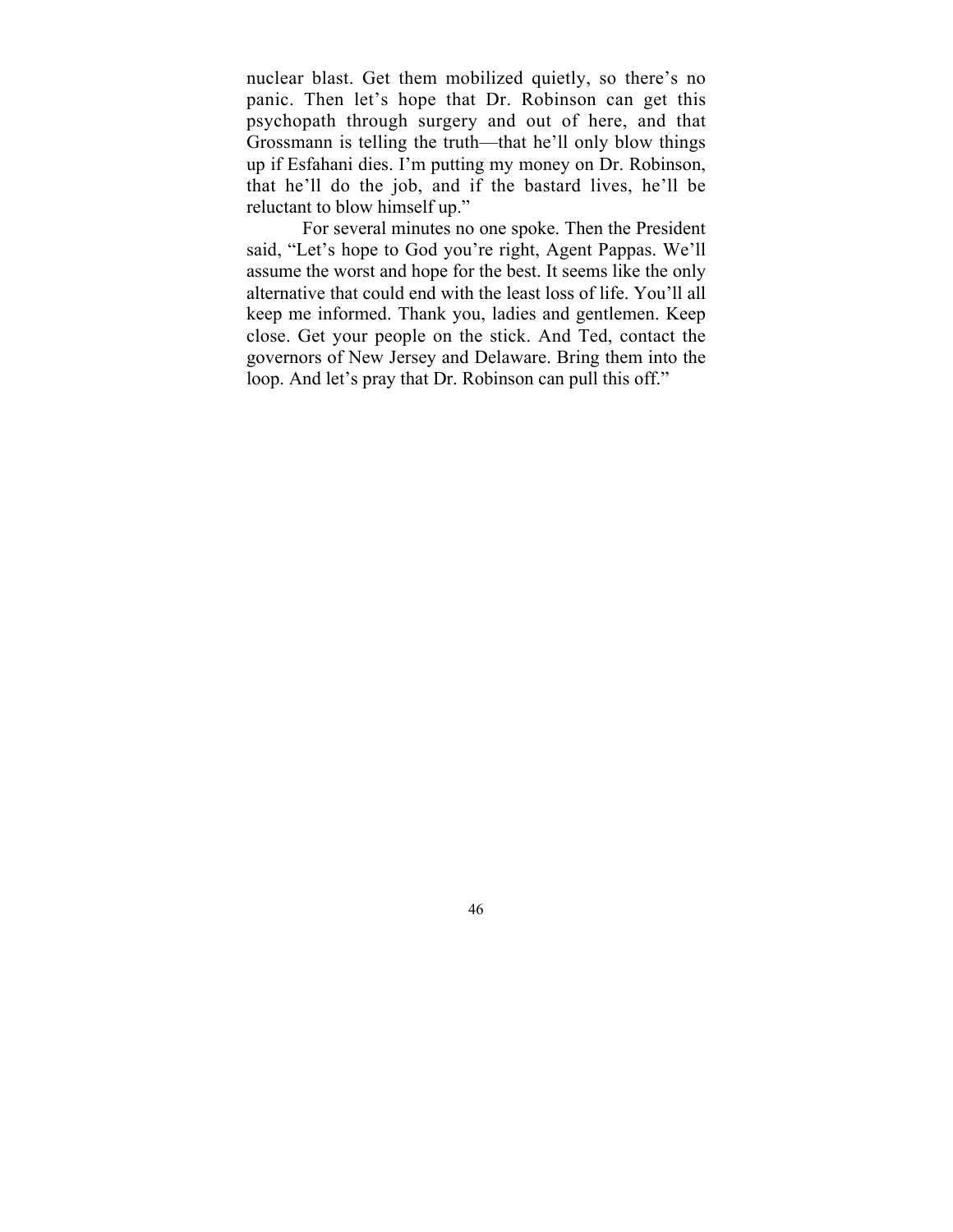nuclear blast. Get them mobilized quietly, so there's no panic. Then let's hope that Dr. Robinson can get this psychopath through surgery and out of here, and that Grossmann is telling the truth—that he'll only blow things up if Esfahani dies. I'm putting my money on Dr. Robinson, that he'll do the job, and if the bastard lives, he'll be reluctant to blow himself up."

For several minutes no one spoke. Then the President said, "Let's hope to God you're right, Agent Pappas. We'll assume the worst and hope for the best. It seems like the only alternative that could end with the least loss of life. You'll all keep me informed. Thank you, ladies and gentlemen. Keep close. Get your people on the stick. And Ted, contact the governors of New Jersey and Delaware. Bring them into the loop. And let's pray that Dr. Robinson can pull this off."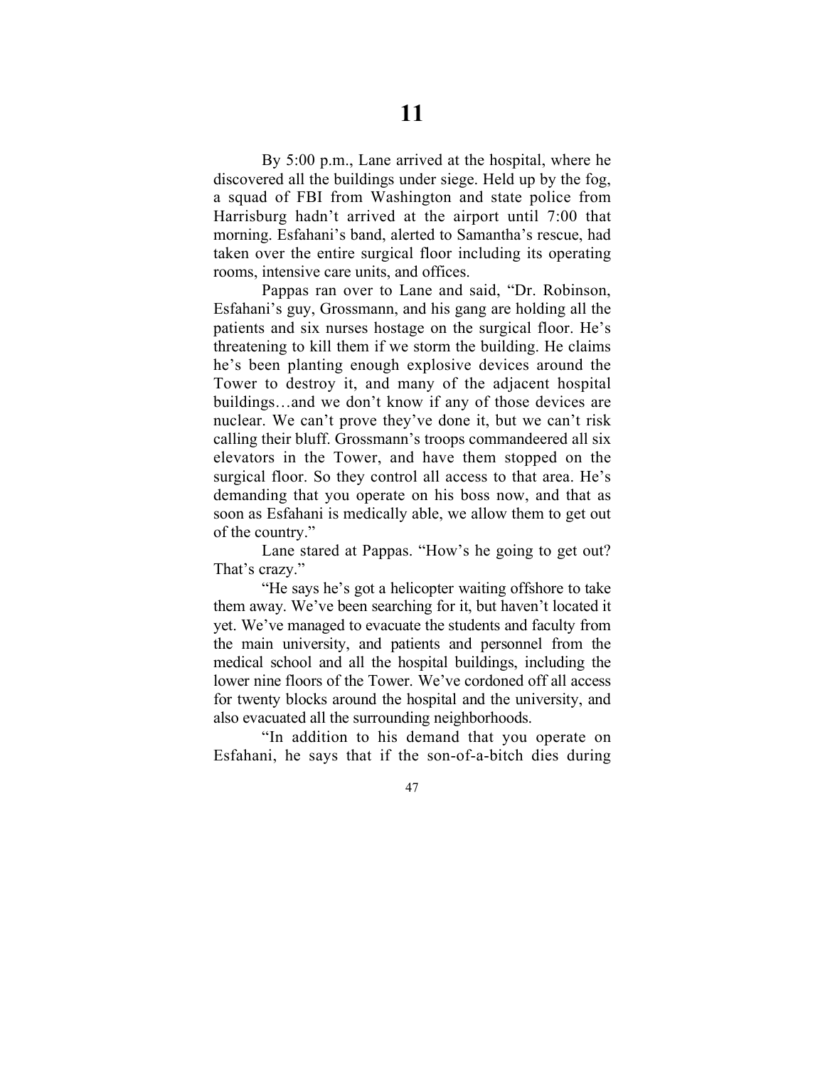# 11

By 5:00 p.m., Lane arrived at the hospital, where he discovered all the buildings under siege. Held up by the fog, a squad of FBI from Washington and state police from Harrisburg hadn't arrived at the airport until 7:00 that morning. Esfahani's band, alerted to Samantha's rescue, had taken over the entire surgical floor including its operating rooms, intensive care units, and offices.

Pappas ran over to Lane and said, "Dr. Robinson, Esfahani's guy, Grossmann, and his gang are holding all the patients and six nurses hostage on the surgical floor. He's threatening to kill them if we storm the building. He claims he's been planting enough explosive devices around the Tower to destroy it, and many of the adjacent hospital buildings…and we don't know if any of those devices are nuclear. We can't prove they've done it, but we can't risk calling their bluff. Grossmann's troops commandeered all six elevators in the Tower, and have them stopped on the surgical floor. So they control all access to that area. He's demanding that you operate on his boss now, and that as soon as Esfahani is medically able, we allow them to get out of the country."

Lane stared at Pappas. "How's he going to get out? That's crazy."

"He says he's got a helicopter waiting offshore to take them away. We've been searching for it, but haven't located it yet. We've managed to evacuate the students and faculty from the main university, and patients and personnel from the medical school and all the hospital buildings, including the lower nine floors of the Tower. We've cordoned off all access for twenty blocks around the hospital and the university, and also evacuated all the surrounding neighborhoods.

"In addition to his demand that you operate on Esfahani, he says that if the son-of-a-bitch dies during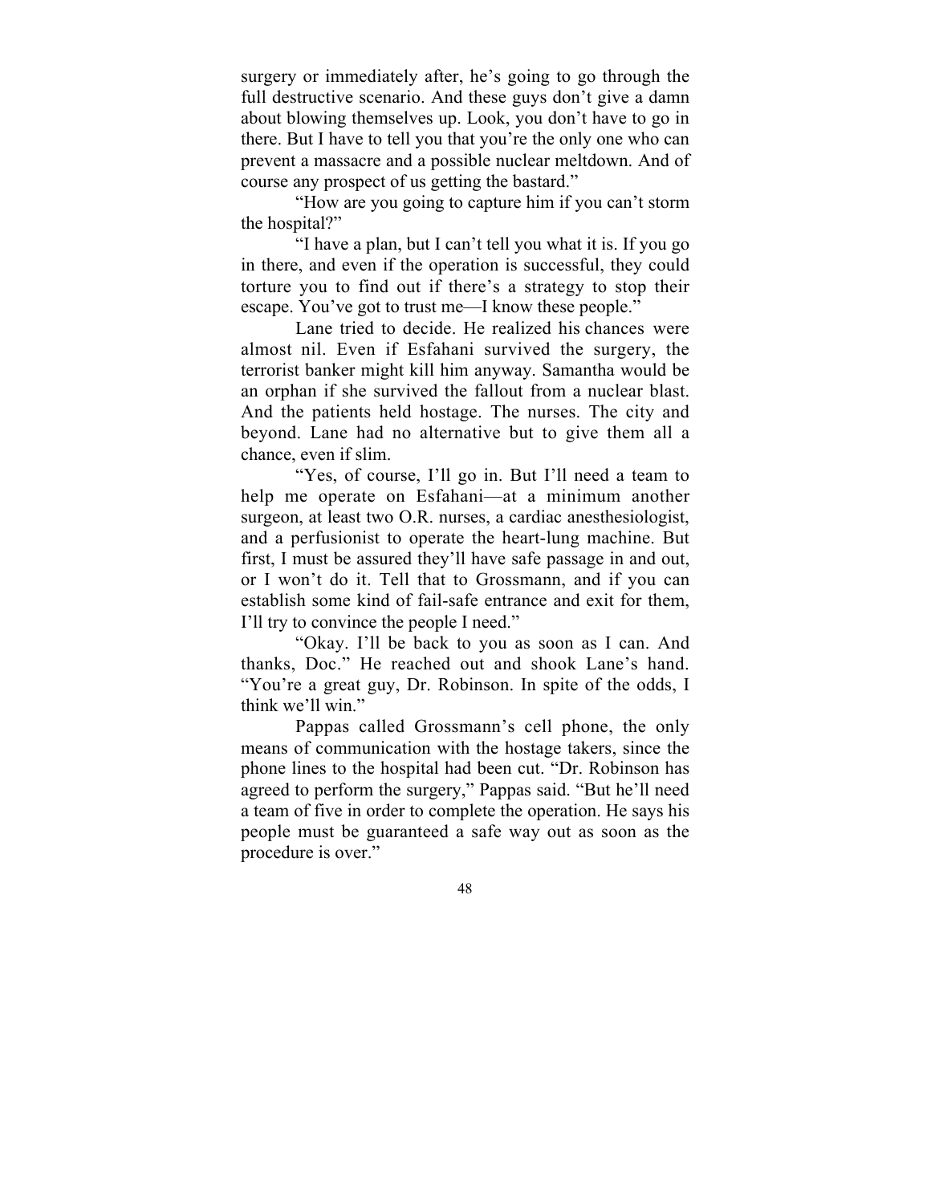surgery or immediately after, he's going to go through the full destructive scenario. And these guys don't give a damn about blowing themselves up. Look, you don't have to go in there. But I have to tell you that you're the only one who can prevent a massacre and a possible nuclear meltdown. And of course any prospect of us getting the bastard."

"How are you going to capture him if you can't storm the hospital?"

"I have a plan, but I can't tell you what it is. If you go in there, and even if the operation is successful, they could torture you to find out if there's a strategy to stop their escape. You've got to trust me—I know these people."

Lane tried to decide. He realized his chances were almost nil. Even if Esfahani survived the surgery, the terrorist banker might kill him anyway. Samantha would be an orphan if she survived the fallout from a nuclear blast. And the patients held hostage. The nurses. The city and beyond. Lane had no alternative but to give them all a chance, even if slim.

"Yes, of course, I'll go in. But I'll need a team to help me operate on Esfahani—at a minimum another surgeon, at least two O.R. nurses, a cardiac anesthesiologist, and a perfusionist to operate the heart-lung machine. But first, I must be assured they'll have safe passage in and out, or I won't do it. Tell that to Grossmann, and if you can establish some kind of fail-safe entrance and exit for them, I'll try to convince the people I need."

"Okay. I'll be back to you as soon as I can. And thanks, Doc." He reached out and shook Lane's hand. "You're a great guy, Dr. Robinson. In spite of the odds, I think we'll win."

Pappas called Grossmann's cell phone, the only means of communication with the hostage takers, since the phone lines to the hospital had been cut. "Dr. Robinson has agreed to perform the surgery," Pappas said. "But he'll need a team of five in order to complete the operation. He says his people must be guaranteed a safe way out as soon as the procedure is over."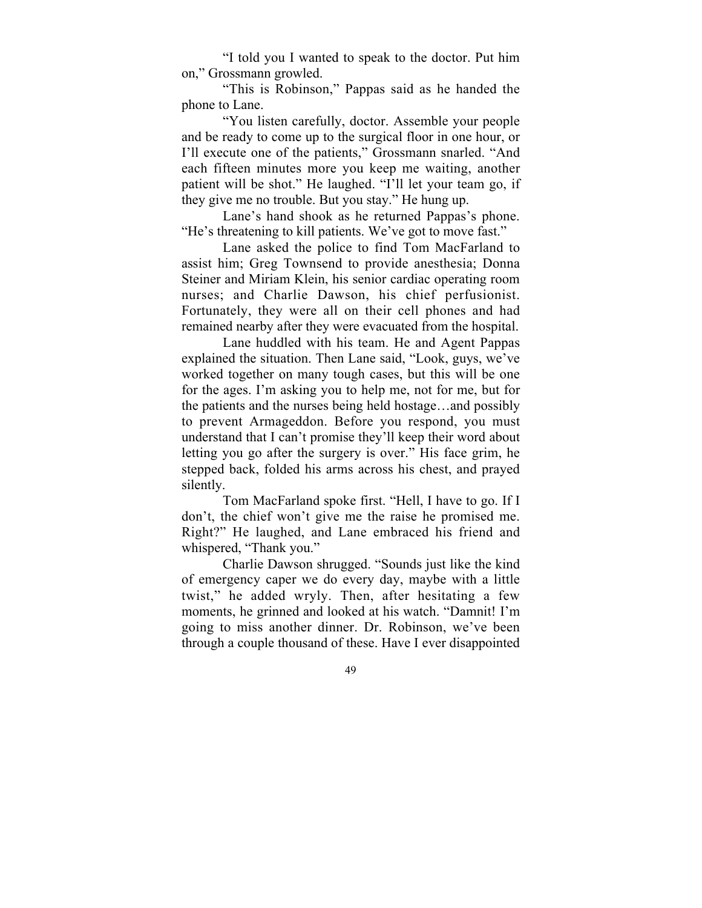"I told you I wanted to speak to the doctor. Put him on," Grossmann growled.

"This is Robinson," Pappas said as he handed the phone to Lane.

"You listen carefully, doctor. Assemble your people and be ready to come up to the surgical floor in one hour, or I'll execute one of the patients," Grossmann snarled. "And each fifteen minutes more you keep me waiting, another patient will be shot." He laughed. "I'll let your team go, if they give me no trouble. But you stay." He hung up.

Lane's hand shook as he returned Pappas's phone. "He's threatening to kill patients. We've got to move fast."

Lane asked the police to find Tom MacFarland to assist him; Greg Townsend to provide anesthesia; Donna Steiner and Miriam Klein, his senior cardiac operating room nurses; and Charlie Dawson, his chief perfusionist. Fortunately, they were all on their cell phones and had remained nearby after they were evacuated from the hospital.

Lane huddled with his team. He and Agent Pappas explained the situation. Then Lane said, "Look, guys, we've worked together on many tough cases, but this will be one for the ages. I'm asking you to help me, not for me, but for the patients and the nurses being held hostage…and possibly to prevent Armageddon. Before you respond, you must understand that I can't promise they'll keep their word about letting you go after the surgery is over." His face grim, he stepped back, folded his arms across his chest, and prayed silently.

Tom MacFarland spoke first. "Hell, I have to go. If I don't, the chief won't give me the raise he promised me. Right?" He laughed, and Lane embraced his friend and whispered, "Thank you."

Charlie Dawson shrugged. "Sounds just like the kind of emergency caper we do every day, maybe with a little twist," he added wryly. Then, after hesitating a few moments, he grinned and looked at his watch. "Damnit! I'm going to miss another dinner. Dr. Robinson, we've been through a couple thousand of these. Have I ever disappointed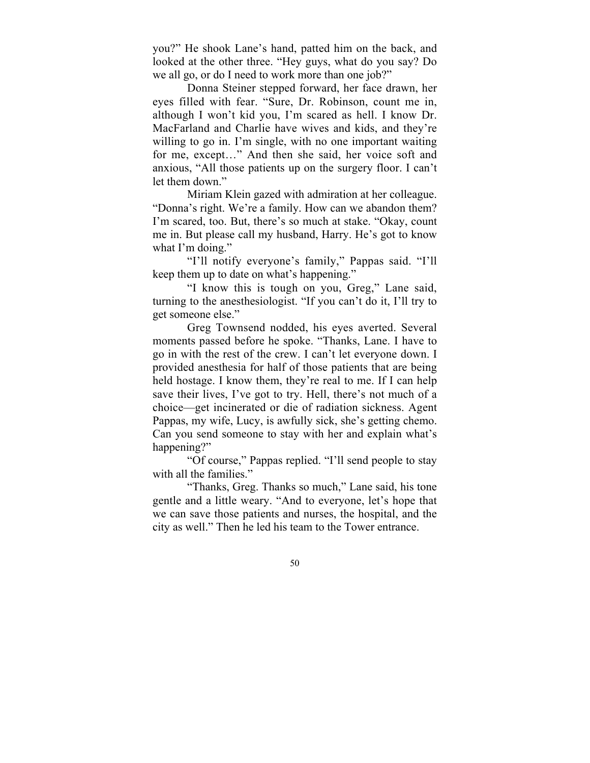you?" He shook Lane's hand, patted him on the back, and looked at the other three. "Hey guys, what do you say? Do we all go, or do I need to work more than one job?"

Donna Steiner stepped forward, her face drawn, her eyes filled with fear. "Sure, Dr. Robinson, count me in, although I won't kid you, I'm scared as hell. I know Dr. MacFarland and Charlie have wives and kids, and they're willing to go in. I'm single, with no one important waiting for me, except…" And then she said, her voice soft and anxious, "All those patients up on the surgery floor. I can't let them down."

Miriam Klein gazed with admiration at her colleague. "Donna's right. We're a family. How can we abandon them? I'm scared, too. But, there's so much at stake. "Okay, count me in. But please call my husband, Harry. He's got to know what I'm doing."

"I'll notify everyone's family," Pappas said. "I'll keep them up to date on what's happening."

"I know this is tough on you, Greg," Lane said, turning to the anesthesiologist. "If you can't do it, I'll try to get someone else."

Greg Townsend nodded, his eyes averted. Several moments passed before he spoke. "Thanks, Lane. I have to go in with the rest of the crew. I can't let everyone down. I provided anesthesia for half of those patients that are being held hostage. I know them, they're real to me. If I can help save their lives, I've got to try. Hell, there's not much of a choice—get incinerated or die of radiation sickness. Agent Pappas, my wife, Lucy, is awfully sick, she's getting chemo. Can you send someone to stay with her and explain what's happening?"

"Of course," Pappas replied. "I'll send people to stay with all the families."

"Thanks, Greg. Thanks so much," Lane said, his tone gentle and a little weary. "And to everyone, let's hope that we can save those patients and nurses, the hospital, and the city as well." Then he led his team to the Tower entrance.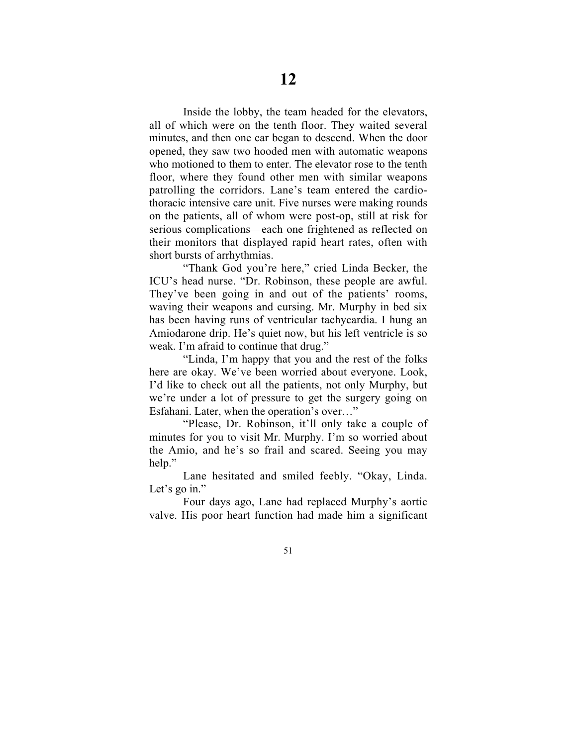# 12

Inside the lobby, the team headed for the elevators, all of which were on the tenth floor. They waited several minutes, and then one car began to descend. When the door opened, they saw two hooded men with automatic weapons who motioned to them to enter. The elevator rose to the tenth floor, where they found other men with similar weapons patrolling the corridors. Lane's team entered the cardio-thoracic intensive care unit. Five nurses were making rounds on the patients, all of whom were post-op, still at risk for serious complications—each one frightened as reflected on their monitors that displayed rapid heart rates, often with short bursts of arrhythmias.

"Thank God you're here," cried Linda Becker, the ICU's head nurse. "Dr. Robinson, these people are awful. They've been going in and out of the patients' rooms, waving their weapons and cursing. Mr. Murphy in bed six has been having runs of ventricular tachycardia. I hung an Amiodarone drip. He's quiet now, but his left ventricle is so weak. I'm afraid to continue that drug."

"Linda, I'm happy that you and the rest of the folks here are okay. We've been worried about everyone. Look, I'd like to check out all the patients, not only Murphy, but we're under a lot of pressure to get the surgery going on Esfahani. Later, when the operation's over…"

"Please, Dr. Robinson, it'll only take a couple of minutes for you to visit Mr. Murphy. I'm so worried about the Amio, and he's so frail and scared. Seeing you may help."

Lane hesitated and smiled feebly. "Okay, Linda. Let's go in."

Four days ago, Lane had replaced Murphy's aortic valve. His poor heart function had made him a significant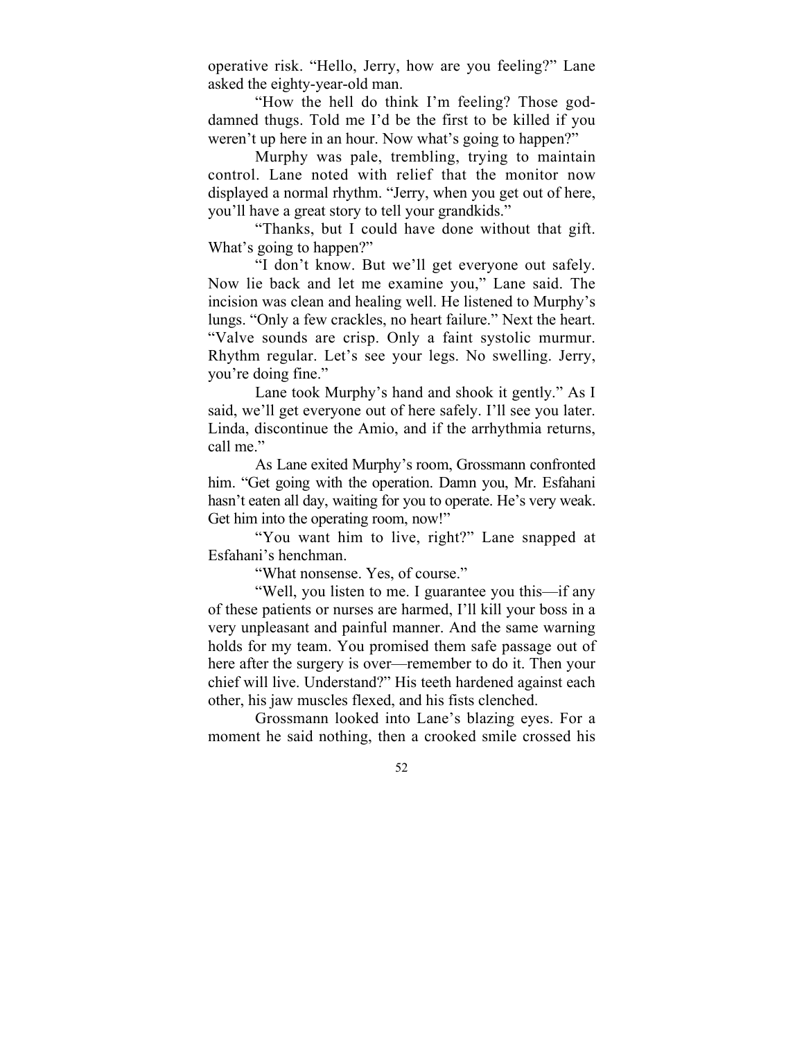operative risk. "Hello, Jerry, how are you feeling?" Lane asked the eighty-year-old man.

"How the hell do think I'm feeling? Those god-damned thugs. Told me I'd be the first to be killed if you weren't up here in an hour. Now what's going to happen?"

Murphy was pale, trembling, trying to maintain control. Lane noted with relief that the monitor now displayed a normal rhythm. "Jerry, when you get out of here, you'll have a great story to tell your grandkids."

"Thanks, but I could have done without that gift. What's going to happen?"

"I don't know. But we'll get everyone out safely. Now lie back and let me examine you," Lane said. The incision was clean and healing well. He listened to Murphy's lungs. "Only a few crackles, no heart failure." Next the heart. "Valve sounds are crisp. Only a faint systolic murmur. Rhythm regular. Let's see your legs. No swelling. Jerry, you're doing fine."

Lane took Murphy's hand and shook it gently." As I said, we'll get everyone out of here safely. I'll see you later. Linda, discontinue the Amio, and if the arrhythmia returns, call me."

As Lane exited Murphy's room, Grossmann confronted him. "Get going with the operation. Damn you, Mr. Esfahani hasn't eaten all day, waiting for you to operate. He's very weak. Get him into the operating room, now!"

"You want him to live, right?" Lane snapped at Esfahani's henchman.

"What nonsense. Yes, of course."

"Well, you listen to me. I guarantee you this—if any of these patients or nurses are harmed, I'll kill your boss in a very unpleasant and painful manner. And the same warning holds for my team. You promised them safe passage out of here after the surgery is over—remember to do it. Then your chief will live. Understand?" His teeth hardened against each other, his jaw muscles flexed, and his fists clenched.

Grossmann looked into Lane's blazing eyes. For a moment he said nothing, then a crooked smile crossed his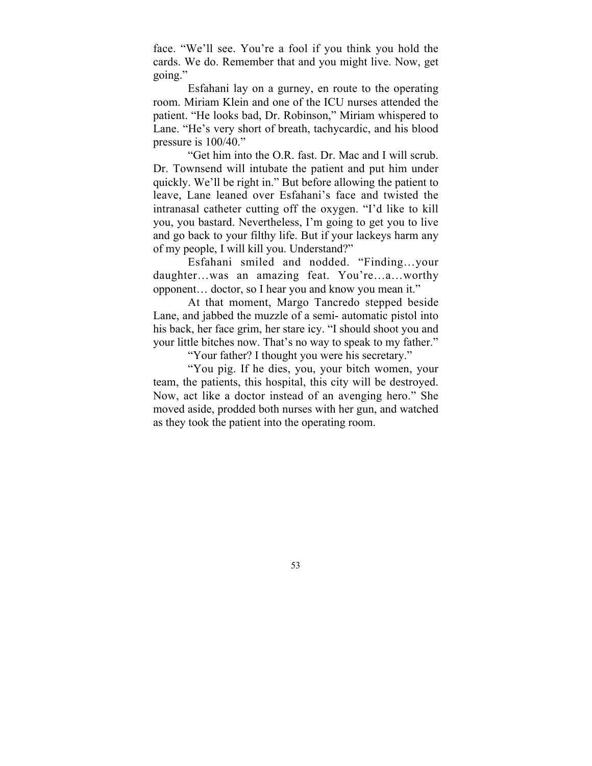face. “We’ll see. You’re a fool if you think you hold the cards. We do. Remember that and you might live. Now, get going.”

Esfahani lay on a gurney, en route to the operating room. Miriam Klein and one of the ICU nurses attended the patient. “He looks bad, Dr. Robinson,” Miriam whispered to Lane. “He’s very short of breath, tachycardic, and his blood pressure is 100/40.”

“Get him into the O.R. fast. Dr. Mac and I will scrub. Dr. Townsend will intubate the patient and put him under quickly. We’ll be right in.” But before allowing the patient to leave, Lane leaned over Esfahani’s face and twisted the intranasal catheter cutting off the oxygen. “I’d like to kill you, you bastard. Nevertheless, I’m going to get you to live and go back to your filthy life. But if your lackeys harm any of my people, I will kill you. Understand?”

Esfahani smiled and nodded. “Finding…your daughter…was an amazing feat. You’re…a…worthy opponent… doctor, so I hear you and know you mean it.”

At that moment, Margo Tancredo stepped beside Lane, and jabbed the muzzle of a semi- automatic pistol into his back, her face grim, her stare icy. “I should shoot you and your little bitches now. That’s no way to speak to my father.”

“Your father? I thought you were his secretary.”

“You pig. If he dies, you, your bitch women, your team, the patients, this hospital, this city will be destroyed. Now, act like a doctor instead of an avenging hero.” She moved aside, prodded both nurses with her gun, and watched as they took the patient into the operating room.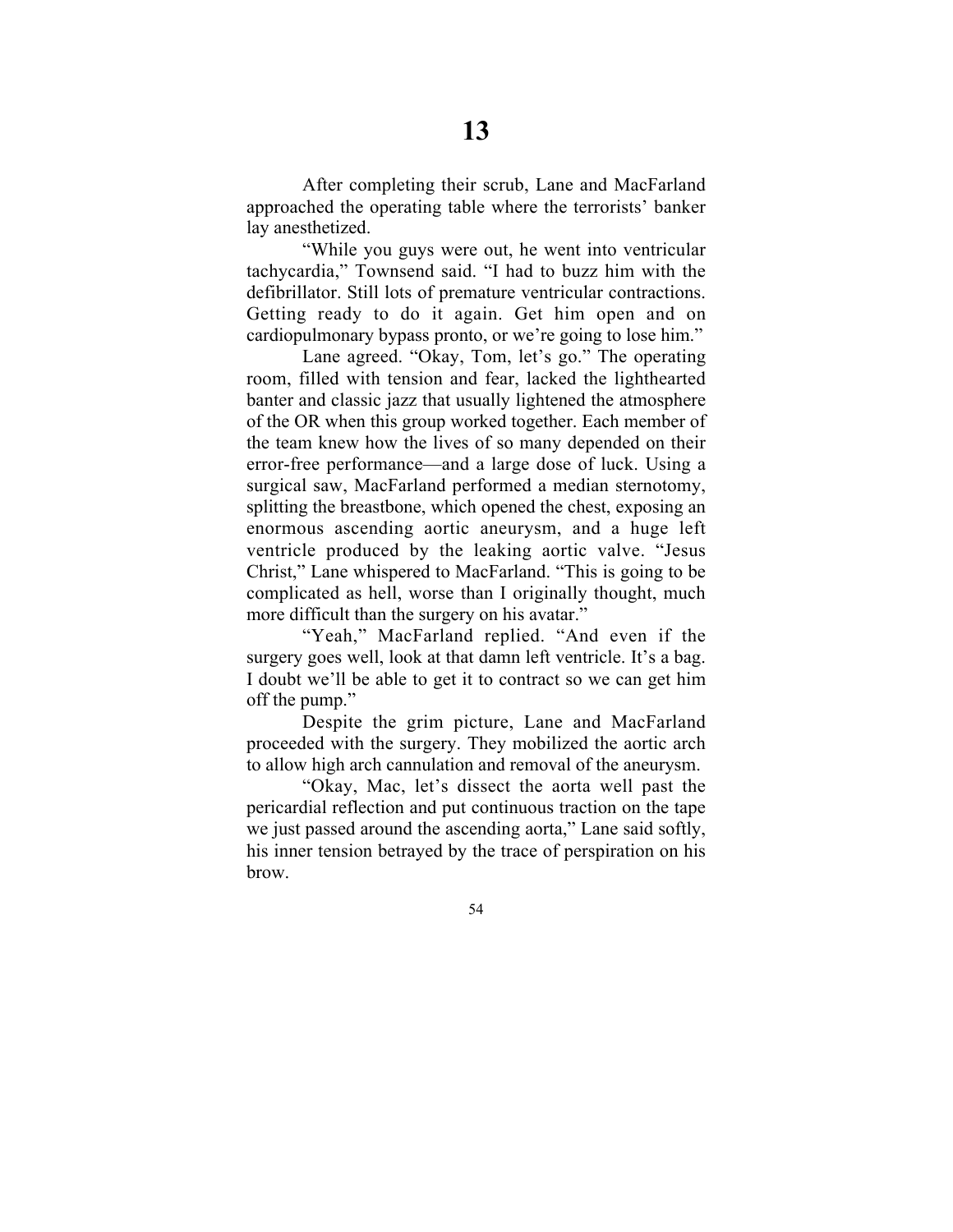# 13

After completing their scrub, Lane and MacFarland approached the operating table where the terrorists' banker lay anesthetized.

"While you guys were out, he went into ventricular tachycardia," Townsend said. "I had to buzz him with the defibrillator. Still lots of premature ventricular contractions. Getting ready to do it again. Get him open and on cardiopulmonary bypass pronto, or we're going to lose him."

Lane agreed. "Okay, Tom, let's go." The operating room, filled with tension and fear, lacked the lighthearted banter and classic jazz that usually lightened the atmosphere of the OR when this group worked together. Each member of the team knew how the lives of so many depended on their error-free performance—and a large dose of luck. Using a surgical saw, MacFarland performed a median sternotomy, splitting the breastbone, which opened the chest, exposing an enormous ascending aortic aneurysm, and a huge left ventricle produced by the leaking aortic valve. "Jesus Christ," Lane whispered to MacFarland. "This is going to be complicated as hell, worse than I originally thought, much more difficult than the surgery on his avatar."

"Yeah," MacFarland replied. "And even if the surgery goes well, look at that damn left ventricle. It's a bag. I doubt we'll be able to get it to contract so we can get him off the pump."

Despite the grim picture, Lane and MacFarland proceeded with the surgery. They mobilized the aortic arch to allow high arch cannulation and removal of the aneurysm.

"Okay, Mac, let's dissect the aorta well past the pericardial reflection and put continuous traction on the tape we just passed around the ascending aorta," Lane said softly, his inner tension betrayed by the trace of perspiration on his brow.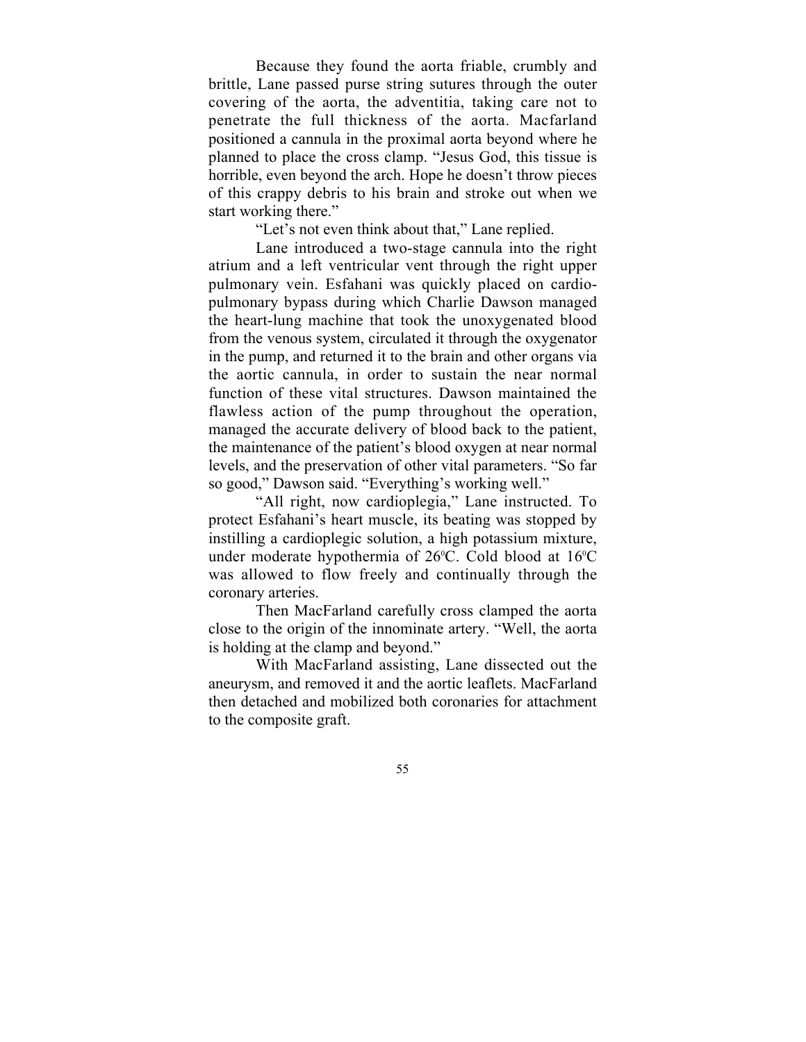Because they found the aorta friable, crumbly and brittle, Lane passed purse string sutures through the outer covering of the aorta, the adventitia, taking care not to penetrate the full thickness of the aorta. Macfarland positioned a cannula in the proximal aorta beyond where he planned to place the cross clamp. "Jesus God, this tissue is horrible, even beyond the arch. Hope he doesn't throw pieces of this crappy debris to his brain and stroke out when we start working there."

"Let's not even think about that," Lane replied.

Lane introduced a two-stage cannula into the right atrium and a left ventricular vent through the right upper pulmonary vein. Esfahani was quickly placed on cardio-pulmonary bypass during which Charlie Dawson managed the heart-lung machine that took the unoxygenated blood from the venous system, circulated it through the oxygenator in the pump, and returned it to the brain and other organs via the aortic cannula, in order to sustain the near normal function of these vital structures. Dawson maintained the flawless action of the pump throughout the operation, managed the accurate delivery of blood back to the patient, the maintenance of the patient's blood oxygen at near normal levels, and the preservation of other vital parameters. "So far so good," Dawson said. "Everything's working well."

"All right, now cardioplegia," Lane instructed. To protect Esfahani's heart muscle, its beating was stopped by instilling a cardioplegic solution, a high potassium mixture, under moderate hypothermia of 26$^{0}$C. Cold blood at 16$^{0}$C was allowed to flow freely and continually through the coronary arteries.

Then MacFarland carefully cross clamped the aorta close to the origin of the innominate artery. "Well, the aorta is holding at the clamp and beyond."

With MacFarland assisting, Lane dissected out the aneurysm, and removed it and the aortic leaflets. MacFarland then detached and mobilized both coronaries for attachment to the composite graft.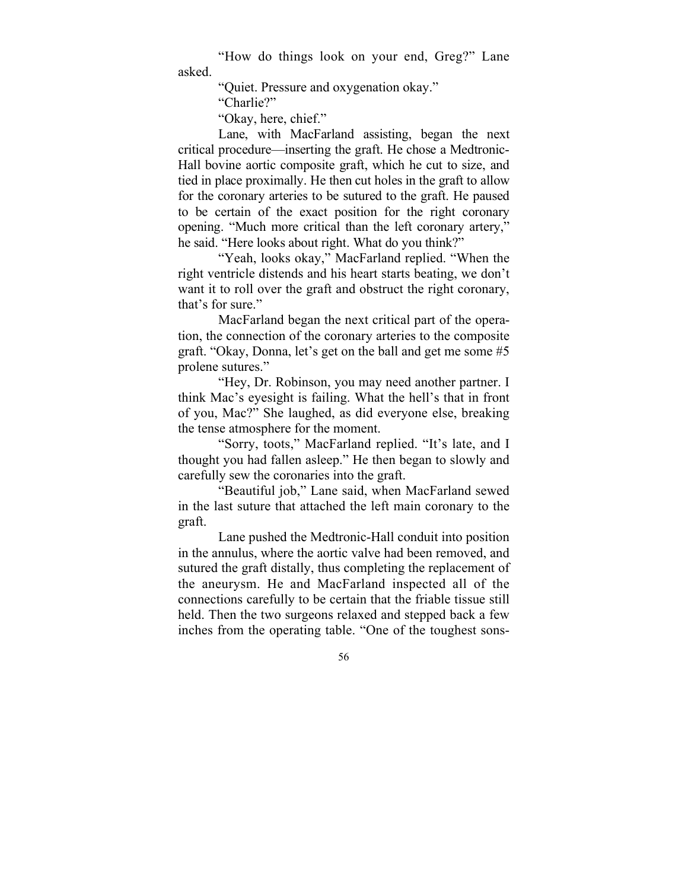"How do things look on your end, Greg?" Lane asked.

"Quiet. Pressure and oxygenation okay."

"Charlie?"

"Okay, here, chief."

Lane, with MacFarland assisting, began the next critical procedure—inserting the graft. He chose a Medtronic-Hall bovine aortic composite graft, which he cut to size, and tied in place proximally. He then cut holes in the graft to allow for the coronary arteries to be sutured to the graft. He paused to be certain of the exact position for the right coronary opening. "Much more critical than the left coronary artery," he said. "Here looks about right. What do you think?"

"Yeah, looks okay," MacFarland replied. "When the right ventricle distends and his heart starts beating, we don't want it to roll over the graft and obstruct the right coronary, that's for sure."

MacFarland began the next critical part of the operation, the connection of the coronary arteries to the composite graft. "Okay, Donna, let's get on the ball and get me some #5 prolene sutures."

"Hey, Dr. Robinson, you may need another partner. I think Mac's eyesight is failing. What the hell's that in front of you, Mac?" She laughed, as did everyone else, breaking the tense atmosphere for the moment.

"Sorry, toots," MacFarland replied. "It's late, and I thought you had fallen asleep." He then began to slowly and carefully sew the coronaries into the graft.

"Beautiful job," Lane said, when MacFarland sewed in the last suture that attached the left main coronary to the graft.

Lane pushed the Medtronic-Hall conduit into position in the annulus, where the aortic valve had been removed, and sutured the graft distally, thus completing the replacement of the aneurysm. He and MacFarland inspected all of the connections carefully to be certain that the friable tissue still held. Then the two surgeons relaxed and stepped back a few inches from the operating table. "One of the toughest sons-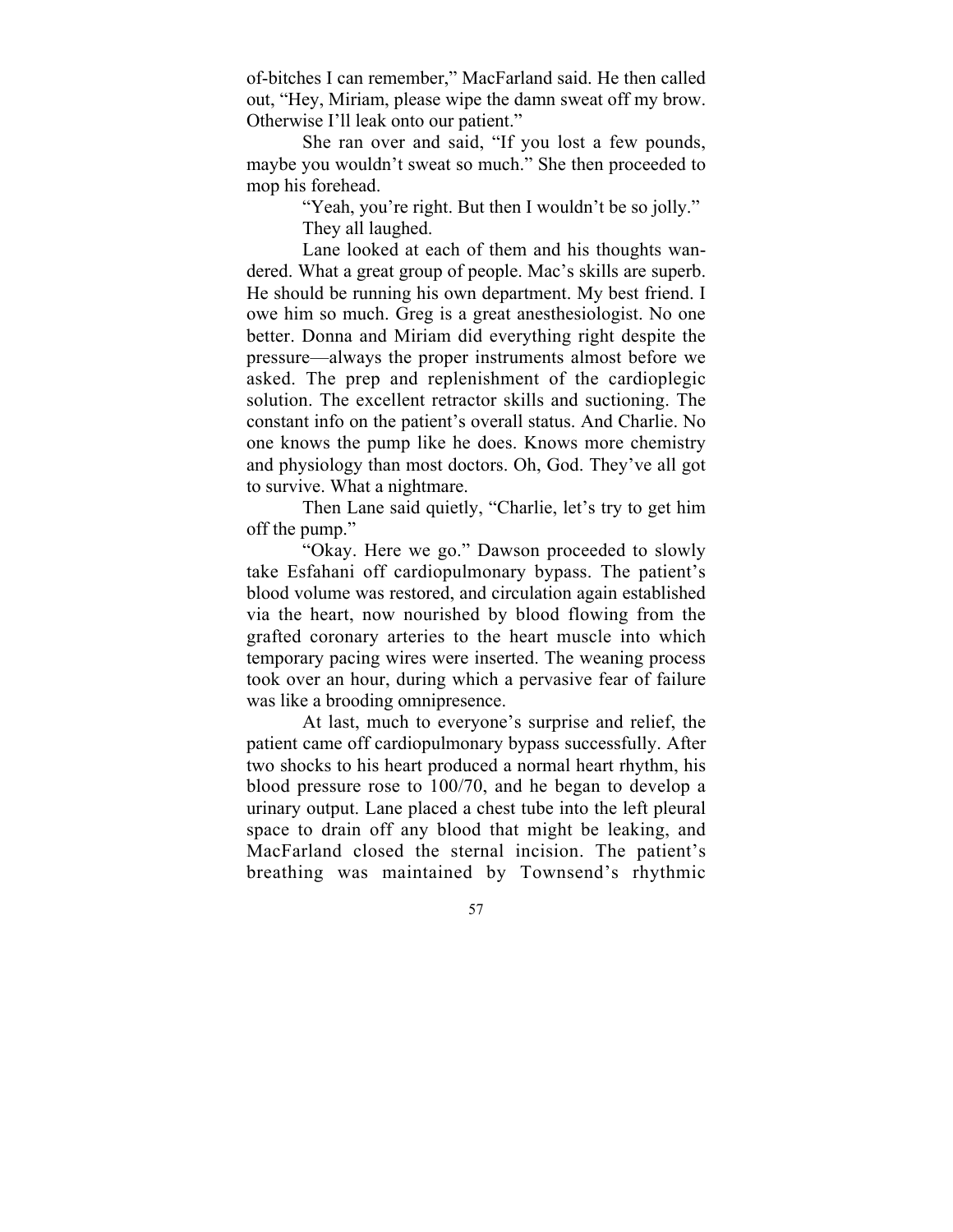of-bitches I can remember," MacFarland said. He then called out, "Hey, Miriam, please wipe the damn sweat off my brow. Otherwise I'll leak onto our patient."

She ran over and said, "If you lost a few pounds, maybe you wouldn't sweat so much." She then proceeded to mop his forehead.

"Yeah, you're right. But then I wouldn't be so jolly."

They all laughed.

Lane looked at each of them and his thoughts wandered. What a great group of people. Mac's skills are superb. He should be running his own department. My best friend. I owe him so much. Greg is a great anesthesiologist. No one better. Donna and Miriam did everything right despite the pressure—always the proper instruments almost before we asked. The prep and replenishment of the cardioplegic solution. The excellent retractor skills and suctioning. The constant info on the patient's overall status. And Charlie. No one knows the pump like he does. Knows more chemistry and physiology than most doctors. Oh, God. They've all got to survive. What a nightmare.

Then Lane said quietly, "Charlie, let's try to get him off the pump."

"Okay. Here we go." Dawson proceeded to slowly take Esfahani off cardiopulmonary bypass. The patient's blood volume was restored, and circulation again established via the heart, now nourished by blood flowing from the grafted coronary arteries to the heart muscle into which temporary pacing wires were inserted. The weaning process took over an hour, during which a pervasive fear of failure was like a brooding omnipresence.

At last, much to everyone's surprise and relief, the patient came off cardiopulmonary bypass successfully. After two shocks to his heart produced a normal heart rhythm, his blood pressure rose to 100/70, and he began to develop a urinary output. Lane placed a chest tube into the left pleural space to drain off any blood that might be leaking, and MacFarland closed the sternal incision. The patient's breathing was maintained by Townsend's rhythmic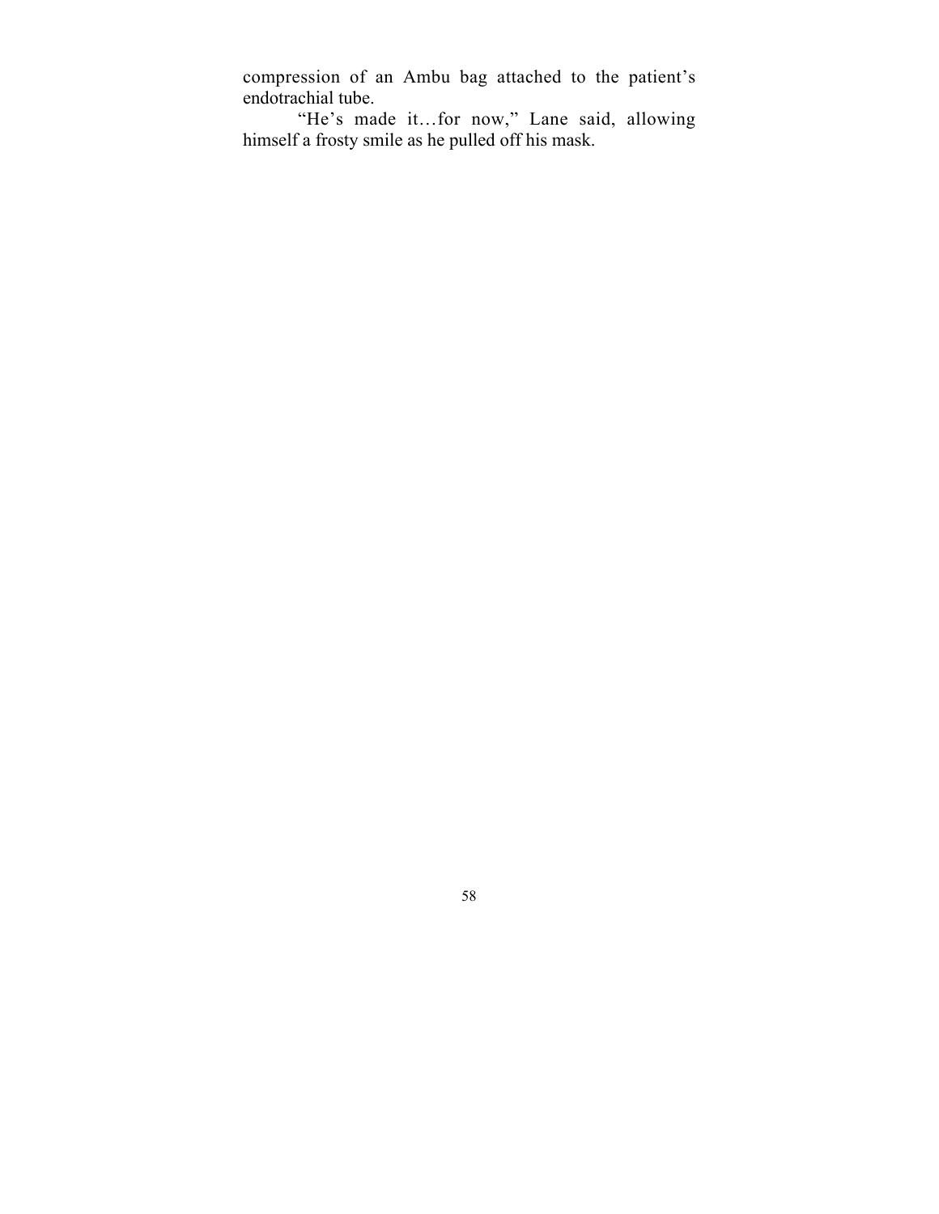compression of an Ambu bag attached to the patient's endotrachial tube.

"He's made it…for now," Lane said, allowing himself a frosty smile as he pulled off his mask.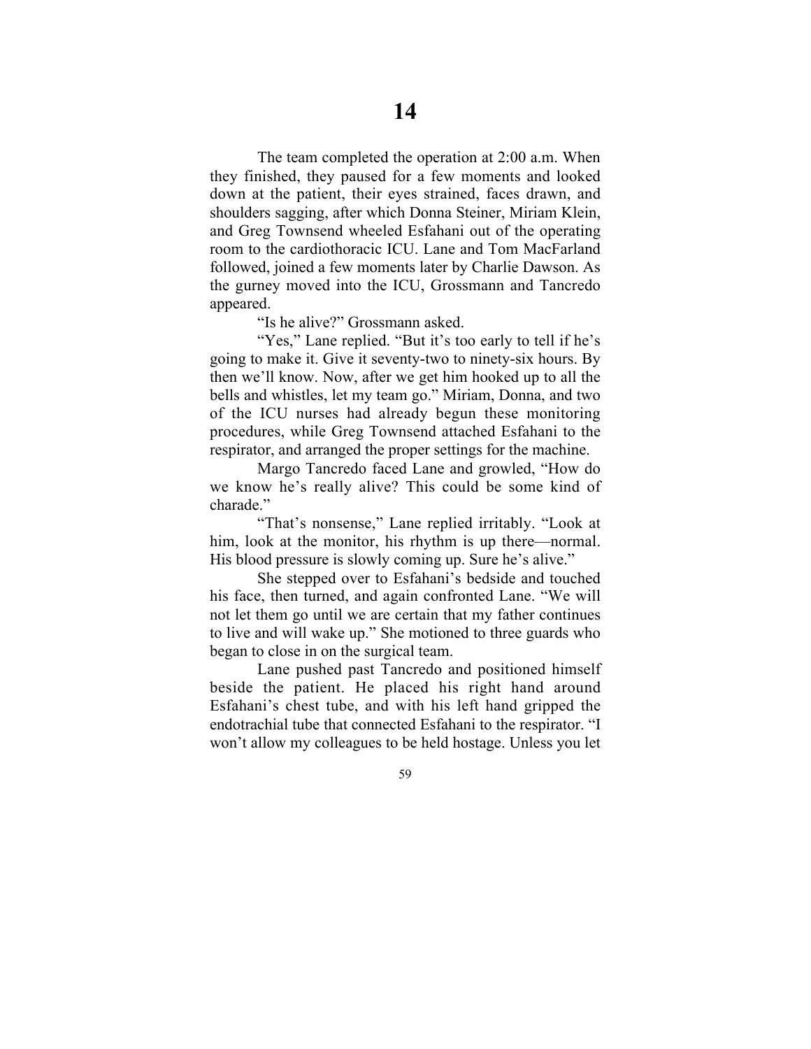# 14

The team completed the operation at 2:00 a.m. When they finished, they paused for a few moments and looked down at the patient, their eyes strained, faces drawn, and shoulders sagging, after which Donna Steiner, Miriam Klein, and Greg Townsend wheeled Esfahani out of the operating room to the cardiothoracic ICU. Lane and Tom MacFarland followed, joined a few moments later by Charlie Dawson. As the gurney moved into the ICU, Grossmann and Tancredo appeared.

"Is he alive?" Grossmann asked.

"Yes," Lane replied. "But it's too early to tell if he's going to make it. Give it seventy-two to ninety-six hours. By then we'll know. Now, after we get him hooked up to all the bells and whistles, let my team go." Miriam, Donna, and two of the ICU nurses had already begun these monitoring procedures, while Greg Townsend attached Esfahani to the respirator, and arranged the proper settings for the machine.

Margo Tancredo faced Lane and growled, "How do we know he's really alive? This could be some kind of charade."

"That's nonsense," Lane replied irritably. "Look at him, look at the monitor, his rhythm is up there—normal. His blood pressure is slowly coming up. Sure he's alive."

She stepped over to Esfahani's bedside and touched his face, then turned, and again confronted Lane. "We will not let them go until we are certain that my father continues to live and will wake up." She motioned to three guards who began to close in on the surgical team.

Lane pushed past Tancredo and positioned himself beside the patient. He placed his right hand around Esfahani's chest tube, and with his left hand gripped the endotrachial tube that connected Esfahani to the respirator. "I won't allow my colleagues to be held hostage. Unless you let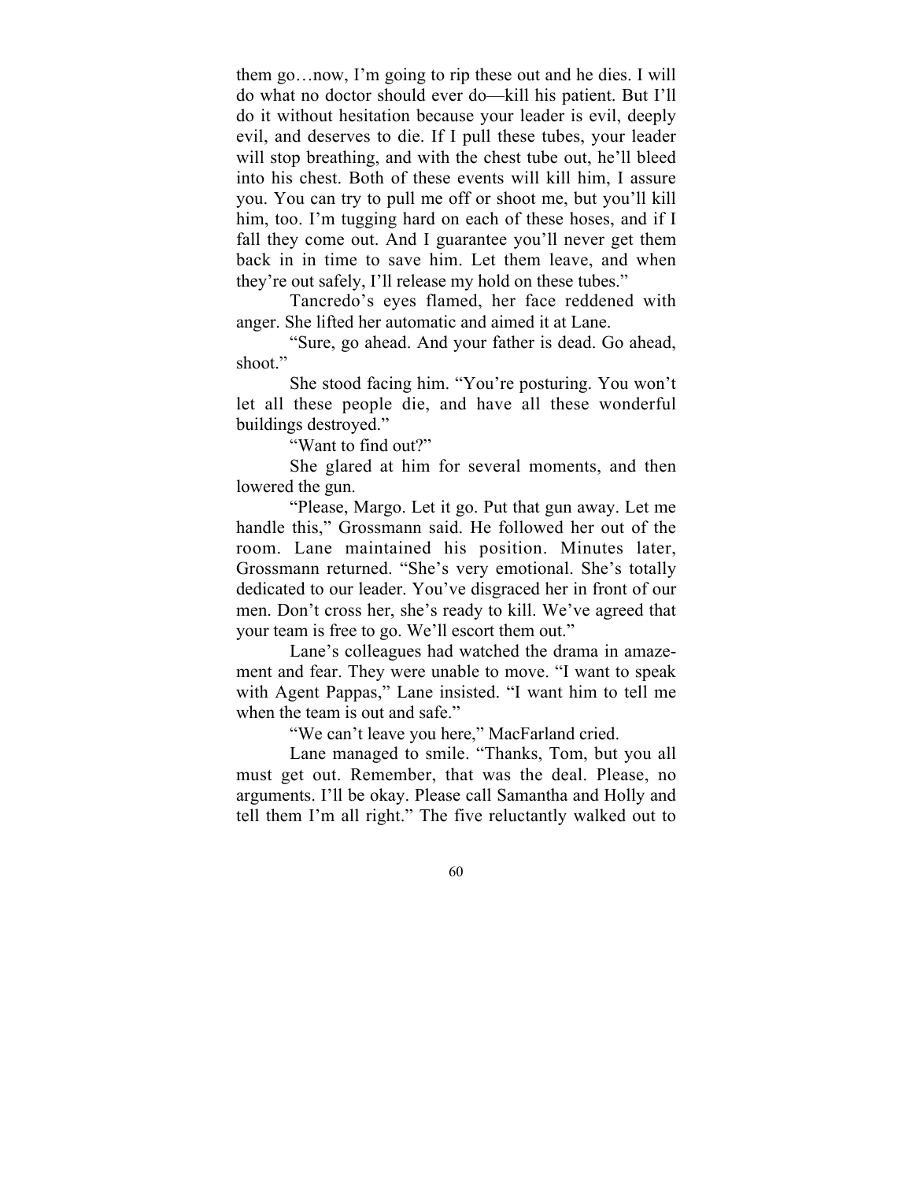them go…now, I'm going to rip these out and he dies. I will do what no doctor should ever do—kill his patient. But I'll do it without hesitation because your leader is evil, deeply evil, and deserves to die. If I pull these tubes, your leader will stop breathing, and with the chest tube out, he'll bleed into his chest. Both of these events will kill him, I assure you. You can try to pull me off or shoot me, but you'll kill him, too. I'm tugging hard on each of these hoses, and if I fall they come out. And I guarantee you'll never get them back in in time to save him. Let them leave, and when they're out safely, I'll release my hold on these tubes."

Tancredo's eyes flamed, her face reddened with anger. She lifted her automatic and aimed it at Lane.

"Sure, go ahead. And your father is dead. Go ahead, shoot."

She stood facing him. "You're posturing. You won't let all these people die, and have all these wonderful buildings destroyed."

"Want to find out?"

She glared at him for several moments, and then lowered the gun.

"Please, Margo. Let it go. Put that gun away. Let me handle this," Grossmann said. He followed her out of the room. Lane maintained his position. Minutes later, Grossmann returned. "She's very emotional. She's totally dedicated to our leader. You've disgraced her in front of our men. Don't cross her, she's ready to kill. We've agreed that your team is free to go. We'll escort them out."

Lane's colleagues had watched the drama in amazement and fear. They were unable to move. "I want to speak with Agent Pappas," Lane insisted. "I want him to tell me when the team is out and safe."

"We can't leave you here," MacFarland cried.

Lane managed to smile. "Thanks, Tom, but you all must get out. Remember, that was the deal. Please, no arguments. I'll be okay. Please call Samantha and Holly and tell them I'm all right." The five reluctantly walked out to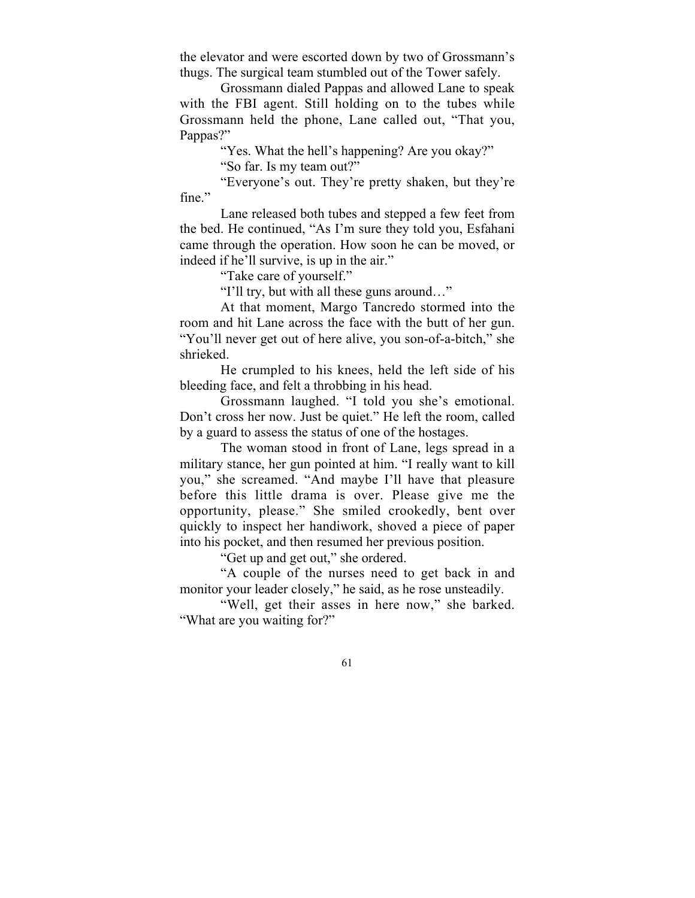the elevator and were escorted down by two of Grossmann's thugs. The surgical team stumbled out of the Tower safely.

Grossmann dialed Pappas and allowed Lane to speak with the FBI agent. Still holding on to the tubes while Grossmann held the phone, Lane called out, "That you, Pappas?"

"Yes. What the hell's happening? Are you okay?"

"So far. Is my team out?"

"Everyone's out. They're pretty shaken, but they're fine."

Lane released both tubes and stepped a few feet from the bed. He continued, "As I'm sure they told you, Esfahani came through the operation. How soon he can be moved, or indeed if he'll survive, is up in the air."

"Take care of yourself."

"I'll try, but with all these guns around…"

At that moment, Margo Tancredo stormed into the room and hit Lane across the face with the butt of her gun. "You'll never get out of here alive, you son-of-a-bitch," she shrieked.

He crumpled to his knees, held the left side of his bleeding face, and felt a throbbing in his head.

Grossmann laughed. "I told you she's emotional. Don't cross her now. Just be quiet." He left the room, called by a guard to assess the status of one of the hostages.

The woman stood in front of Lane, legs spread in a military stance, her gun pointed at him. "I really want to kill you," she screamed. "And maybe I'll have that pleasure before this little drama is over. Please give me the opportunity, please." She smiled crookedly, bent over quickly to inspect her handiwork, shoved a piece of paper into his pocket, and then resumed her previous position.

"Get up and get out," she ordered.

"A couple of the nurses need to get back in and monitor your leader closely," he said, as he rose unsteadily.

"Well, get their asses in here now," she barked. "What are you waiting for?"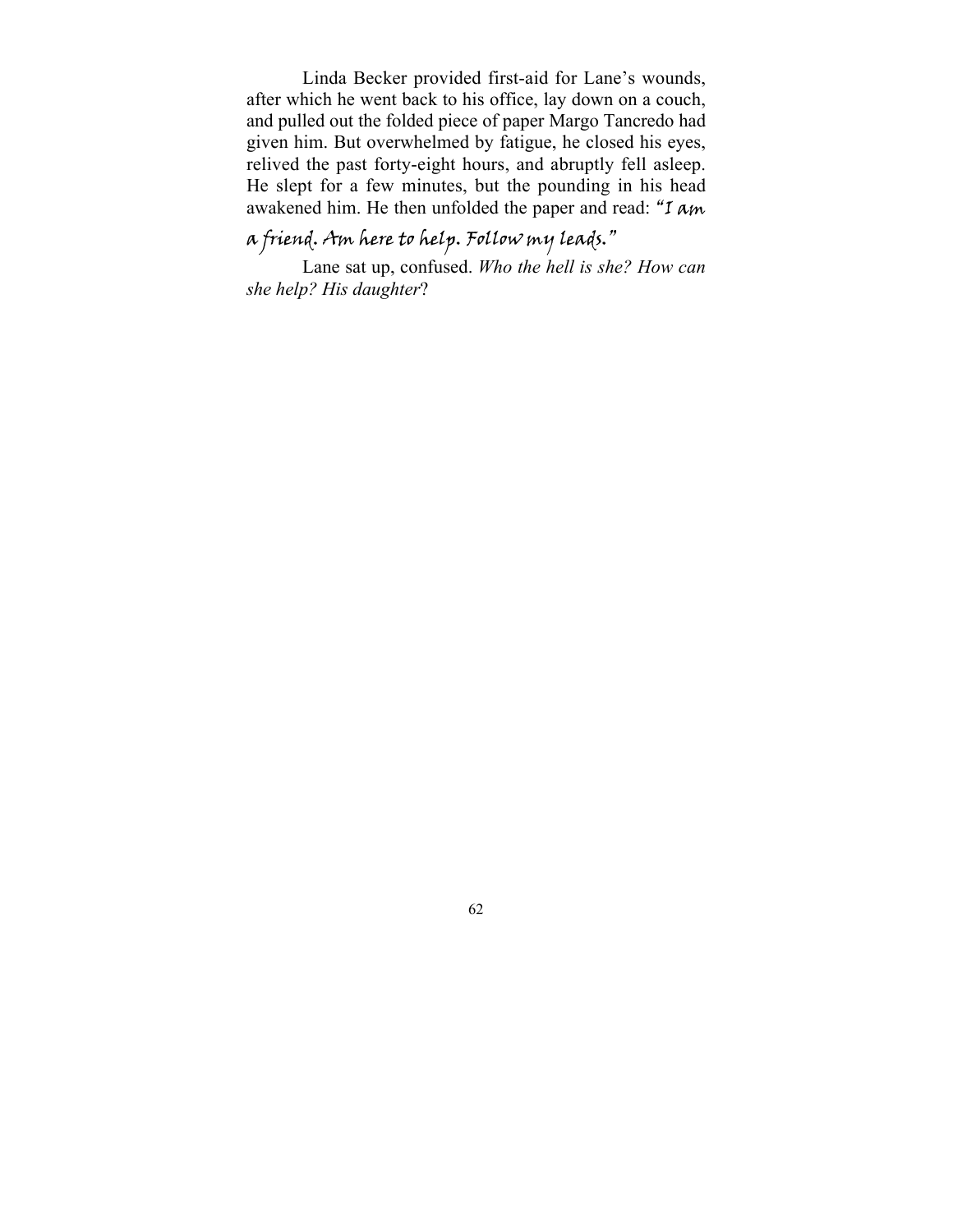Linda Becker provided first-aid for Lane's wounds, after which he went back to his office, lay down on a couch, and pulled out the folded piece of paper Margo Tancredo had given him. But overwhelmed by fatigue, he closed his eyes, relived the past forty-eight hours, and abruptly fell asleep. He slept for a few minutes, but the pounding in his head awakened him. He then unfolded the paper and read: *"I am a friend. Am here to help. Follow my leads."*

Lane sat up, confused. *Who the hell is she? How can she help? His daughter*?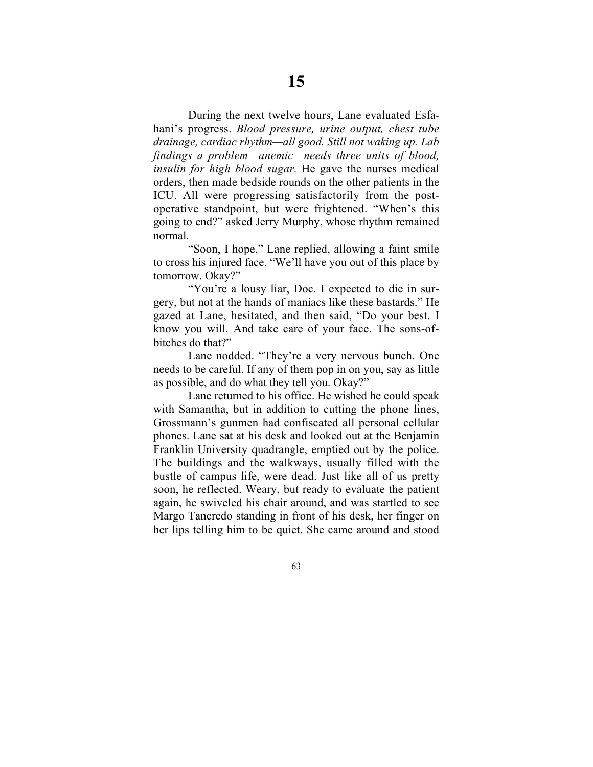# 15

During the next twelve hours, Lane evaluated Esfahani's progress. *Blood pressure, urine output, chest tube drainage, cardiac rhythm—all good. Still not waking up. Lab findings a problem—anemic—needs three units of blood, insulin for high blood sugar.* He gave the nurses medical orders, then made bedside rounds on the other patients in the ICU. All were progressing satisfactorily from the post-operative standpoint, but were frightened. "When's this going to end?" asked Jerry Murphy, whose rhythm remained normal.

"Soon, I hope," Lane replied, allowing a faint smile to cross his injured face. "We'll have you out of this place by tomorrow. Okay?"

"You're a lousy liar, Doc. I expected to die in surgery, but not at the hands of maniacs like these bastards." He gazed at Lane, hesitated, and then said, "Do your best. I know you will. And take care of your face. The sons-of-bitches do that?"

Lane nodded. "They're a very nervous bunch. One needs to be careful. If any of them pop in on you, say as little as possible, and do what they tell you. Okay?"

Lane returned to his office. He wished he could speak with Samantha, but in addition to cutting the phone lines, Grossmann's gunmen had confiscated all personal cellular phones. Lane sat at his desk and looked out at the Benjamin Franklin University quadrangle, emptied out by the police. The buildings and the walkways, usually filled with the bustle of campus life, were dead. Just like all of us pretty soon, he reflected. Weary, but ready to evaluate the patient again, he swiveled his chair around, and was startled to see Margo Tancredo standing in front of his desk, her finger on her lips telling him to be quiet. She came around and stood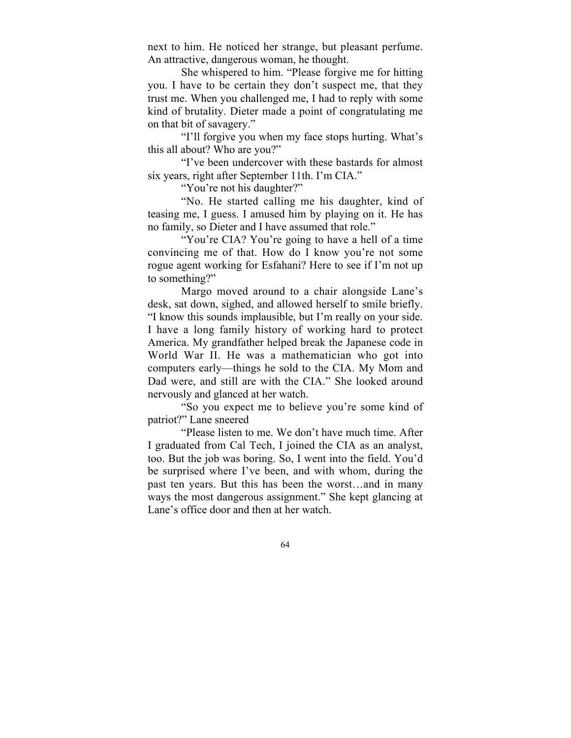next to him. He noticed her strange, but pleasant perfume. An attractive, dangerous woman, he thought.

She whispered to him. "Please forgive me for hitting you. I have to be certain they don't suspect me, that they trust me. When you challenged me, I had to reply with some kind of brutality. Dieter made a point of congratulating me on that bit of savagery."

"I'll forgive you when my face stops hurting. What's this all about? Who are you?"

"I've been undercover with these bastards for almost six years, right after September 11th. I'm CIA."

"You're not his daughter?"

"No. He started calling me his daughter, kind of teasing me, I guess. I amused him by playing on it. He has no family, so Dieter and I have assumed that role."

"You're CIA? You're going to have a hell of a time convincing me of that. How do I know you're not some rogue agent working for Esfahani? Here to see if I'm not up to something?"

Margo moved around to a chair alongside Lane's desk, sat down, sighed, and allowed herself to smile briefly. "I know this sounds implausible, but I'm really on your side. I have a long family history of working hard to protect America. My grandfather helped break the Japanese code in World War II. He was a mathematician who got into computers early—things he sold to the CIA. My Mom and Dad were, and still are with the CIA." She looked around nervously and glanced at her watch.

"So you expect me to believe you're some kind of patriot?" Lane sneered

"Please listen to me. We don't have much time. After I graduated from Cal Tech, I joined the CIA as an analyst, too. But the job was boring. So, I went into the field. You'd be surprised where I've been, and with whom, during the past ten years. But this has been the worst…and in many ways the most dangerous assignment." She kept glancing at Lane's office door and then at her watch.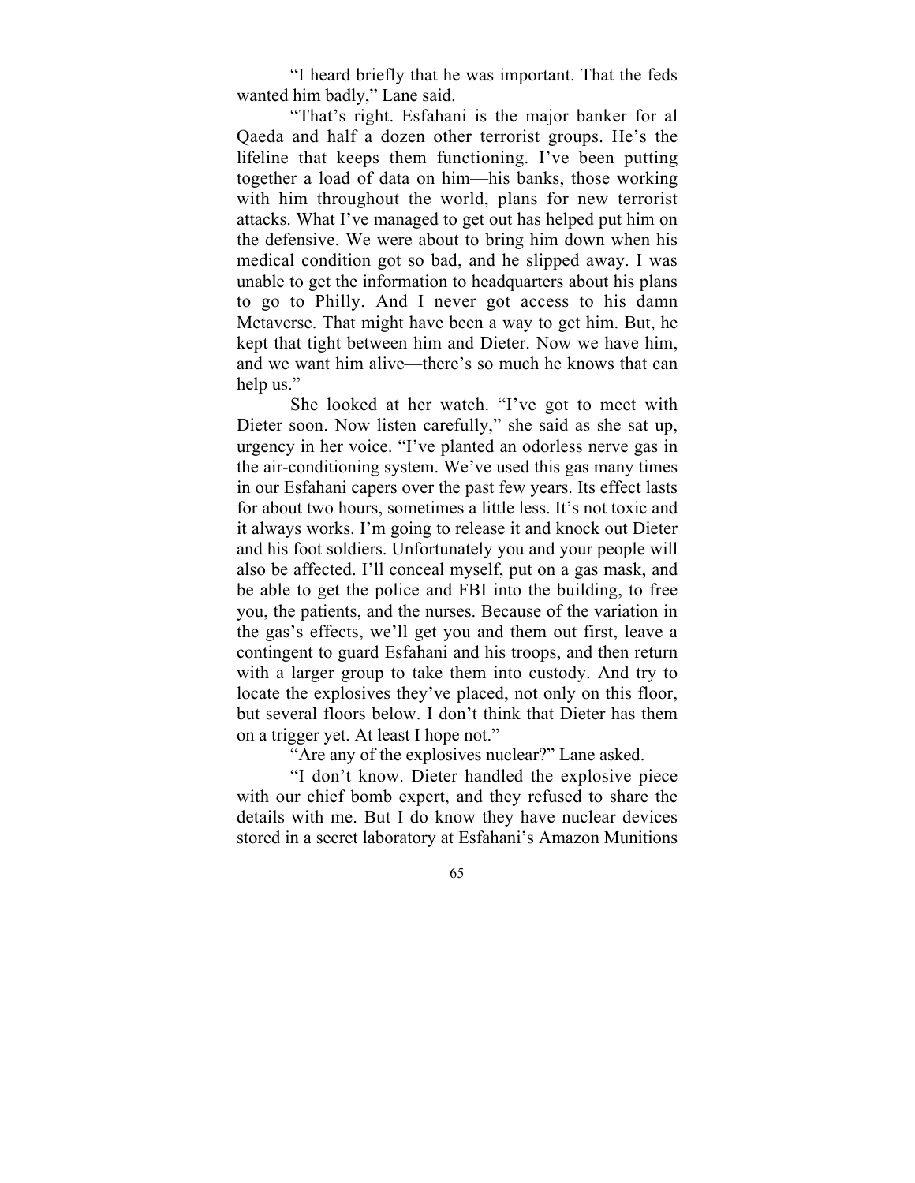"I heard briefly that he was important. That the feds wanted him badly," Lane said.

"That's right. Esfahani is the major banker for al Qaeda and half a dozen other terrorist groups. He's the lifeline that keeps them functioning. I've been putting together a load of data on him—his banks, those working with him throughout the world, plans for new terrorist attacks. What I've managed to get out has helped put him on the defensive. We were about to bring him down when his medical condition got so bad, and he slipped away. I was unable to get the information to headquarters about his plans to go to Philly. And I never got access to his damn Metaverse. That might have been a way to get him. But, he kept that tight between him and Dieter. Now we have him, and we want him alive—there's so much he knows that can help us."

She looked at her watch. "I've got to meet with Dieter soon. Now listen carefully," she said as she sat up, urgency in her voice. "I've planted an odorless nerve gas in the air-conditioning system. We've used this gas many times in our Esfahani capers over the past few years. Its effect lasts for about two hours, sometimes a little less. It's not toxic and it always works. I'm going to release it and knock out Dieter and his foot soldiers. Unfortunately you and your people will also be affected. I'll conceal myself, put on a gas mask, and be able to get the police and FBI into the building, to free you, the patients, and the nurses. Because of the variation in the gas's effects, we'll get you and them out first, leave a contingent to guard Esfahani and his troops, and then return with a larger group to take them into custody. And try to locate the explosives they've placed, not only on this floor, but several floors below. I don't think that Dieter has them on a trigger yet. At least I hope not."

"Are any of the explosives nuclear?" Lane asked.

"I don't know. Dieter handled the explosive piece with our chief bomb expert, and they refused to share the details with me. But I do know they have nuclear devices stored in a secret laboratory at Esfahani's Amazon Munitions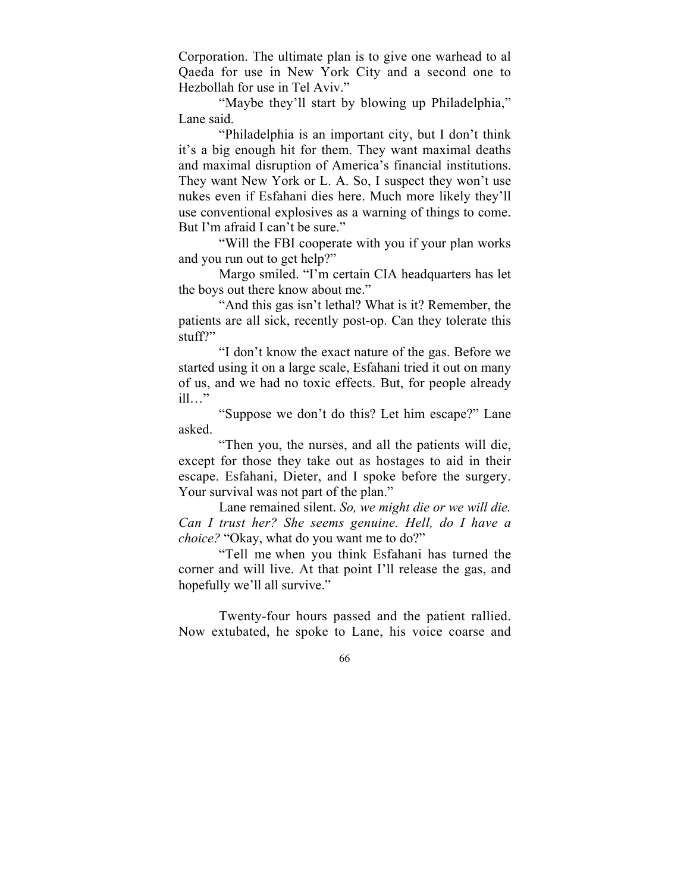Corporation. The ultimate plan is to give one warhead to al Qaeda for use in New York City and a second one to Hezbollah for use in Tel Aviv."

"Maybe they'll start by blowing up Philadelphia," Lane said.

"Philadelphia is an important city, but I don't think it's a big enough hit for them. They want maximal deaths and maximal disruption of America's financial institutions. They want New York or L. A. So, I suspect they won't use nukes even if Esfahani dies here. Much more likely they'll use conventional explosives as a warning of things to come. But I'm afraid I can't be sure."

"Will the FBI cooperate with you if your plan works and you run out to get help?"

Margo smiled. "I'm certain CIA headquarters has let the boys out there know about me."

"And this gas isn't lethal? What is it? Remember, the patients are all sick, recently post-op. Can they tolerate this stuff?"

"I don't know the exact nature of the gas. Before we started using it on a large scale, Esfahani tried it out on many of us, and we had no toxic effects. But, for people already ill…"

"Suppose we don't do this? Let him escape?" Lane asked.

"Then you, the nurses, and all the patients will die, except for those they take out as hostages to aid in their escape. Esfahani, Dieter, and I spoke before the surgery. Your survival was not part of the plan."

Lane remained silent. *So, we might die or we will die. Can I trust her? She seems genuine. Hell, do I have a choice?* "Okay, what do you want me to do?"

"Tell me when you think Esfahani has turned the corner and will live. At that point I'll release the gas, and hopefully we'll all survive."

Twenty-four hours passed and the patient rallied. Now extubated, he spoke to Lane, his voice coarse and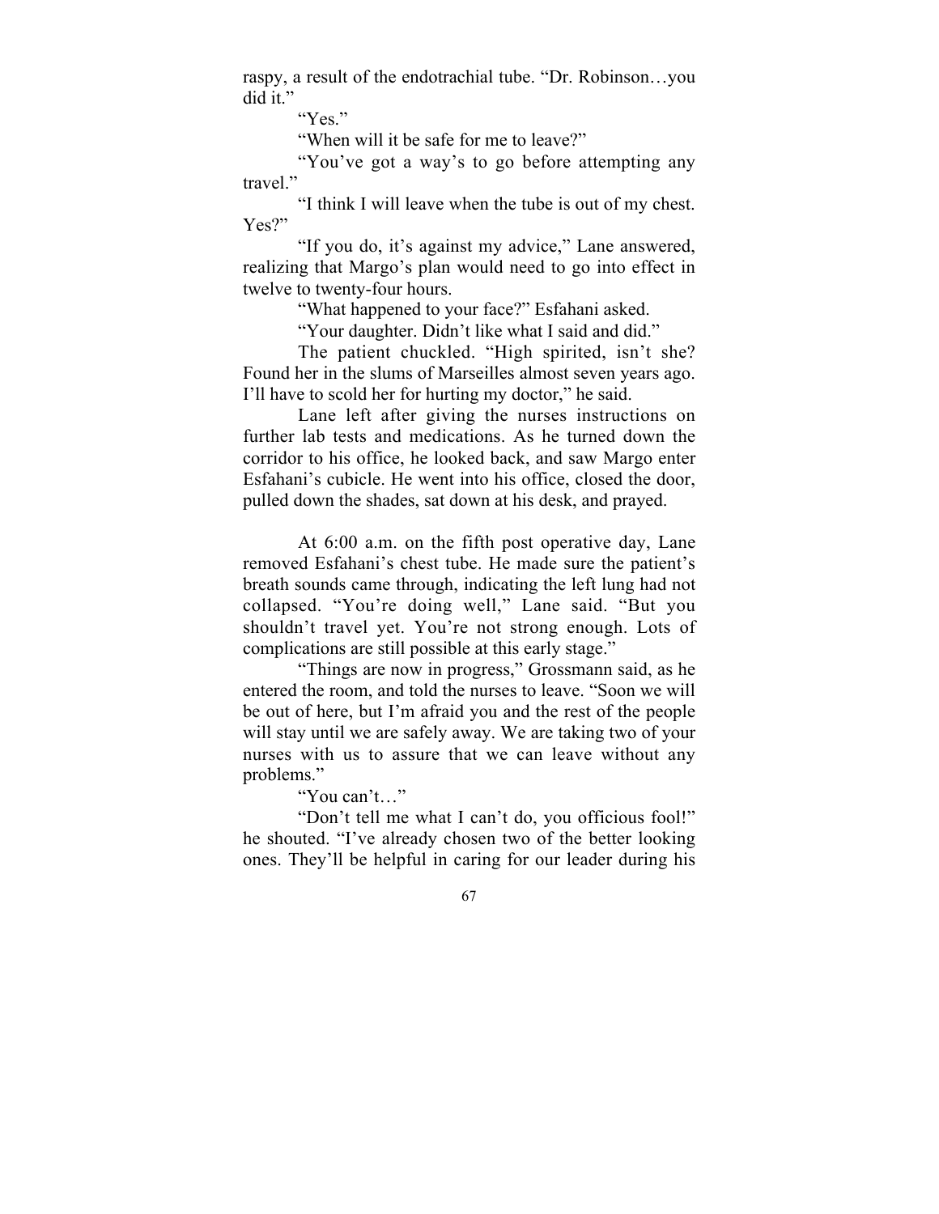raspy, a result of the endotrachial tube. "Dr. Robinson…you did it."

"Yes."

"When will it be safe for me to leave?"

"You've got a way's to go before attempting any travel."

"I think I will leave when the tube is out of my chest. Yes?"

"If you do, it's against my advice," Lane answered, realizing that Margo's plan would need to go into effect in twelve to twenty-four hours.

"What happened to your face?" Esfahani asked.

"Your daughter. Didn't like what I said and did."

The patient chuckled. "High spirited, isn't she? Found her in the slums of Marseilles almost seven years ago. I'll have to scold her for hurting my doctor," he said.

Lane left after giving the nurses instructions on further lab tests and medications. As he turned down the corridor to his office, he looked back, and saw Margo enter Esfahani's cubicle. He went into his office, closed the door, pulled down the shades, sat down at his desk, and prayed.

At 6:00 a.m. on the fifth post operative day, Lane removed Esfahani's chest tube. He made sure the patient's breath sounds came through, indicating the left lung had not collapsed. "You're doing well," Lane said. "But you shouldn't travel yet. You're not strong enough. Lots of complications are still possible at this early stage."

"Things are now in progress," Grossmann said, as he entered the room, and told the nurses to leave. "Soon we will be out of here, but I'm afraid you and the rest of the people will stay until we are safely away. We are taking two of your nurses with us to assure that we can leave without any problems."

"You can't…"

"Don't tell me what I can't do, you officious fool!" he shouted. "I've already chosen two of the better looking ones. They'll be helpful in caring for our leader during his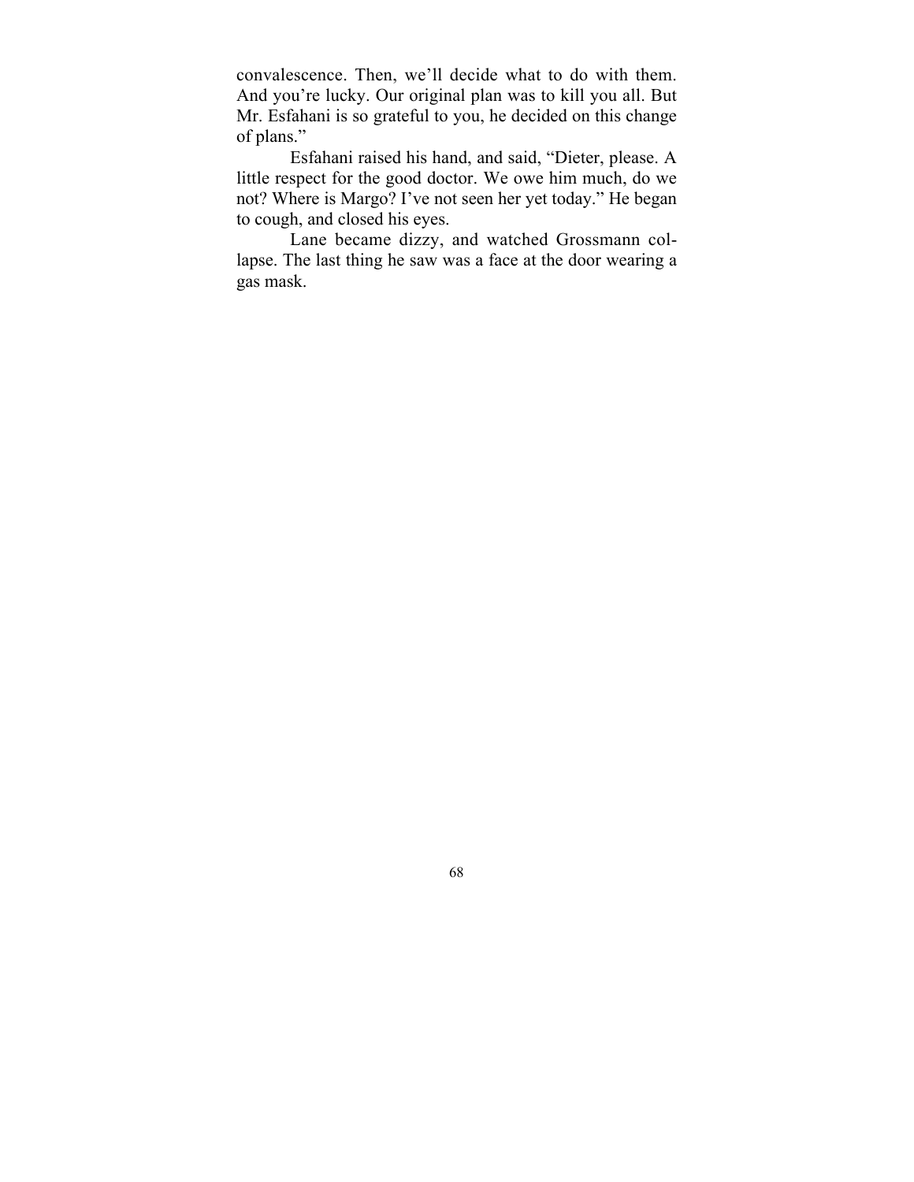convalescence. Then, we'll decide what to do with them. And you're lucky. Our original plan was to kill you all. But Mr. Esfahani is so grateful to you, he decided on this change of plans."

Esfahani raised his hand, and said, "Dieter, please. A little respect for the good doctor. We owe him much, do we not? Where is Margo? I've not seen her yet today." He began to cough, and closed his eyes.

Lane became dizzy, and watched Grossmann collapse. The last thing he saw was a face at the door wearing a gas mask.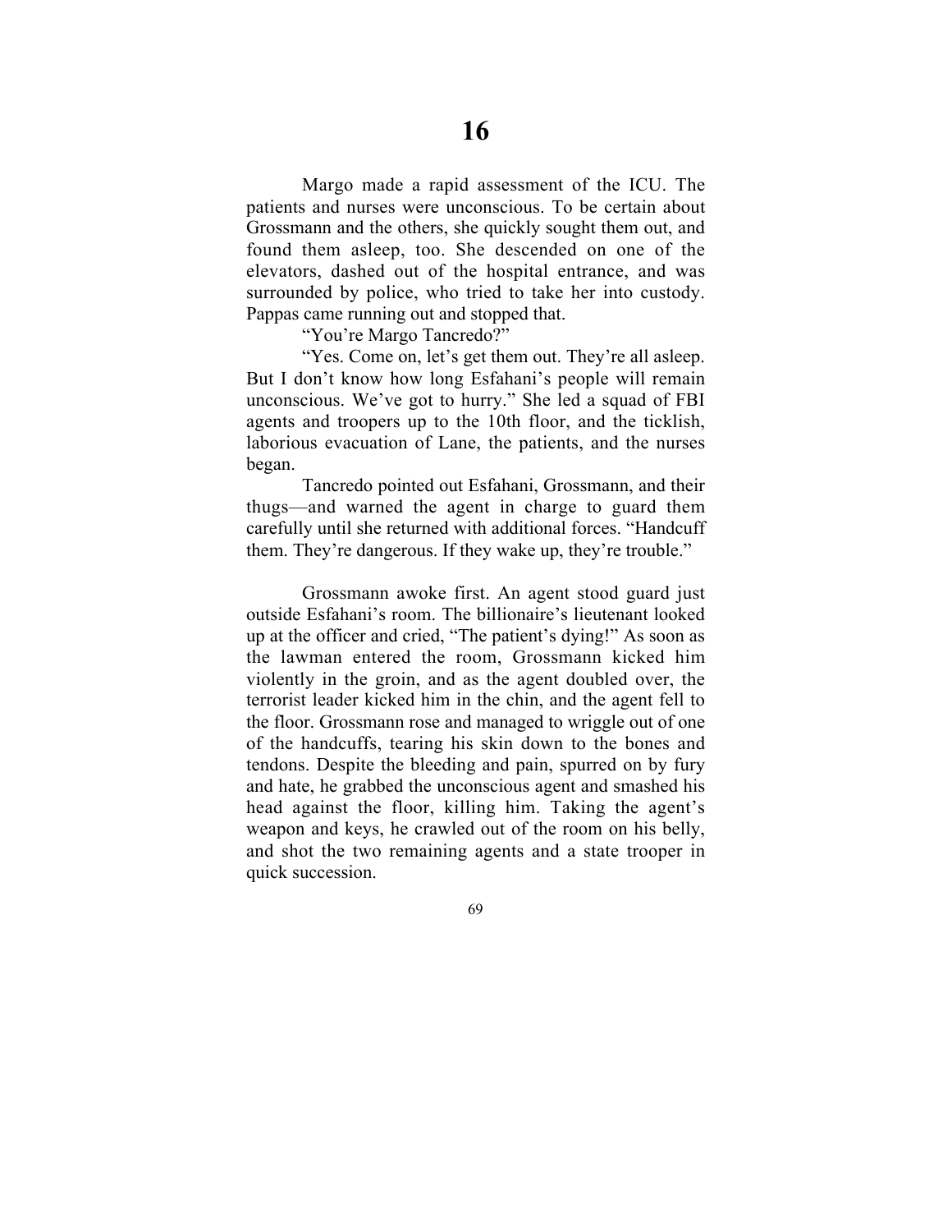# 16

Margo made a rapid assessment of the ICU. The patients and nurses were unconscious. To be certain about Grossmann and the others, she quickly sought them out, and found them asleep, too. She descended on one of the elevators, dashed out of the hospital entrance, and was surrounded by police, who tried to take her into custody. Pappas came running out and stopped that.

"You're Margo Tancredo?"

"Yes. Come on, let's get them out. They're all asleep. But I don't know how long Esfahani's people will remain unconscious. We've got to hurry." She led a squad of FBI agents and troopers up to the 10th floor, and the ticklish, laborious evacuation of Lane, the patients, and the nurses began.

Tancredo pointed out Esfahani, Grossmann, and their thugs—and warned the agent in charge to guard them carefully until she returned with additional forces. "Handcuff them. They're dangerous. If they wake up, they're trouble."

Grossmann awoke first. An agent stood guard just outside Esfahani's room. The billionaire's lieutenant looked up at the officer and cried, "The patient's dying!" As soon as the lawman entered the room, Grossmann kicked him violently in the groin, and as the agent doubled over, the terrorist leader kicked him in the chin, and the agent fell to the floor. Grossmann rose and managed to wriggle out of one of the handcuffs, tearing his skin down to the bones and tendons. Despite the bleeding and pain, spurred on by fury and hate, he grabbed the unconscious agent and smashed his head against the floor, killing him. Taking the agent's weapon and keys, he crawled out of the room on his belly, and shot the two remaining agents and a state trooper in quick succession.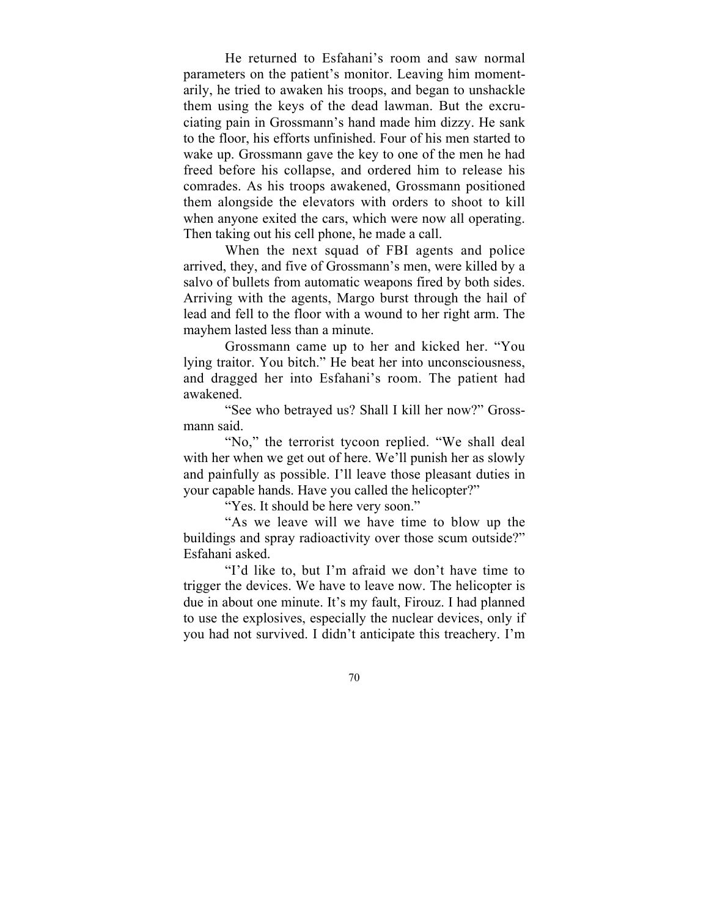He returned to Esfahani's room and saw normal parameters on the patient's monitor. Leaving him momentarily, he tried to awaken his troops, and began to unshackle them using the keys of the dead lawman. But the excruciating pain in Grossmann's hand made him dizzy. He sank to the floor, his efforts unfinished. Four of his men started to wake up. Grossmann gave the key to one of the men he had freed before his collapse, and ordered him to release his comrades. As his troops awakened, Grossmann positioned them alongside the elevators with orders to shoot to kill when anyone exited the cars, which were now all operating. Then taking out his cell phone, he made a call.

When the next squad of FBI agents and police arrived, they, and five of Grossmann's men, were killed by a salvo of bullets from automatic weapons fired by both sides. Arriving with the agents, Margo burst through the hail of lead and fell to the floor with a wound to her right arm. The mayhem lasted less than a minute.

Grossmann came up to her and kicked her. "You lying traitor. You bitch." He beat her into unconsciousness, and dragged her into Esfahani's room. The patient had awakened.

"See who betrayed us? Shall I kill her now?" Grossmann said.

"No," the terrorist tycoon replied. "We shall deal with her when we get out of here. We'll punish her as slowly and painfully as possible. I'll leave those pleasant duties in your capable hands. Have you called the helicopter?"

"Yes. It should be here very soon."

"As we leave will we have time to blow up the buildings and spray radioactivity over those scum outside?" Esfahani asked.

"I'd like to, but I'm afraid we don't have time to trigger the devices. We have to leave now. The helicopter is due in about one minute. It's my fault, Firouz. I had planned to use the explosives, especially the nuclear devices, only if you had not survived. I didn't anticipate this treachery. I'm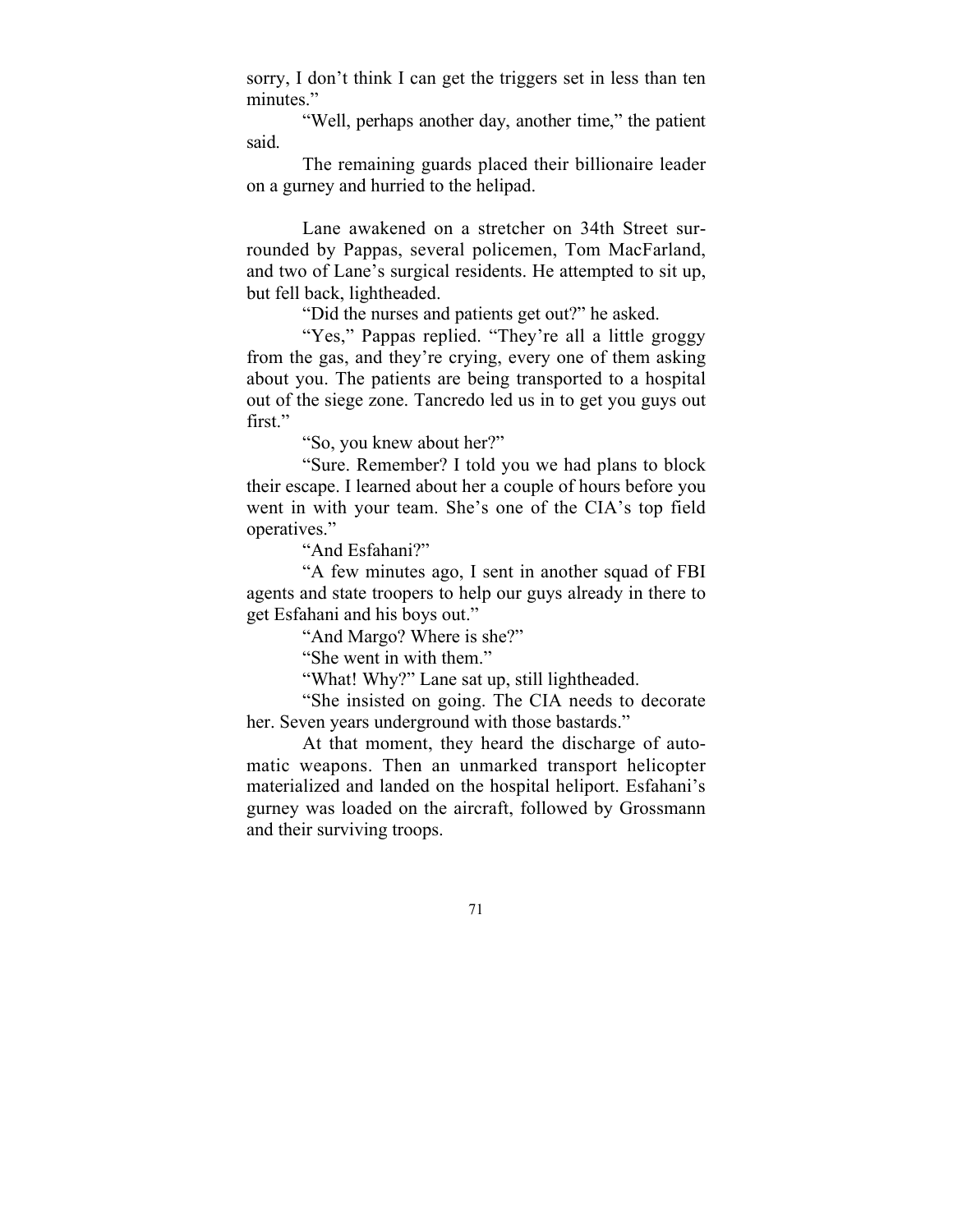sorry, I don't think I can get the triggers set in less than ten minutes."

"Well, perhaps another day, another time," the patient said.

The remaining guards placed their billionaire leader on a gurney and hurried to the helipad.

Lane awakened on a stretcher on 34th Street surrounded by Pappas, several policemen, Tom MacFarland, and two of Lane's surgical residents. He attempted to sit up, but fell back, lightheaded.

"Did the nurses and patients get out?" he asked.

"Yes," Pappas replied. "They're all a little groggy from the gas, and they're crying, every one of them asking about you. The patients are being transported to a hospital out of the siege zone. Tancredo led us in to get you guys out first."

"So, you knew about her?"

"Sure. Remember? I told you we had plans to block their escape. I learned about her a couple of hours before you went in with your team. She's one of the CIA's top field operatives."

"And Esfahani?"

"A few minutes ago, I sent in another squad of FBI agents and state troopers to help our guys already in there to get Esfahani and his boys out."

"And Margo? Where is she?"

"She went in with them."

"What! Why?" Lane sat up, still lightheaded.

"She insisted on going. The CIA needs to decorate her. Seven years underground with those bastards."

At that moment, they heard the discharge of automatic weapons. Then an unmarked transport helicopter materialized and landed on the hospital heliport. Esfahani's gurney was loaded on the aircraft, followed by Grossmann and their surviving troops.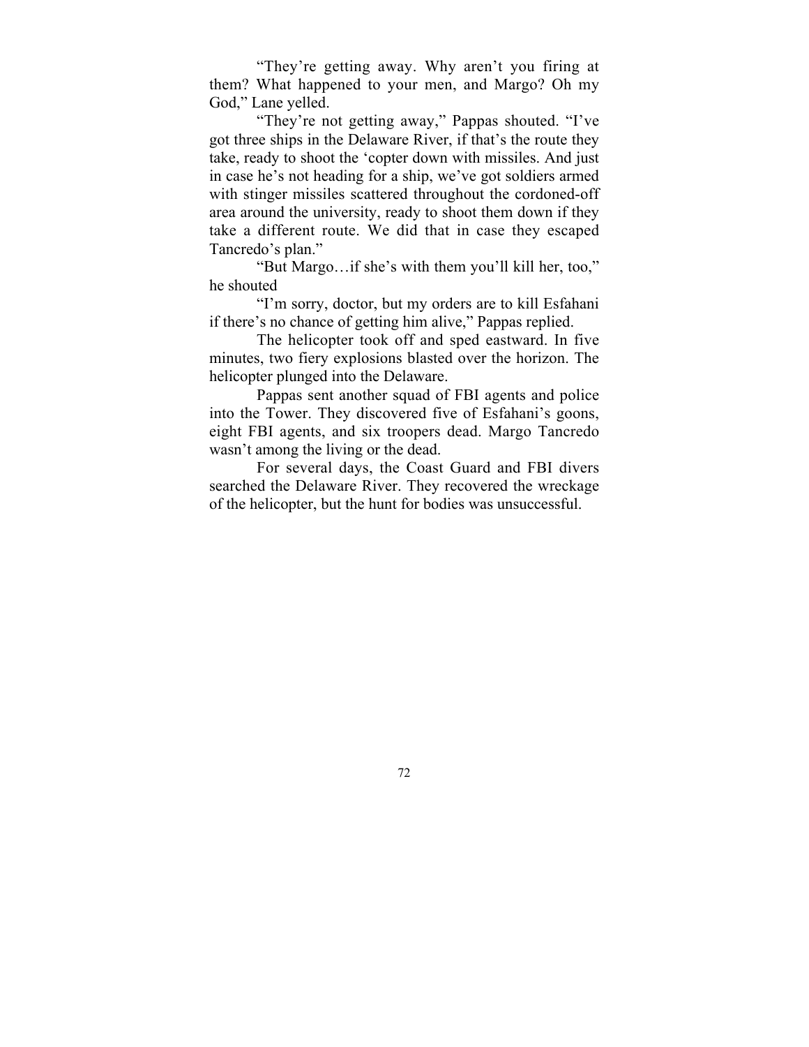"They're getting away. Why aren't you firing at them? What happened to your men, and Margo? Oh my God," Lane yelled.

"They're not getting away," Pappas shouted. "I've got three ships in the Delaware River, if that's the route they take, ready to shoot the 'copter down with missiles. And just in case he's not heading for a ship, we've got soldiers armed with stinger missiles scattered throughout the cordoned-off area around the university, ready to shoot them down if they take a different route. We did that in case they escaped Tancredo's plan."

"But Margo…if she's with them you'll kill her, too," he shouted

"I'm sorry, doctor, but my orders are to kill Esfahani if there's no chance of getting him alive," Pappas replied.

The helicopter took off and sped eastward. In five minutes, two fiery explosions blasted over the horizon. The helicopter plunged into the Delaware.

Pappas sent another squad of FBI agents and police into the Tower. They discovered five of Esfahani's goons, eight FBI agents, and six troopers dead. Margo Tancredo wasn't among the living or the dead.

For several days, the Coast Guard and FBI divers searched the Delaware River. They recovered the wreckage of the helicopter, but the hunt for bodies was unsuccessful.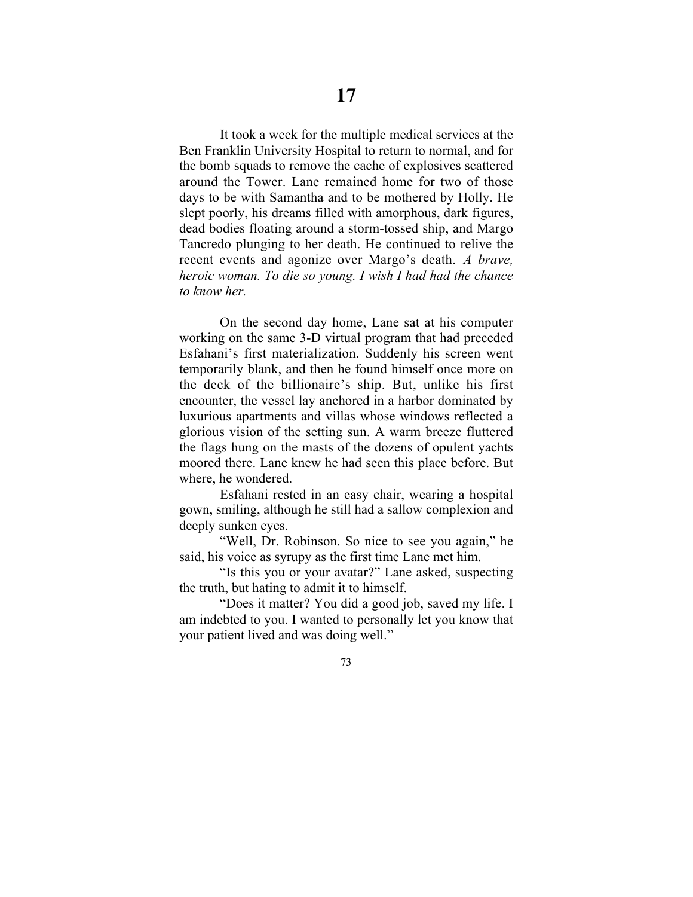# 17

It took a week for the multiple medical services at the Ben Franklin University Hospital to return to normal, and for the bomb squads to remove the cache of explosives scattered around the Tower. Lane remained home for two of those days to be with Samantha and to be mothered by Holly. He slept poorly, his dreams filled with amorphous, dark figures, dead bodies floating around a storm-tossed ship, and Margo Tancredo plunging to her death. He continued to relive the recent events and agonize over Margo's death. *A brave, heroic woman. To die so young. I wish I had had the chance to know her.*

On the second day home, Lane sat at his computer working on the same 3-D virtual program that had preceded Esfahani's first materialization. Suddenly his screen went temporarily blank, and then he found himself once more on the deck of the billionaire's ship. But, unlike his first encounter, the vessel lay anchored in a harbor dominated by luxurious apartments and villas whose windows reflected a glorious vision of the setting sun. A warm breeze fluttered the flags hung on the masts of the dozens of opulent yachts moored there. Lane knew he had seen this place before. But where, he wondered.

Esfahani rested in an easy chair, wearing a hospital gown, smiling, although he still had a sallow complexion and deeply sunken eyes.

"Well, Dr. Robinson. So nice to see you again," he said, his voice as syrupy as the first time Lane met him.

"Is this you or your avatar?" Lane asked, suspecting the truth, but hating to admit it to himself.

"Does it matter? You did a good job, saved my life. I am indebted to you. I wanted to personally let you know that your patient lived and was doing well."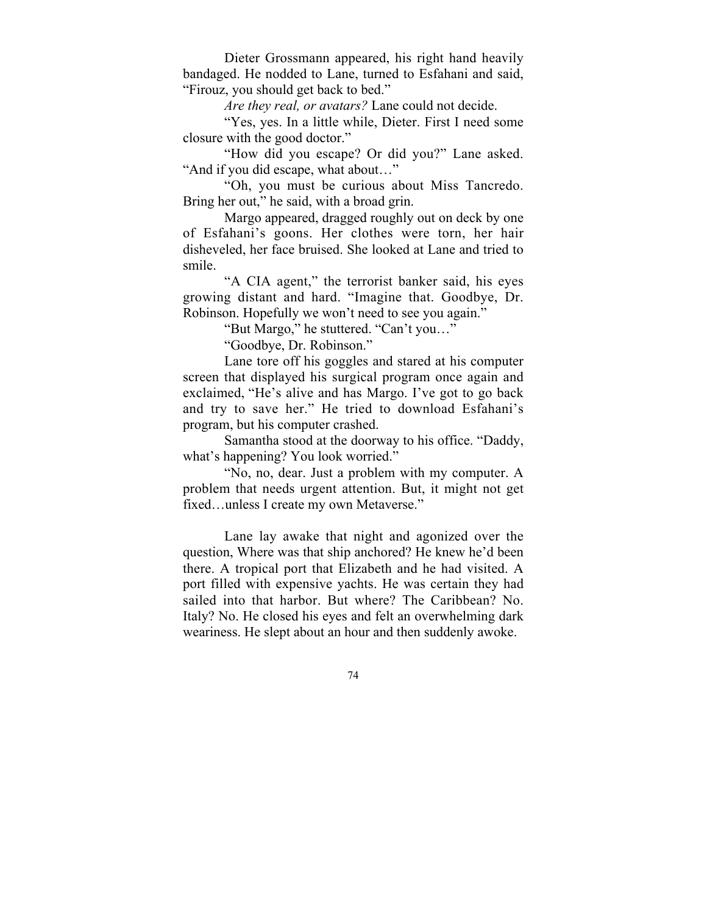Dieter Grossmann appeared, his right hand heavily bandaged. He nodded to Lane, turned to Esfahani and said, "Firouz, you should get back to bed."

*Are they real, or avatars?* Lane could not decide.

"Yes, yes. In a little while, Dieter. First I need some closure with the good doctor."

"How did you escape? Or did you?" Lane asked. "And if you did escape, what about…"

"Oh, you must be curious about Miss Tancredo. Bring her out," he said, with a broad grin.

Margo appeared, dragged roughly out on deck by one of Esfahani's goons. Her clothes were torn, her hair disheveled, her face bruised. She looked at Lane and tried to smile.

"A CIA agent," the terrorist banker said, his eyes growing distant and hard. "Imagine that. Goodbye, Dr. Robinson. Hopefully we won't need to see you again."

"But Margo," he stuttered. "Can't you…"

"Goodbye, Dr. Robinson."

Lane tore off his goggles and stared at his computer screen that displayed his surgical program once again and exclaimed, "He's alive and has Margo. I've got to go back and try to save her." He tried to download Esfahani's program, but his computer crashed.

Samantha stood at the doorway to his office. "Daddy, what's happening? You look worried."

"No, no, dear. Just a problem with my computer. A problem that needs urgent attention. But, it might not get fixed…unless I create my own Metaverse."

Lane lay awake that night and agonized over the question, Where was that ship anchored? He knew he'd been there. A tropical port that Elizabeth and he had visited. A port filled with expensive yachts. He was certain they had sailed into that harbor. But where? The Caribbean? No. Italy? No. He closed his eyes and felt an overwhelming dark weariness. He slept about an hour and then suddenly awoke.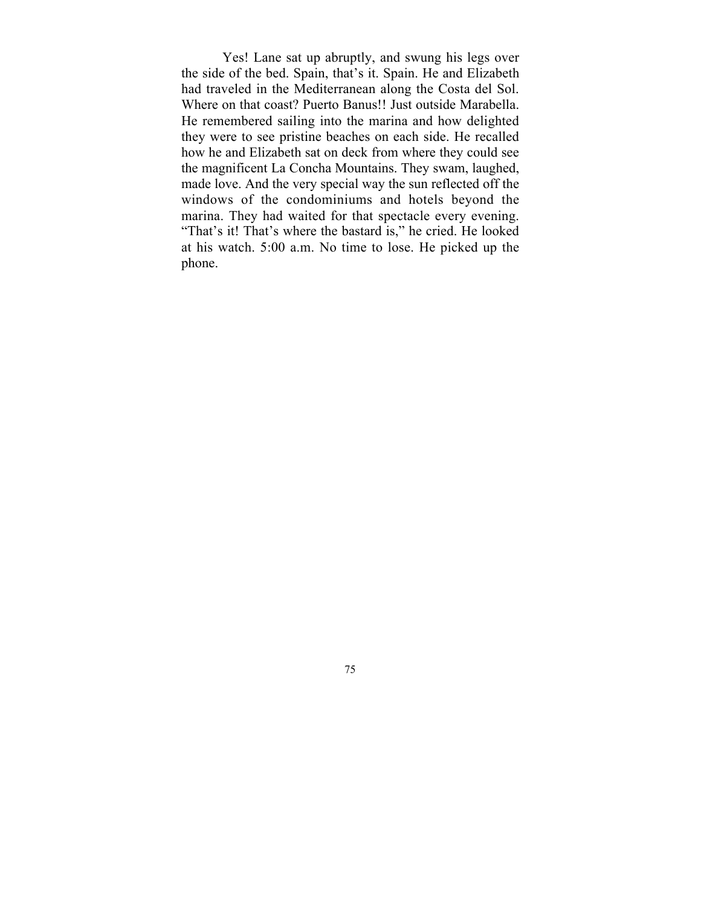Yes! Lane sat up abruptly, and swung his legs over the side of the bed. Spain, that's it. Spain. He and Elizabeth had traveled in the Mediterranean along the Costa del Sol. Where on that coast? Puerto Banus!! Just outside Marabella. He remembered sailing into the marina and how delighted they were to see pristine beaches on each side. He recalled how he and Elizabeth sat on deck from where they could see the magnificent La Concha Mountains. They swam, laughed, made love. And the very special way the sun reflected off the windows of the condominiums and hotels beyond the marina. They had waited for that spectacle every evening. "That's it! That's where the bastard is," he cried. He looked at his watch. 5:00 a.m. No time to lose. He picked up the phone.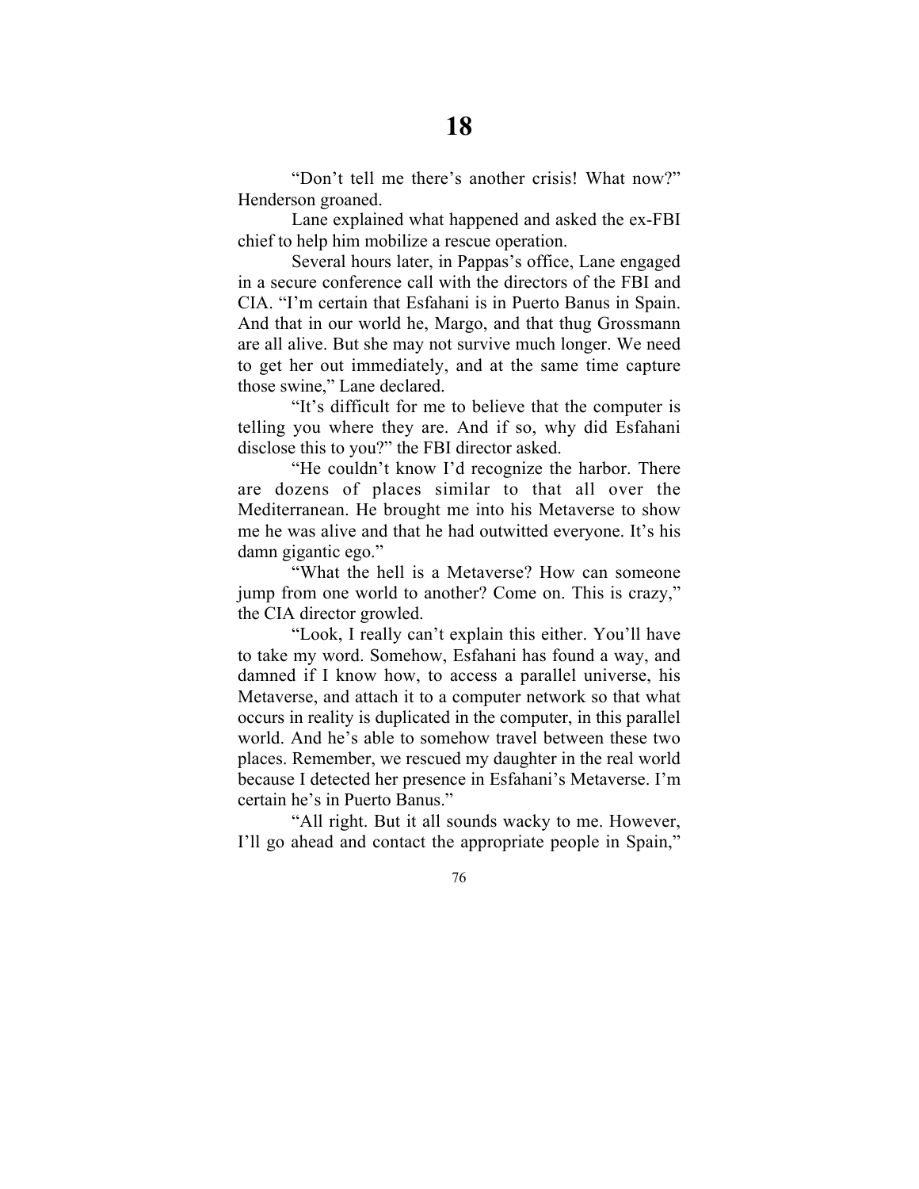# 18

"Don't tell me there's another crisis! What now?" Henderson groaned.

Lane explained what happened and asked the ex-FBI chief to help him mobilize a rescue operation.

Several hours later, in Pappas's office, Lane engaged in a secure conference call with the directors of the FBI and CIA. "I'm certain that Esfahani is in Puerto Banus in Spain. And that in our world he, Margo, and that thug Grossmann are all alive. But she may not survive much longer. We need to get her out immediately, and at the same time capture those swine," Lane declared.

"It's difficult for me to believe that the computer is telling you where they are. And if so, why did Esfahani disclose this to you?" the FBI director asked.

"He couldn't know I'd recognize the harbor. There are dozens of places similar to that all over the Mediterranean. He brought me into his Metaverse to show me he was alive and that he had outwitted everyone. It's his damn gigantic ego."

"What the hell is a Metaverse? How can someone jump from one world to another? Come on. This is crazy," the CIA director growled.

"Look, I really can't explain this either. You'll have to take my word. Somehow, Esfahani has found a way, and damned if I know how, to access a parallel universe, his Metaverse, and attach it to a computer network so that what occurs in reality is duplicated in the computer, in this parallel world. And he's able to somehow travel between these two places. Remember, we rescued my daughter in the real world because I detected her presence in Esfahani's Metaverse. I'm certain he's in Puerto Banus."

"All right. But it all sounds wacky to me. However, I'll go ahead and contact the appropriate people in Spain,"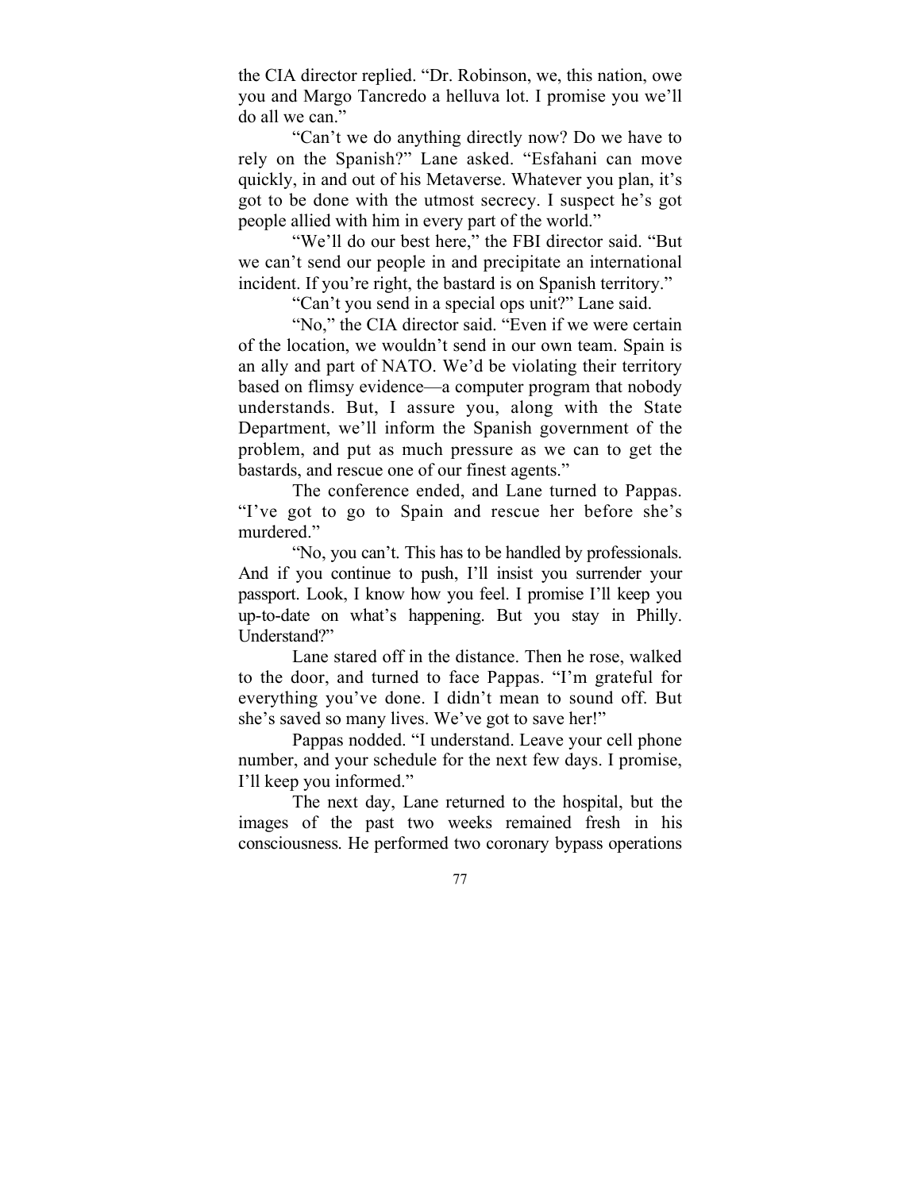the CIA director replied. "Dr. Robinson, we, this nation, owe you and Margo Tancredo a helluva lot. I promise you we'll do all we can."

"Can't we do anything directly now? Do we have to rely on the Spanish?" Lane asked. "Esfahani can move quickly, in and out of his Metaverse. Whatever you plan, it's got to be done with the utmost secrecy. I suspect he's got people allied with him in every part of the world."

"We'll do our best here," the FBI director said. "But we can't send our people in and precipitate an international incident. If you're right, the bastard is on Spanish territory."

"Can't you send in a special ops unit?" Lane said.

"No," the CIA director said. "Even if we were certain of the location, we wouldn't send in our own team. Spain is an ally and part of NATO. We'd be violating their territory based on flimsy evidence—a computer program that nobody understands. But, I assure you, along with the State Department, we'll inform the Spanish government of the problem, and put as much pressure as we can to get the bastards, and rescue one of our finest agents."

The conference ended, and Lane turned to Pappas. "I've got to go to Spain and rescue her before she's murdered."

"No, you can't. This has to be handled by professionals. And if you continue to push, I'll insist you surrender your passport. Look, I know how you feel. I promise I'll keep you up-to-date on what's happening. But you stay in Philly. Understand?"

Lane stared off in the distance. Then he rose, walked to the door, and turned to face Pappas. "I'm grateful for everything you've done. I didn't mean to sound off. But she's saved so many lives. We've got to save her!"

Pappas nodded. "I understand. Leave your cell phone number, and your schedule for the next few days. I promise, I'll keep you informed."

The next day, Lane returned to the hospital, but the images of the past two weeks remained fresh in his consciousness. He performed two coronary bypass operations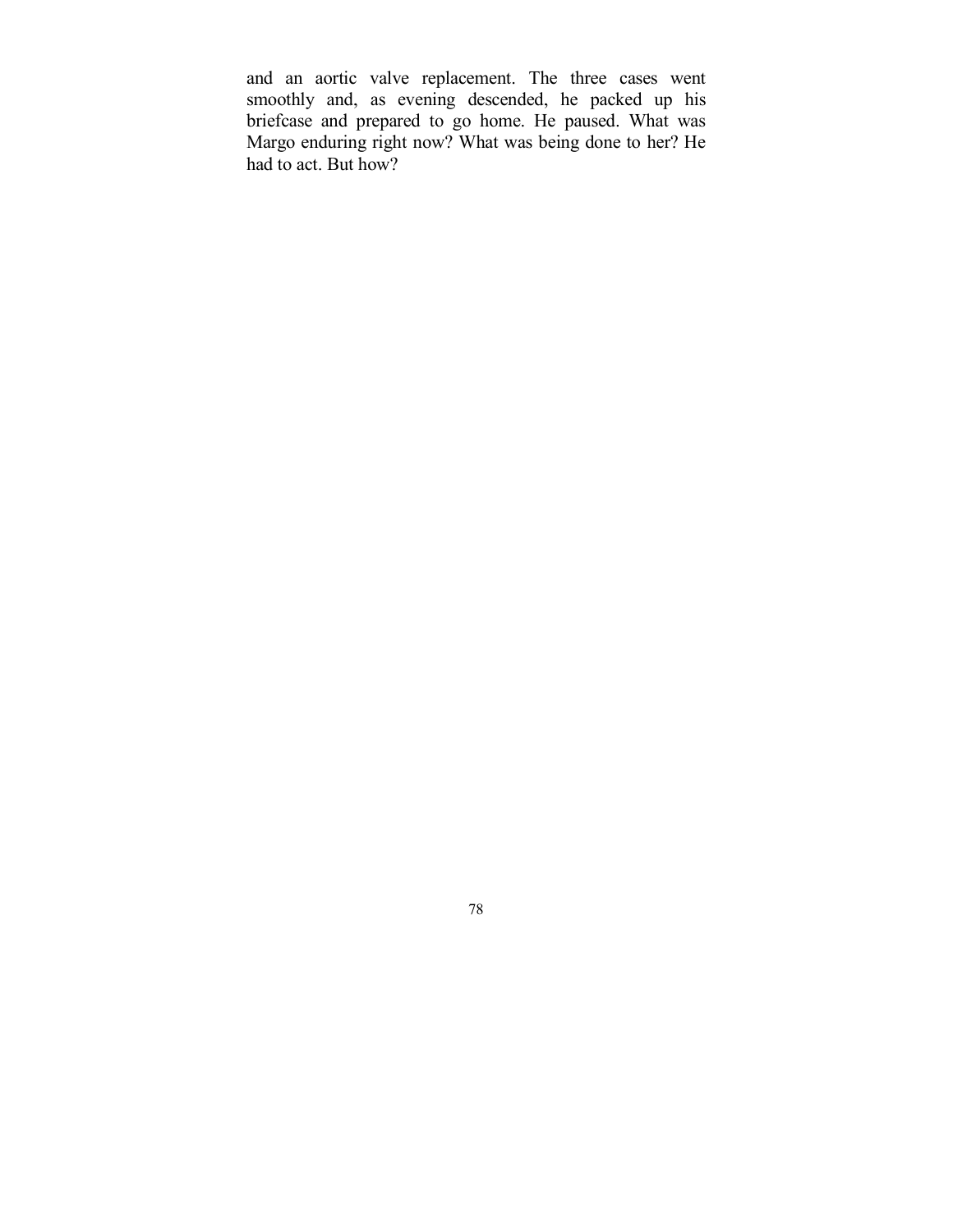and an aortic valve replacement. The three cases went smoothly and, as evening descended, he packed up his briefcase and prepared to go home. He paused. What was Margo enduring right now? What was being done to her? He had to act. But how?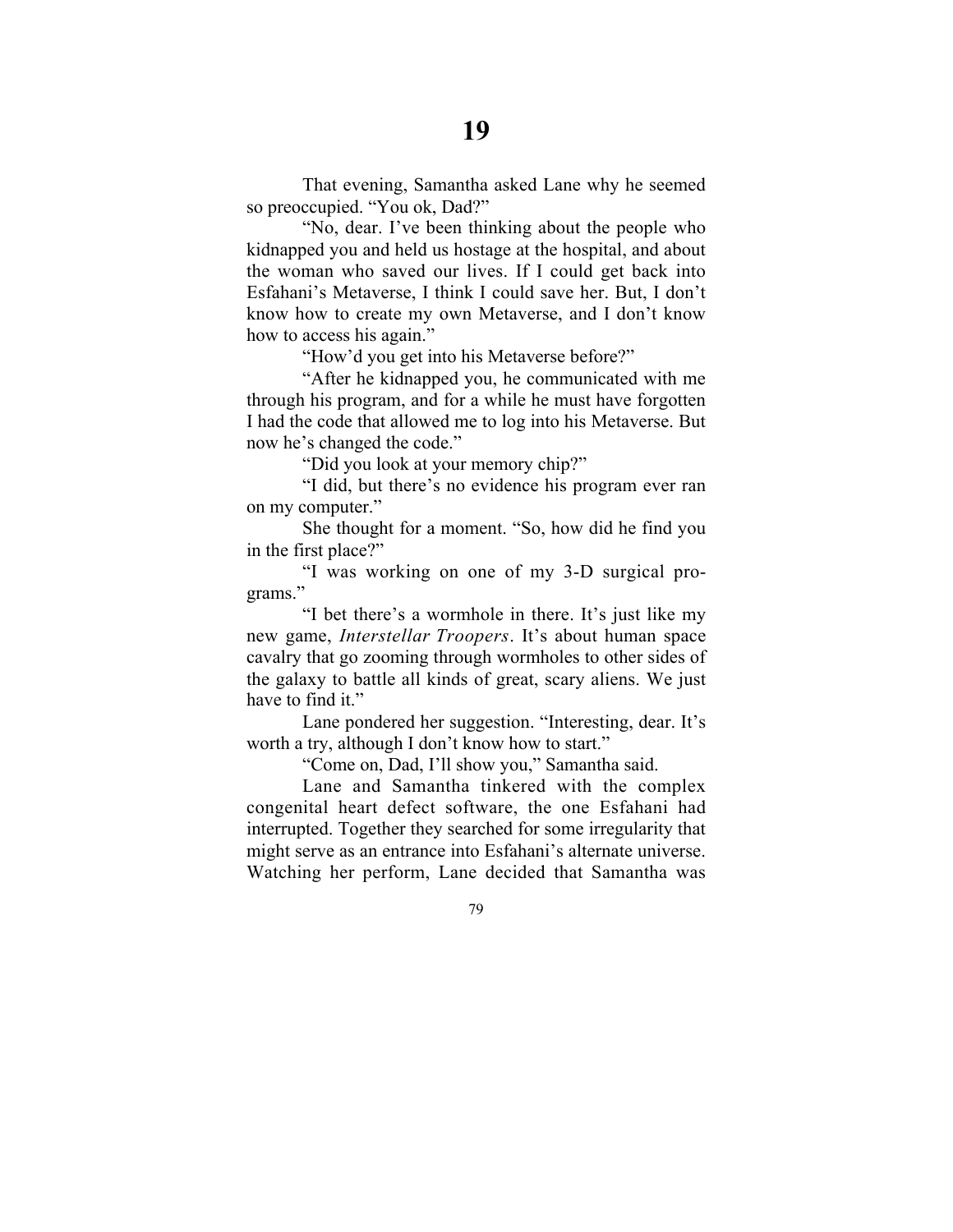# 19

That evening, Samantha asked Lane why he seemed so preoccupied. "You ok, Dad?"

"No, dear. I've been thinking about the people who kidnapped you and held us hostage at the hospital, and about the woman who saved our lives. If I could get back into Esfahani's Metaverse, I think I could save her. But, I don't know how to create my own Metaverse, and I don't know how to access his again."

"How'd you get into his Metaverse before?"

"After he kidnapped you, he communicated with me through his program, and for a while he must have forgotten I had the code that allowed me to log into his Metaverse. But now he's changed the code."

"Did you look at your memory chip?"

"I did, but there's no evidence his program ever ran on my computer."

She thought for a moment. "So, how did he find you in the first place?"

"I was working on one of my 3-D surgical programs."

"I bet there's a wormhole in there. It's just like my new game, *Interstellar Troopers*. It's about human space cavalry that go zooming through wormholes to other sides of the galaxy to battle all kinds of great, scary aliens. We just have to find it."

Lane pondered her suggestion. "Interesting, dear. It's worth a try, although I don't know how to start."

"Come on, Dad, I'll show you," Samantha said.

Lane and Samantha tinkered with the complex congenital heart defect software, the one Esfahani had interrupted. Together they searched for some irregularity that might serve as an entrance into Esfahani's alternate universe. Watching her perform, Lane decided that Samantha was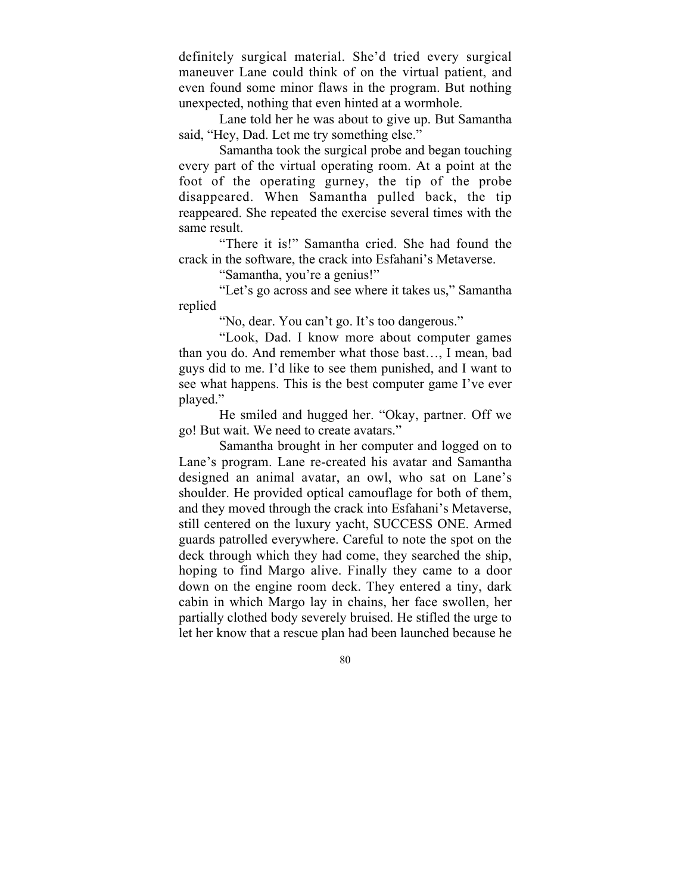definitely surgical material. She'd tried every surgical maneuver Lane could think of on the virtual patient, and even found some minor flaws in the program. But nothing unexpected, nothing that even hinted at a wormhole.

Lane told her he was about to give up. But Samantha said, "Hey, Dad. Let me try something else."

Samantha took the surgical probe and began touching every part of the virtual operating room. At a point at the foot of the operating gurney, the tip of the probe disappeared. When Samantha pulled back, the tip reappeared. She repeated the exercise several times with the same result.

"There it is!" Samantha cried. She had found the crack in the software, the crack into Esfahani's Metaverse.

"Samantha, you're a genius!"

"Let's go across and see where it takes us," Samantha replied

"No, dear. You can't go. It's too dangerous."

"Look, Dad. I know more about computer games than you do. And remember what those bast…, I mean, bad guys did to me. I'd like to see them punished, and I want to see what happens. This is the best computer game I've ever played."

He smiled and hugged her. "Okay, partner. Off we go! But wait. We need to create avatars."

Samantha brought in her computer and logged on to Lane's program. Lane re-created his avatar and Samantha designed an animal avatar, an owl, who sat on Lane's shoulder. He provided optical camouflage for both of them, and they moved through the crack into Esfahani's Metaverse, still centered on the luxury yacht, SUCCESS ONE. Armed guards patrolled everywhere. Careful to note the spot on the deck through which they had come, they searched the ship, hoping to find Margo alive. Finally they came to a door down on the engine room deck. They entered a tiny, dark cabin in which Margo lay in chains, her face swollen, her partially clothed body severely bruised. He stifled the urge to let her know that a rescue plan had been launched because he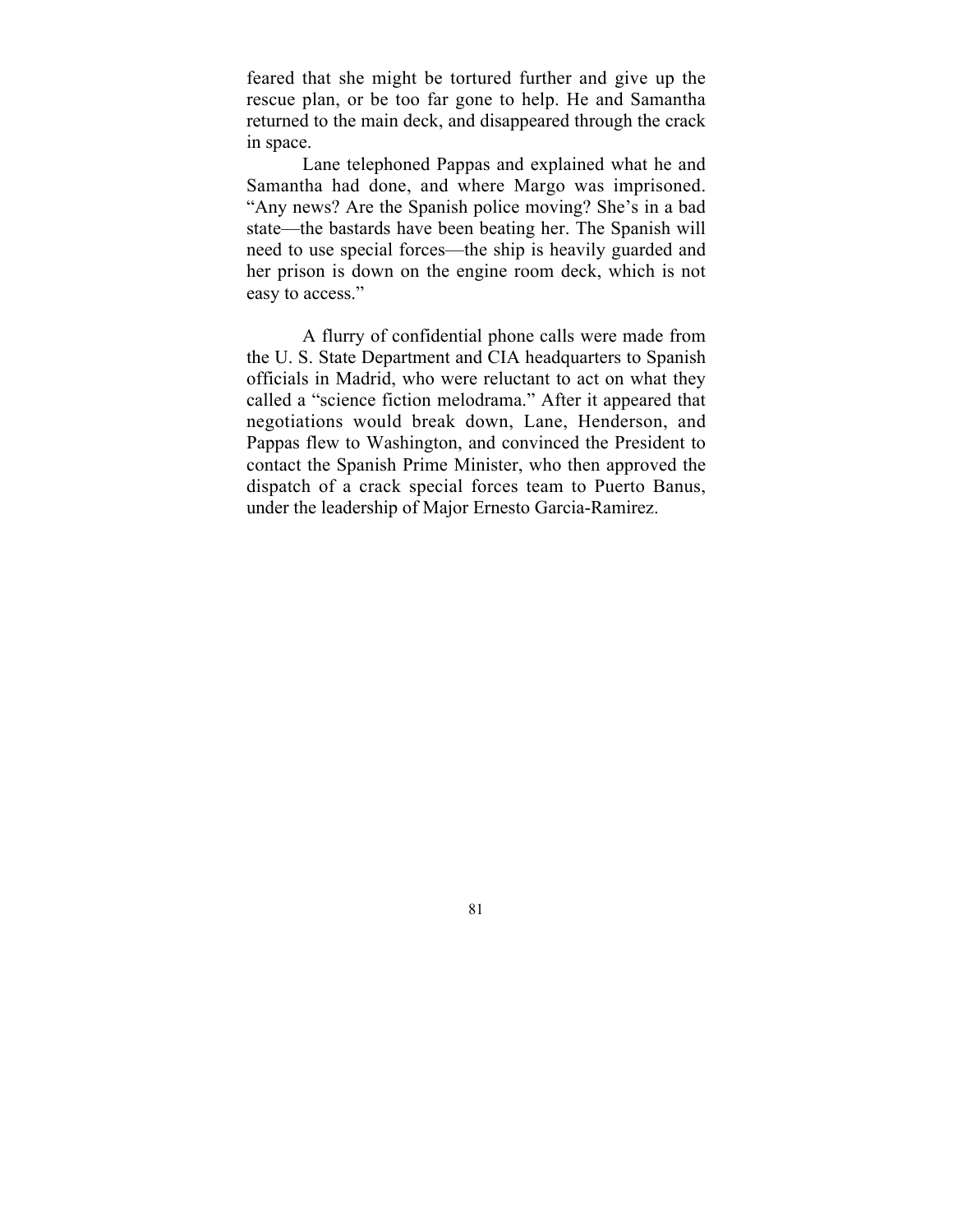feared that she might be tortured further and give up the rescue plan, or be too far gone to help. He and Samantha returned to the main deck, and disappeared through the crack in space.

Lane telephoned Pappas and explained what he and Samantha had done, and where Margo was imprisoned. "Any news? Are the Spanish police moving? She's in a bad state—the bastards have been beating her. The Spanish will need to use special forces—the ship is heavily guarded and her prison is down on the engine room deck, which is not easy to access."

A flurry of confidential phone calls were made from the U. S. State Department and CIA headquarters to Spanish officials in Madrid, who were reluctant to act on what they called a "science fiction melodrama." After it appeared that negotiations would break down, Lane, Henderson, and Pappas flew to Washington, and convinced the President to contact the Spanish Prime Minister, who then approved the dispatch of a crack special forces team to Puerto Banus, under the leadership of Major Ernesto Garcia-Ramirez.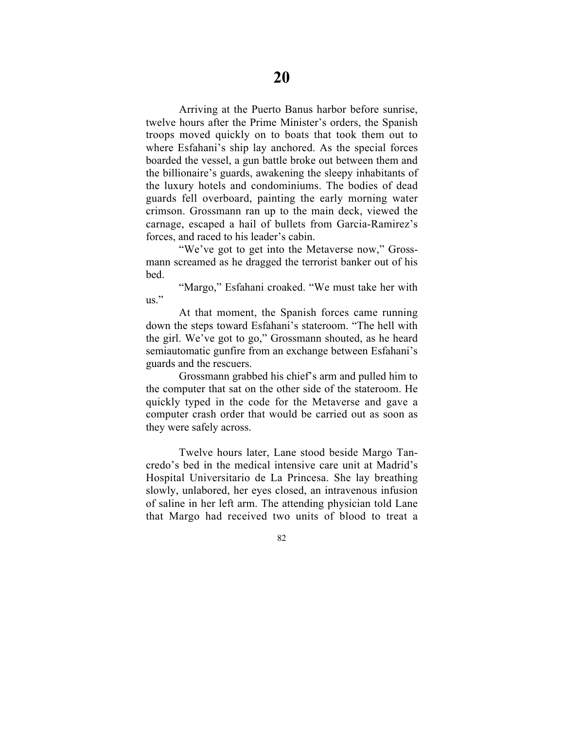# 20

Arriving at the Puerto Banus harbor before sunrise, twelve hours after the Prime Minister's orders, the Spanish troops moved quickly on to boats that took them out to where Esfahani's ship lay anchored. As the special forces boarded the vessel, a gun battle broke out between them and the billionaire's guards, awakening the sleepy inhabitants of the luxury hotels and condominiums. The bodies of dead guards fell overboard, painting the early morning water crimson. Grossmann ran up to the main deck, viewed the carnage, escaped a hail of bullets from Garcia-Ramirez's forces, and raced to his leader's cabin.

"We've got to get into the Metaverse now," Grossmann screamed as he dragged the terrorist banker out of his bed.

"Margo," Esfahani croaked. "We must take her with us."

At that moment, the Spanish forces came running down the steps toward Esfahani's stateroom. "The hell with the girl. We've got to go," Grossmann shouted, as he heard semiautomatic gunfire from an exchange between Esfahani's guards and the rescuers.

Grossmann grabbed his chief's arm and pulled him to the computer that sat on the other side of the stateroom. He quickly typed in the code for the Metaverse and gave a computer crash order that would be carried out as soon as they were safely across.

Twelve hours later, Lane stood beside Margo Tancredo's bed in the medical intensive care unit at Madrid's Hospital Universitario de La Princesa. She lay breathing slowly, unlabored, her eyes closed, an intravenous infusion of saline in her left arm. The attending physician told Lane that Margo had received two units of blood to treat a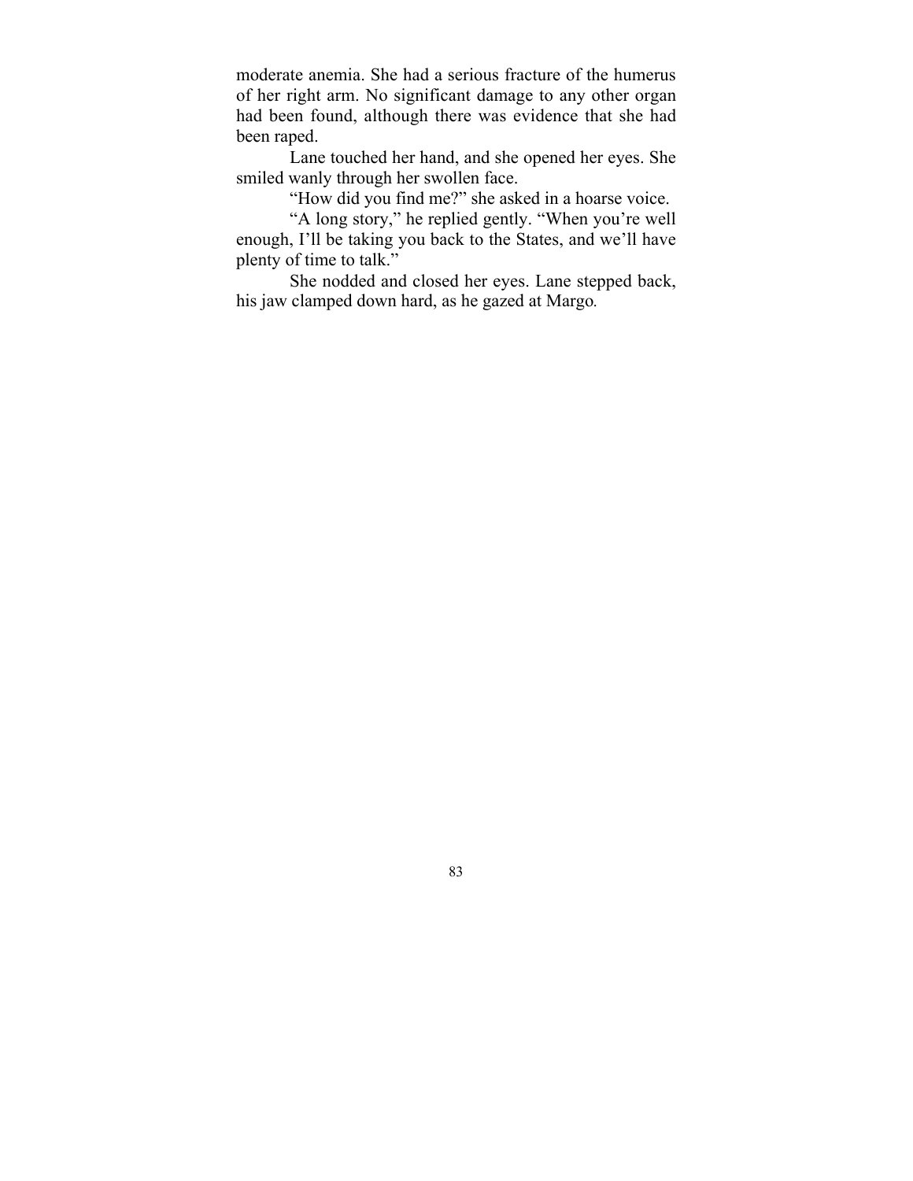moderate anemia. She had a serious fracture of the humerus of her right arm. No significant damage to any other organ had been found, although there was evidence that she had been raped.

Lane touched her hand, and she opened her eyes. She smiled wanly through her swollen face.

“How did you find me?” she asked in a hoarse voice.

“A long story,” he replied gently. “When you’re well enough, I’ll be taking you back to the States, and we’ll have plenty of time to talk.”

She nodded and closed her eyes. Lane stepped back, his jaw clamped down hard, as he gazed at Margo.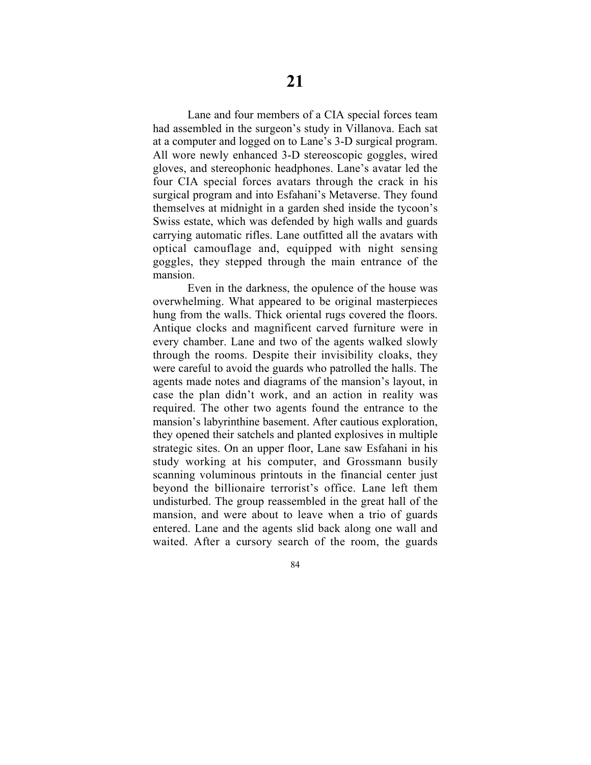# 21

Lane and four members of a CIA special forces team had assembled in the surgeon's study in Villanova. Each sat at a computer and logged on to Lane's 3-D surgical program. All wore newly enhanced 3-D stereoscopic goggles, wired gloves, and stereophonic headphones. Lane's avatar led the four CIA special forces avatars through the crack in his surgical program and into Esfahani's Metaverse. They found themselves at midnight in a garden shed inside the tycoon's Swiss estate, which was defended by high walls and guards carrying automatic rifles. Lane outfitted all the avatars with optical camouflage and, equipped with night sensing goggles, they stepped through the main entrance of the mansion.

Even in the darkness, the opulence of the house was overwhelming. What appeared to be original masterpieces hung from the walls. Thick oriental rugs covered the floors. Antique clocks and magnificent carved furniture were in every chamber. Lane and two of the agents walked slowly through the rooms. Despite their invisibility cloaks, they were careful to avoid the guards who patrolled the halls. The agents made notes and diagrams of the mansion's layout, in case the plan didn't work, and an action in reality was required. The other two agents found the entrance to the mansion's labyrinthine basement. After cautious exploration, they opened their satchels and planted explosives in multiple strategic sites. On an upper floor, Lane saw Esfahani in his study working at his computer, and Grossmann busily scanning voluminous printouts in the financial center just beyond the billionaire terrorist's office. Lane left them undisturbed. The group reassembled in the great hall of the mansion, and were about to leave when a trio of guards entered. Lane and the agents slid back along one wall and waited. After a cursory search of the room, the guards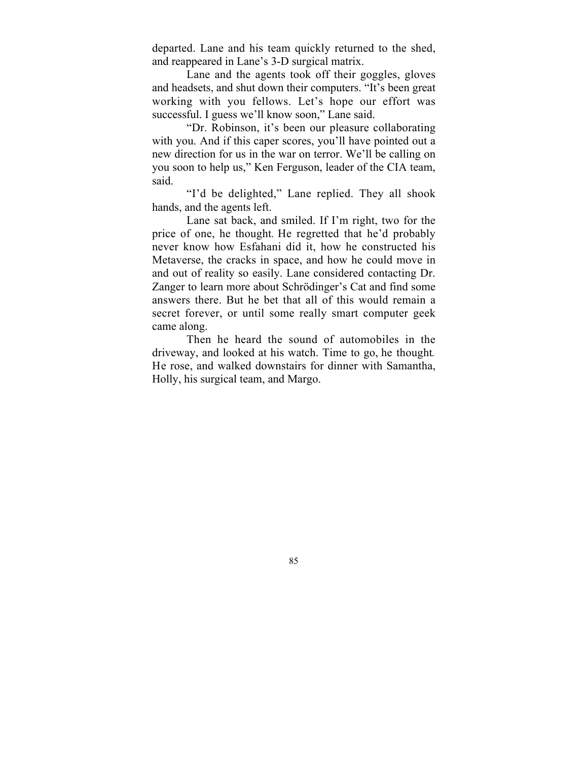departed. Lane and his team quickly returned to the shed, and reappeared in Lane's 3-D surgical matrix.

Lane and the agents took off their goggles, gloves and headsets, and shut down their computers. "It's been great working with you fellows. Let's hope our effort was successful. I guess we'll know soon," Lane said.

"Dr. Robinson, it's been our pleasure collaborating with you. And if this caper scores, you'll have pointed out a new direction for us in the war on terror. We'll be calling on you soon to help us," Ken Ferguson, leader of the CIA team, said.

"I'd be delighted," Lane replied. They all shook hands, and the agents left.

Lane sat back, and smiled. *If I'm right, two for the price of one,* he thought. He regretted that he'd probably never know how Esfahani did it, how he constructed his Metaverse, the cracks in space, and how he could move in and out of reality so easily. Lane considered contacting Dr. Zanger to learn more about Schrödinger's Cat and find some answers there. But he bet that all of this would remain a secret forever, or until some really smart computer geek came along.

Then he heard the sound of automobiles in the driveway, and looked at his watch. *Time to go,* he thought. He rose, and walked downstairs for dinner with Samantha, Holly, his surgical team, and Margo.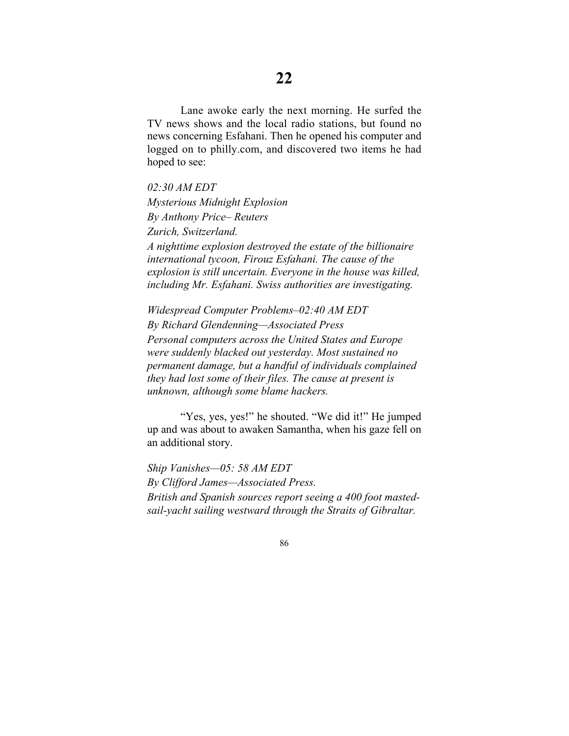# 22

Lane awoke early the next morning. He surfed the TV news shows and the local radio stations, but found no news concerning Esfahani. Then he opened his computer and logged on to philly.com, and discovered two items he had hoped to see:

*02:30 AM EDT*

*Mysterious Midnight Explosion*

*By Anthony Price– Reuters*

*Zurich, Switzerland.*

*A nighttime explosion destroyed the estate of the billionaire international tycoon, Firouz Esfahani. The cause of the explosion is still uncertain. Everyone in the house was killed, including Mr. Esfahani. Swiss authorities are investigating.*

*Widespread Computer Problems–02:40 AM EDT*

*By Richard Glendenning—Associated Press*

*Personal computers across the United States and Europe were suddenly blacked out yesterday. Most sustained no permanent damage, but a handful of individuals complained they had lost some of their files. The cause at present is unknown, although some blame hackers.*

"Yes, yes, yes!" he shouted. "We did it!" He jumped up and was about to awaken Samantha, when his gaze fell on an additional story.

*Ship Vanishes—05: 58 AM EDT*

*By Clifford James—Associated Press.*

*British and Spanish sources report seeing a 400 foot masted-sail-yacht sailing westward through the Straits of Gibraltar.*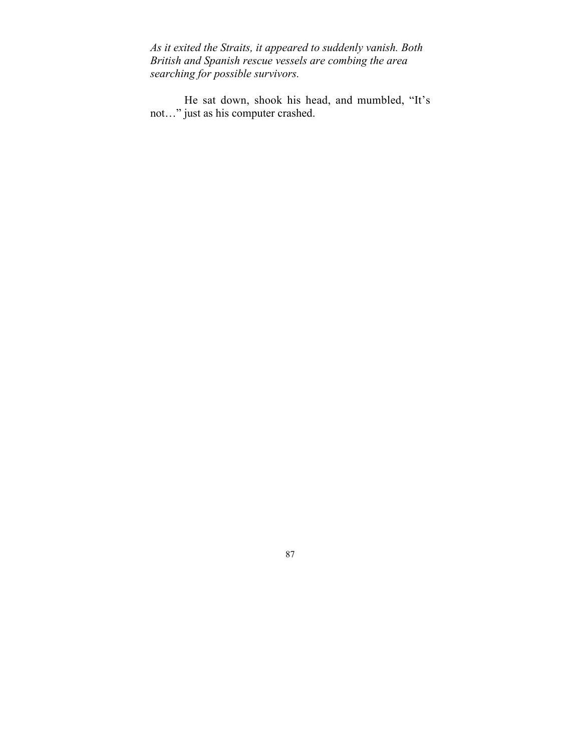*As it exited the Straits, it appeared to suddenly vanish. Both British and Spanish rescue vessels are combing the area searching for possible survivors.*

He sat down, shook his head, and mumbled, "It's not…" just as his computer crashed.